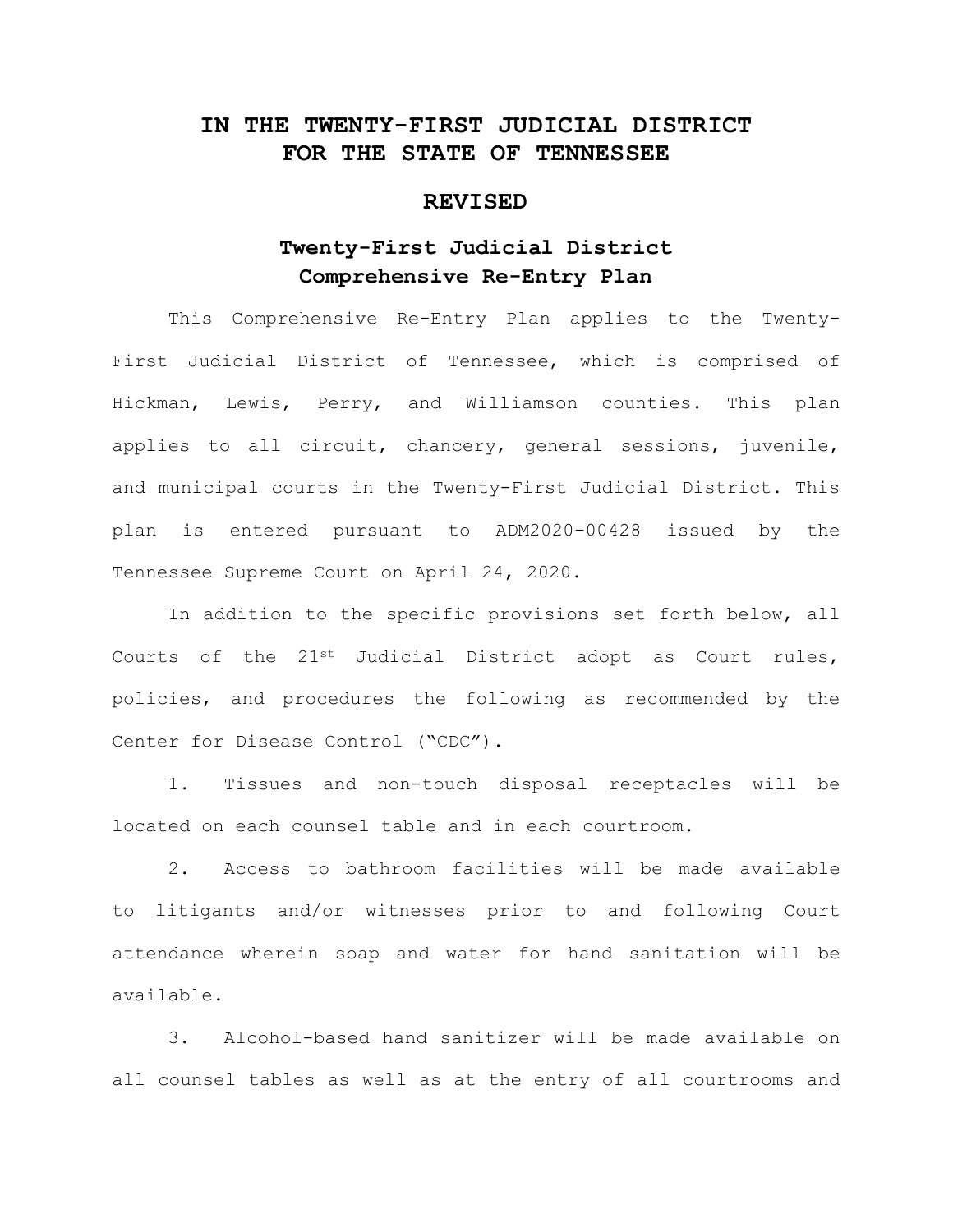# IN THE TWENTY-FIRST JUDICIAL DISTRICT FOR THE STATE OF TENNESSEE

## REVISED

## Twenty-First Judicial District Comprehensive Re-Entry Plan

This Comprehensive Re-Entry Plan applies to the Twenty-First Judicial District of Tennessee, which is comprised of Hickman, Lewis, Perry, and Williamson counties. This plan applies to all circuit, chancery, general sessions, juvenile, and municipal courts in the Twenty-First Judicial District. This plan is entered pursuant to ADM2020-00428 issued by the Tennessee Supreme Court on April 24, 2020.

In addition to the specific provisions set forth below, all Courts of the 21st Judicial District adopt as Court rules, policies, and procedures the following as recommended by the Center for Disease Control ("CDC").

1. Tissues and non-touch disposal receptacles will be located on each counsel table and in each courtroom.

2. Access to bathroom facilities will be made available to litigants and/or witnesses prior to and following Court attendance wherein soap and water for hand sanitation will be available.

3. Alcohol-based hand sanitizer will be made available on all counsel tables as well as at the entry of all courtrooms and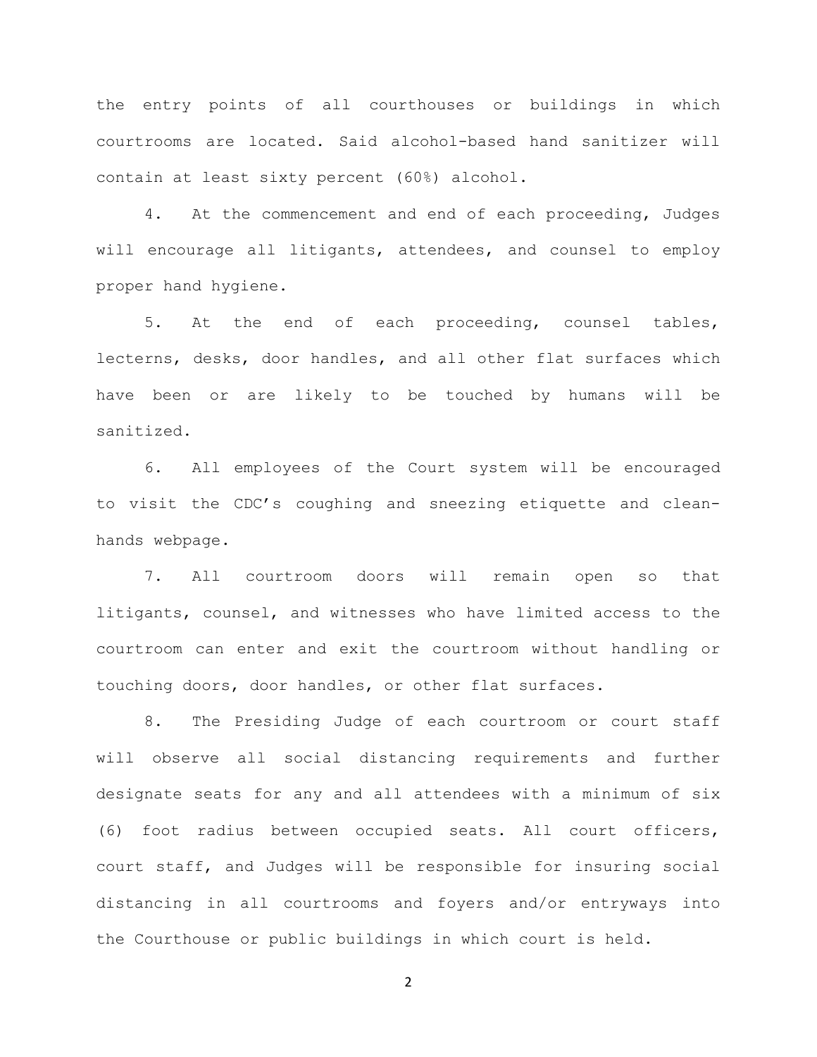the entry points of all courthouses or buildings in which courtrooms are located. Said alcohol-based hand sanitizer will contain at least sixty percent (60%) alcohol.

4. At the commencement and end of each proceeding, Judges will encourage all litigants, attendees, and counsel to employ proper hand hygiene.

5. At the end of each proceeding, counsel tables, lecterns, desks, door handles, and all other flat surfaces which have been or are likely to be touched by humans will be sanitized.

6. All employees of the Court system will be encouraged to visit the CDC's coughing and sneezing etiquette and clean-hands webpage.

7. All courtroom doors will remain open so that litigants, counsel, and witnesses who have limited access to the courtroom can enter and exit the courtroom without handling or touching doors, door handles, or other flat surfaces.

8. The Presiding Judge of each courtroom or court staff will observe all social distancing requirements and further designate seats for any and all attendees with a minimum of six (6) foot radius between occupied seats. All court officers, court staff, and Judges will be responsible for insuring social distancing in all courtrooms and foyers and/or entryways into the Courthouse or public buildings in which court is held.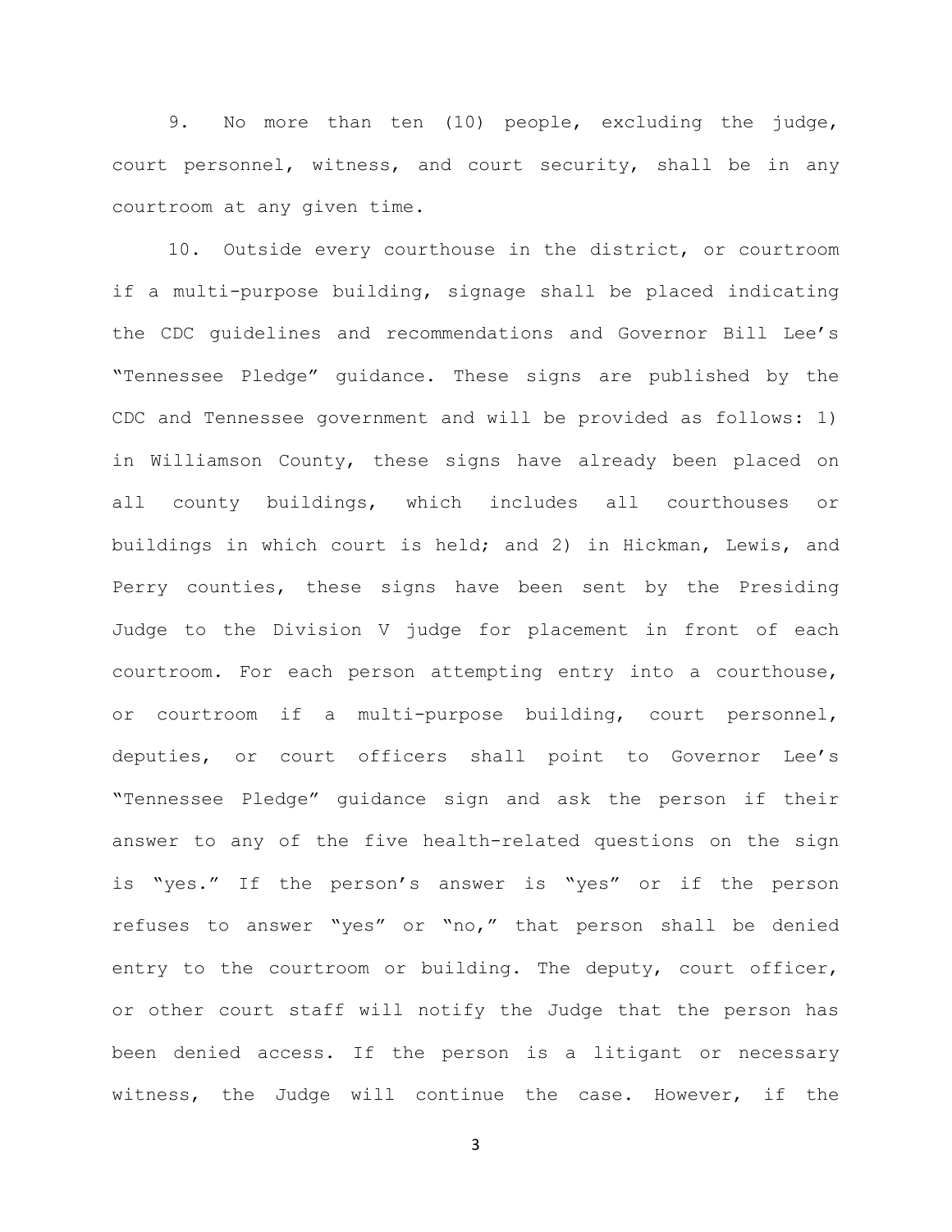9. No more than ten (10) people, excluding the judge, court personnel, witness, and court security, shall be in any courtroom at any given time.

10. Outside every courthouse in the district, or courtroom if a multi-purpose building, signage shall be placed indicating the CDC guidelines and recommendations and Governor Bill Lee's "Tennessee Pledge" guidance. These signs are published by the CDC and Tennessee government and will be provided as follows: 1) in Williamson County, these signs have already been placed on all county buildings, which includes all courthouses or buildings in which court is held; and 2) in Hickman, Lewis, and Perry counties, these signs have been sent by the Presiding Judge to the Division V judge for placement in front of each courtroom. For each person attempting entry into a courthouse, or courtroom if a multi-purpose building, court personnel, deputies, or court officers shall point to Governor Lee's "Tennessee Pledge" guidance sign and ask the person if their answer to any of the five health-related questions on the sign is "yes." If the person's answer is "yes" or if the person refuses to answer "yes" or "no," that person shall be denied entry to the courtroom or building. The deputy, court officer, or other court staff will notify the Judge that the person has been denied access. If the person is a litigant or necessary witness, the Judge will continue the case. However, if the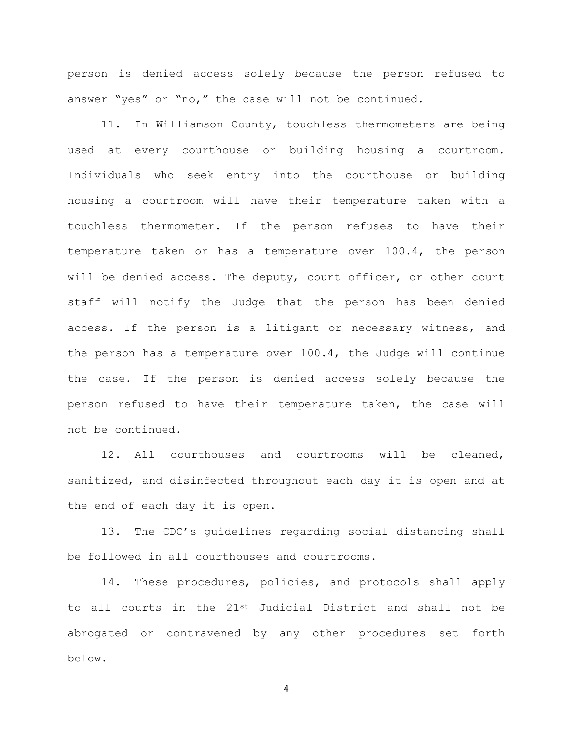person is denied access solely because the person refused to answer "yes" or "no," the case will not be continued.

11. In Williamson County, touchless thermometers are being used at every courthouse or building housing a courtroom. Individuals who seek entry into the courthouse or building housing a courtroom will have their temperature taken with a touchless thermometer. If the person refuses to have their temperature taken or has a temperature over 100.4, the person will be denied access. The deputy, court officer, or other court staff will notify the Judge that the person has been denied access. If the person is a litigant or necessary witness, and the person has a temperature over 100.4, the Judge will continue the case. If the person is denied access solely because the person refused to have their temperature taken, the case will not be continued.

12. All courthouses and courtrooms will be cleaned, sanitized, and disinfected throughout each day it is open and at the end of each day it is open.

13. The CDC's guidelines regarding social distancing shall be followed in all courthouses and courtrooms.

14. These procedures, policies, and protocols shall apply to all courts in the 21st Judicial District and shall not be abrogated or contravened by any other procedures set forth below.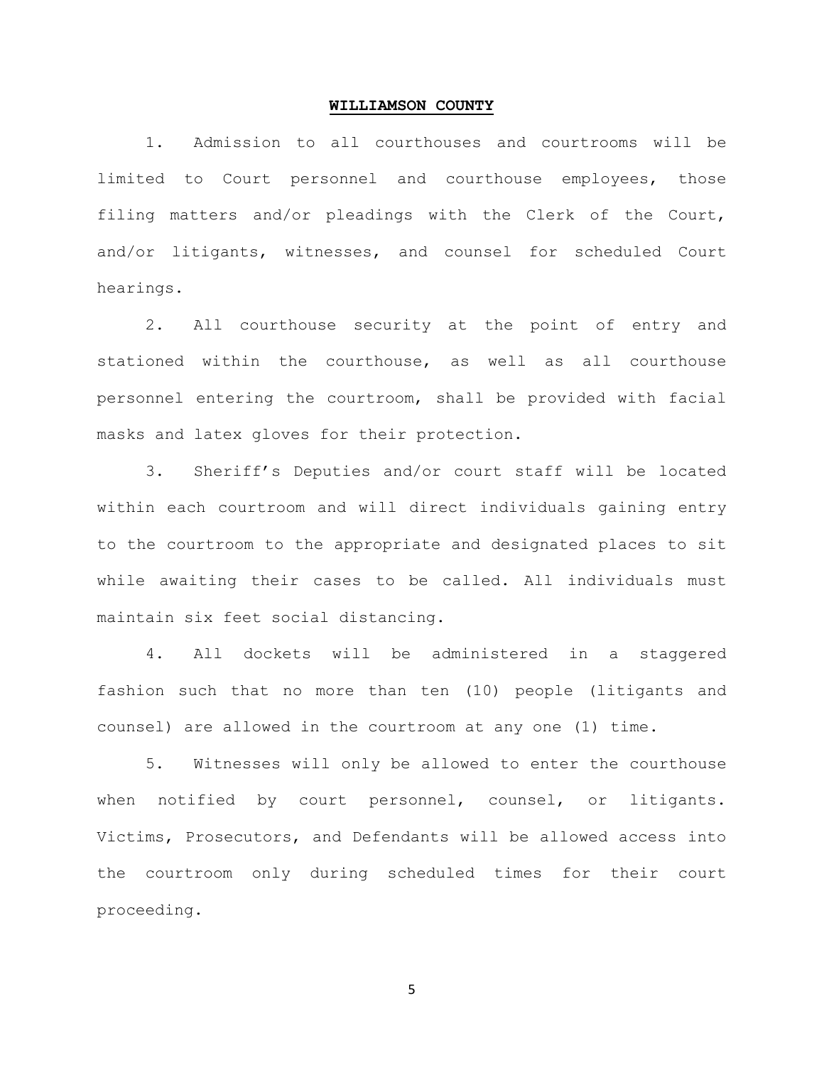**WILLIAMSON COUNTY**

1. Admission to all courthouses and courtrooms will be limited to Court personnel and courthouse employees, those filing matters and/or pleadings with the Clerk of the Court, and/or litigants, witnesses, and counsel for scheduled Court hearings.

2. All courthouse security at the point of entry and stationed within the courthouse, as well as all courthouse personnel entering the courtroom, shall be provided with facial masks and latex gloves for their protection.

3. Sheriff's Deputies and/or court staff will be located within each courtroom and will direct individuals gaining entry to the courtroom to the appropriate and designated places to sit while awaiting their cases to be called. All individuals must maintain six feet social distancing.

4. All dockets will be administered in a staggered fashion such that no more than ten (10) people (litigants and counsel) are allowed in the courtroom at any one (1) time.

5. Witnesses will only be allowed to enter the courthouse when notified by court personnel, counsel, or litigants. Victims, Prosecutors, and Defendants will be allowed access into the courtroom only during scheduled times for their court proceeding.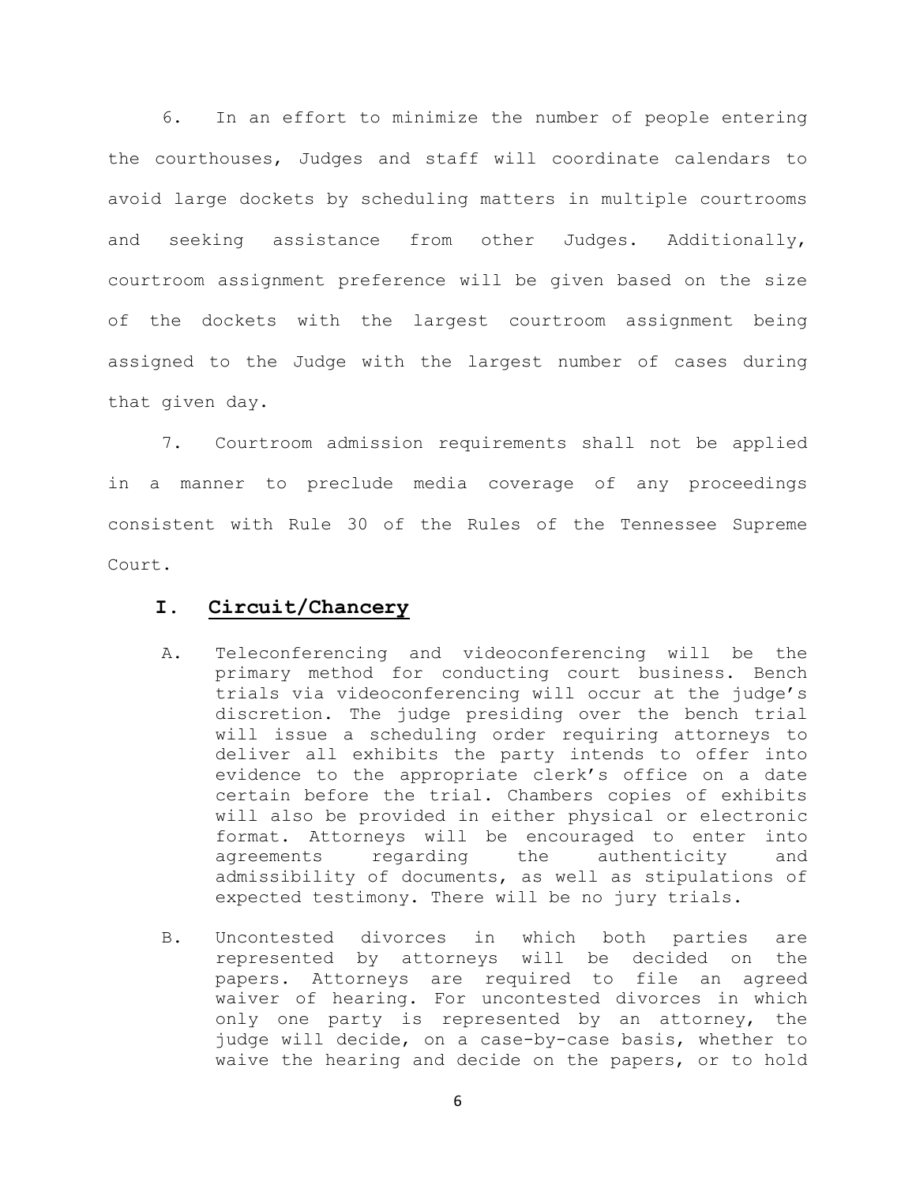6. In an effort to minimize the number of people entering the courthouses, Judges and staff will coordinate calendars to avoid large dockets by scheduling matters in multiple courtrooms and seeking assistance from other Judges. Additionally, courtroom assignment preference will be given based on the size of the dockets with the largest courtroom assignment being assigned to the Judge with the largest number of cases during that given day.

7. Courtroom admission requirements shall not be applied in a manner to preclude media coverage of any proceedings consistent with Rule 30 of the Rules of the Tennessee Supreme Court.

## I. Circuit/Chancery

A. Teleconferencing and videoconferencing will be the primary method for conducting court business. Bench trials via videoconferencing will occur at the judge's discretion. The judge presiding over the bench trial will issue a scheduling order requiring attorneys to deliver all exhibits the party intends to offer into evidence to the appropriate clerk's office on a date certain before the trial. Chambers copies of exhibits will also be provided in either physical or electronic format. Attorneys will be encouraged to enter into agreements regarding the authenticity and admissibility of documents, as well as stipulations of expected testimony. There will be no jury trials.

B. Uncontested divorces in which both parties are represented by attorneys will be decided on the papers. Attorneys are required to file an agreed waiver of hearing. For uncontested divorces in which only one party is represented by an attorney, the judge will decide, on a case-by-case basis, whether to waive the hearing and decide on the papers, or to hold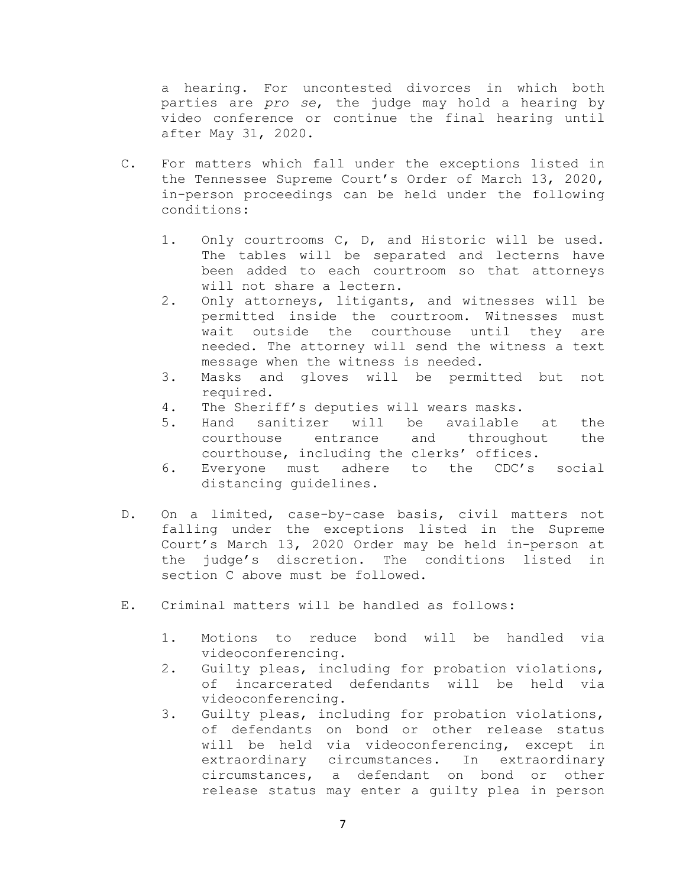a hearing. For uncontested divorces in which both parties are *pro se*, the judge may hold a hearing by video conference or continue the final hearing until after May 31, 2020.

C. For matters which fall under the exceptions listed in the Tennessee Supreme Court's Order of March 13, 2020, in-person proceedings can be held under the following conditions:

   1. Only courtrooms C, D, and Historic will be used. The tables will be separated and lecterns have been added to each courtroom so that attorneys will not share a lectern.
   2. Only attorneys, litigants, and witnesses will be permitted inside the courtroom. Witnesses must wait outside the courthouse until they are needed. The attorney will send the witness a text message when the witness is needed.
   3. Masks and gloves will be permitted but not required.
   4. The Sheriff's deputies will wears masks.
   5. Hand sanitizer will be available at the courthouse entrance and throughout the courthouse, including the clerks' offices.
   6. Everyone must adhere to the CDC's social distancing guidelines.

D. On a limited, case-by-case basis, civil matters not falling under the exceptions listed in the Supreme Court's March 13, 2020 Order may be held in-person at the judge's discretion. The conditions listed in section C above must be followed.

E. Criminal matters will be handled as follows:

   1. Motions to reduce bond will be handled via videoconferencing.
   2. Guilty pleas, including for probation violations, of incarcerated defendants will be held via videoconferencing.
   3. Guilty pleas, including for probation violations, of defendants on bond or other release status will be held via videoconferencing, except in extraordinary circumstances. In extraordinary circumstances, a defendant on bond or other release status may enter a guilty plea in person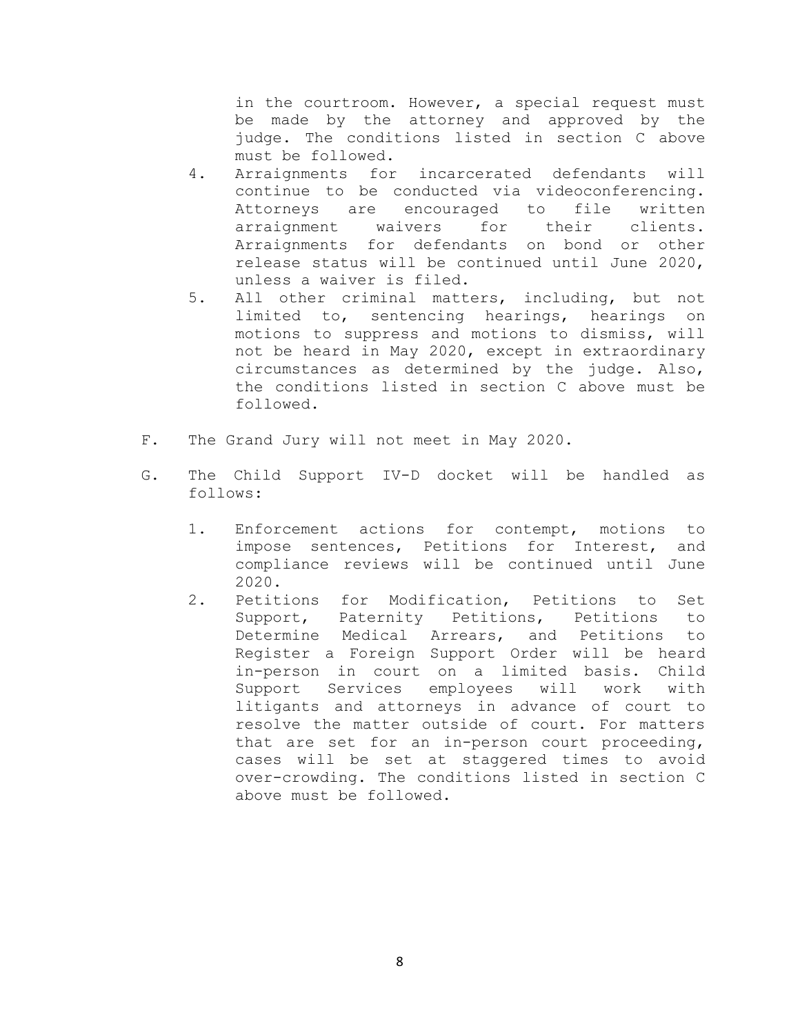in the courtroom. However, a special request must be made by the attorney and approved by the judge. The conditions listed in section C above must be followed.

4. Arraignments for incarcerated defendants will continue to be conducted via videoconferencing. Attorneys are encouraged to file written arraignment waivers for their clients. Arraignments for defendants on bond or other release status will be continued until June 2020, unless a waiver is filed.
5. All other criminal matters, including, but not limited to, sentencing hearings, hearings on motions to suppress and motions to dismiss, will not be heard in May 2020, except in extraordinary circumstances as determined by the judge. Also, the conditions listed in section C above must be followed.

F. The Grand Jury will not meet in May 2020.

G. The Child Support IV-D docket will be handled as follows:

1. Enforcement actions for contempt, motions to impose sentences, Petitions for Interest, and compliance reviews will be continued until June 2020.
2. Petitions for Modification, Petitions to Set Support, Paternity Petitions, Petitions to Determine Medical Arrears, and Petitions to Register a Foreign Support Order will be heard in-person in court on a limited basis. Child Support Services employees will work with litigants and attorneys in advance of court to resolve the matter outside of court. For matters that are set for an in-person court proceeding, cases will be set at staggered times to avoid over-crowding. The conditions listed in section C above must be followed.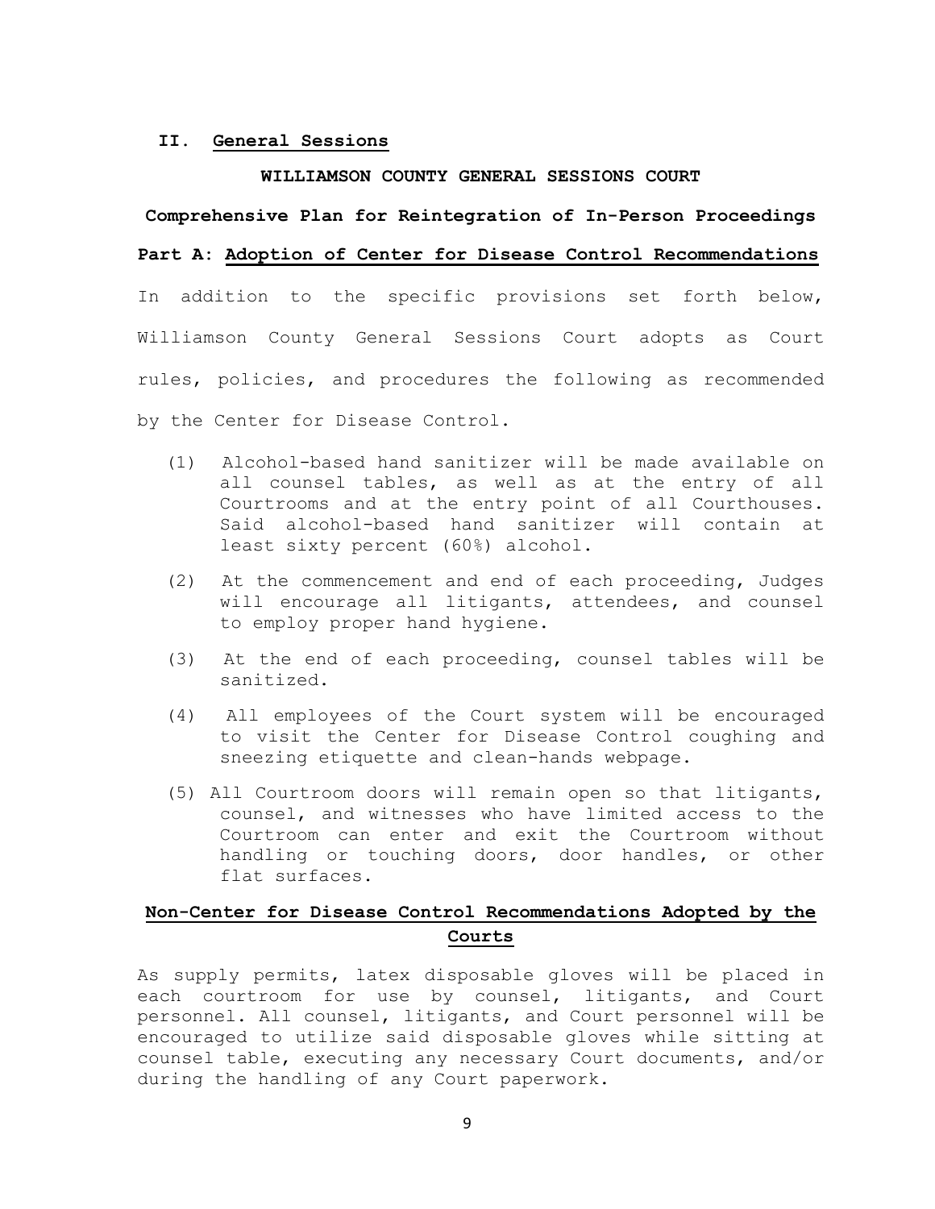## II. General Sessions

**WILLIAMSON COUNTY GENERAL SESSIONS COURT**

**Comprehensive Plan for Reintegration of In-Person Proceedings**

### Part A: Adoption of Center for Disease Control Recommendations

In addition to the specific provisions set forth below, Williamson County General Sessions Court adopts as Court rules, policies, and procedures the following as recommended by the Center for Disease Control.

(1) Alcohol-based hand sanitizer will be made available on all counsel tables, as well as at the entry of all Courtrooms and at the entry point of all Courthouses. Said alcohol-based hand sanitizer will contain at least sixty percent (60%) alcohol.

(2) At the commencement and end of each proceeding, Judges will encourage all litigants, attendees, and counsel to employ proper hand hygiene.

(3) At the end of each proceeding, counsel tables will be sanitized.

(4) All employees of the Court system will be encouraged to visit the Center for Disease Control coughing and sneezing etiquette and clean-hands webpage.

(5) All Courtroom doors will remain open so that litigants, counsel, and witnesses who have limited access to the Courtroom can enter and exit the Courtroom without handling or touching doors, door handles, or other flat surfaces.

### Non-Center for Disease Control Recommendations Adopted by the Courts

As supply permits, latex disposable gloves will be placed in each courtroom for use by counsel, litigants, and Court personnel. All counsel, litigants, and Court personnel will be encouraged to utilize said disposable gloves while sitting at counsel table, executing any necessary Court documents, and/or during the handling of any Court paperwork.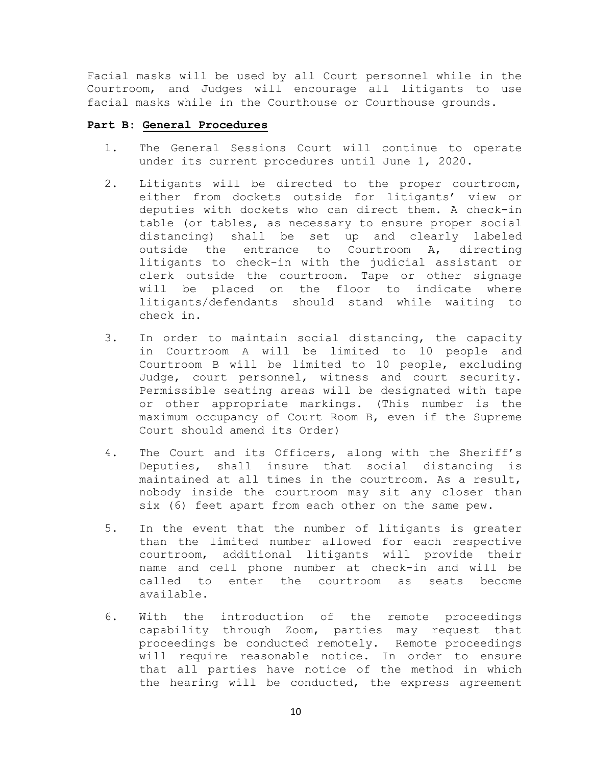Facial masks will be used by all Court personnel while in the Courtroom, and Judges will encourage all litigants to use facial masks while in the Courthouse or Courthouse grounds.

**Part B: <u>General Procedures</u>**

1. The General Sessions Court will continue to operate under its current procedures until June 1, 2020.

2. Litigants will be directed to the proper courtroom, either from dockets outside for litigants' view or deputies with dockets who can direct them. A check-in table (or tables, as necessary to ensure proper social distancing) shall be set up and clearly labeled outside the entrance to Courtroom A, directing litigants to check-in with the judicial assistant or clerk outside the courtroom. Tape or other signage will be placed on the floor to indicate where litigants/defendants should stand while waiting to check in.

3. In order to maintain social distancing, the capacity in Courtroom A will be limited to 10 people and Courtroom B will be limited to 10 people, excluding Judge, court personnel, witness and court security. Permissible seating areas will be designated with tape or other appropriate markings. (This number is the maximum occupancy of Court Room B, even if the Supreme Court should amend its Order)

4. The Court and its Officers, along with the Sheriff's Deputies, shall insure that social distancing is maintained at all times in the courtroom. As a result, nobody inside the courtroom may sit any closer than six (6) feet apart from each other on the same pew.

5. In the event that the number of litigants is greater than the limited number allowed for each respective courtroom, additional litigants will provide their name and cell phone number at check-in and will be called to enter the courtroom as seats become available.

6. With the introduction of the remote proceedings capability through Zoom, parties may request that proceedings be conducted remotely. Remote proceedings will require reasonable notice. In order to ensure that all parties have notice of the method in which the hearing will be conducted, the express agreement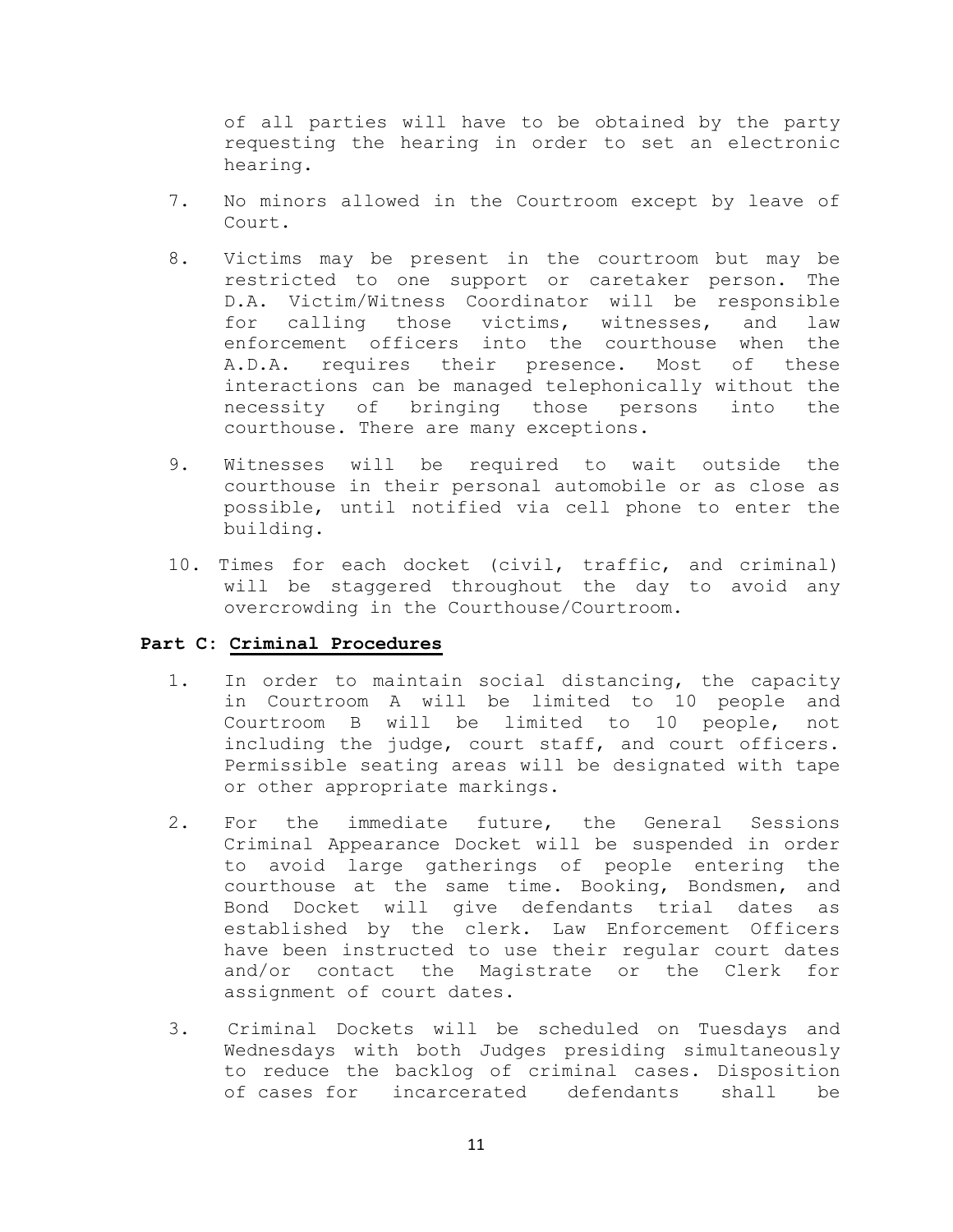of all parties will have to be obtained by the party requesting the hearing in order to set an electronic hearing.

7. No minors allowed in the Courtroom except by leave of Court.

8. Victims may be present in the courtroom but may be restricted to one support or caretaker person. The D.A. Victim/Witness Coordinator will be responsible for calling those victims, witnesses, and law enforcement officers into the courthouse when the A.D.A. requires their presence. Most of these interactions can be managed telephonically without the necessity of bringing those persons into the courthouse. There are many exceptions.

9. Witnesses will be required to wait outside the courthouse in their personal automobile or as close as possible, until notified via cell phone to enter the building.

10. Times for each docket (civil, traffic, and criminal) will be staggered throughout the day to avoid any overcrowding in the Courthouse/Courtroom.

**Part C: Criminal Procedures**

1. In order to maintain social distancing, the capacity in Courtroom A will be limited to 10 people and Courtroom B will be limited to 10 people, not including the judge, court staff, and court officers. Permissible seating areas will be designated with tape or other appropriate markings.

2. For the immediate future, the General Sessions Criminal Appearance Docket will be suspended in order to avoid large gatherings of people entering the courthouse at the same time. Booking, Bondsmen, and Bond Docket will give defendants trial dates as established by the clerk. Law Enforcement Officers have been instructed to use their regular court dates and/or contact the Magistrate or the Clerk for assignment of court dates.

3. Criminal Dockets will be scheduled on Tuesdays and Wednesdays with both Judges presiding simultaneously to reduce the backlog of criminal cases. Disposition of cases for incarcerated defendants shall be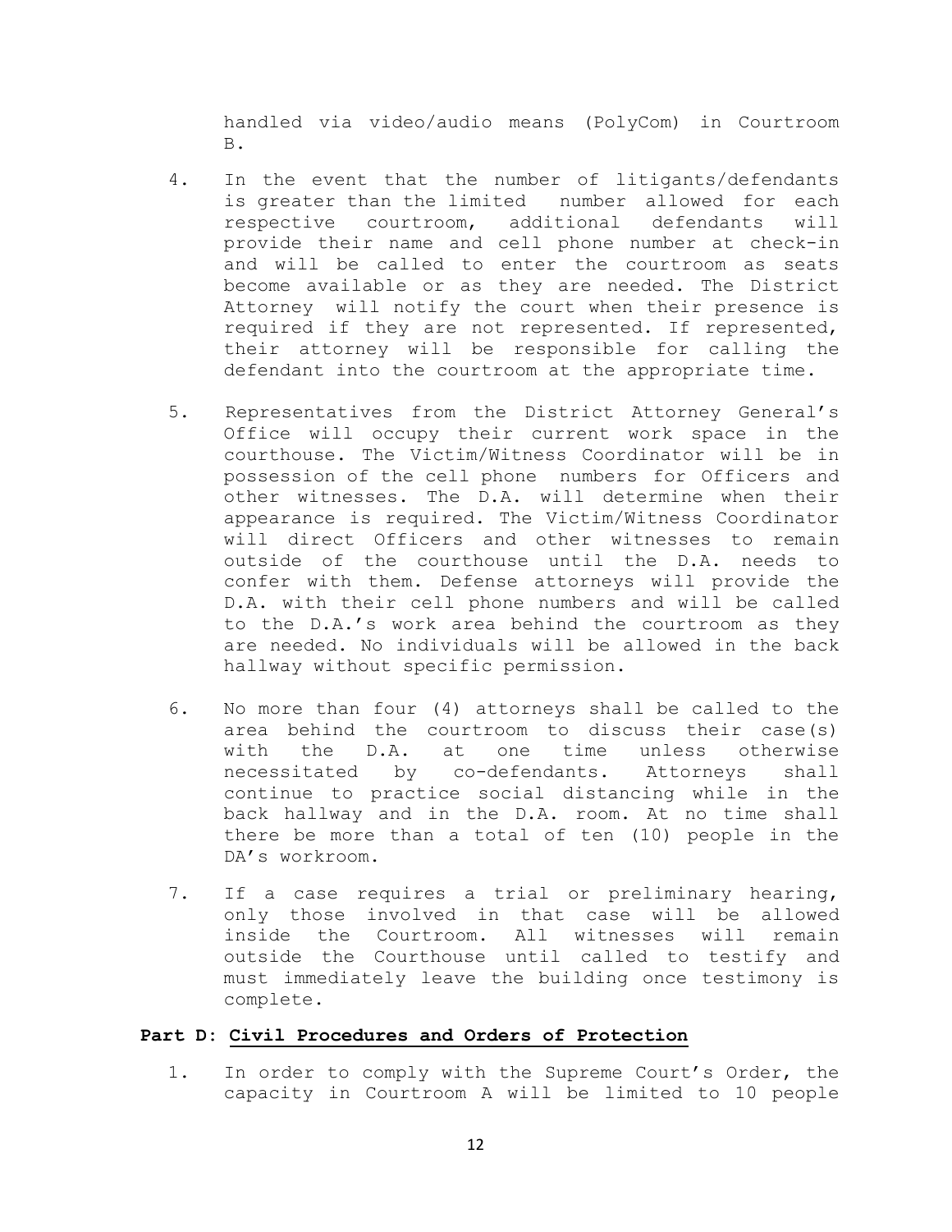handled via video/audio means (PolyCom) in Courtroom B.

4. In the event that the number of litigants/defendants is greater than the limited number allowed for each respective courtroom, additional defendants will provide their name and cell phone number at check-in and will be called to enter the courtroom as seats become available or as they are needed. The District Attorney will notify the court when their presence is required if they are not represented. If represented, their attorney will be responsible for calling the defendant into the courtroom at the appropriate time.

5. Representatives from the District Attorney General's Office will occupy their current work space in the courthouse. The Victim/Witness Coordinator will be in possession of the cell phone numbers for Officers and other witnesses. The D.A. will determine when their appearance is required. The Victim/Witness Coordinator will direct Officers and other witnesses to remain outside of the courthouse until the D.A. needs to confer with them. Defense attorneys will provide the D.A. with their cell phone numbers and will be called to the D.A.'s work area behind the courtroom as they are needed. No individuals will be allowed in the back hallway without specific permission.

6. No more than four (4) attorneys shall be called to the area behind the courtroom to discuss their case(s) with the D.A. at one time unless otherwise necessitated by co-defendants. Attorneys shall continue to practice social distancing while in the back hallway and in the D.A. room. At no time shall there be more than a total of ten (10) people in the DA's workroom.

7. If a case requires a trial or preliminary hearing, only those involved in that case will be allowed inside the Courtroom. All witnesses will remain outside the Courthouse until called to testify and must immediately leave the building once testimony is complete.

**Part D: <u>Civil Procedures and Orders of Protection</u>**

1. In order to comply with the Supreme Court's Order, the capacity in Courtroom A will be limited to 10 people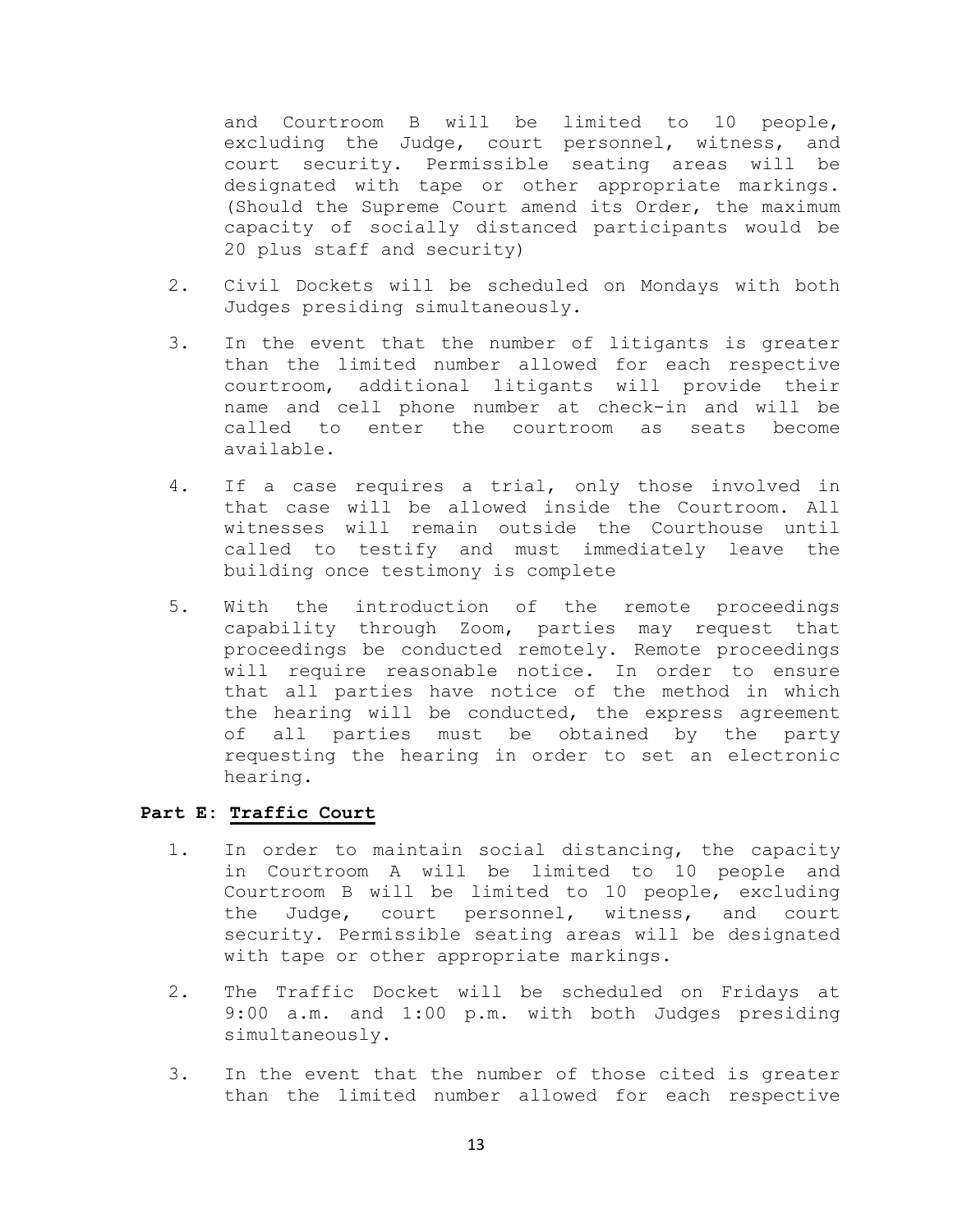and Courtroom B will be limited to 10 people, excluding the Judge, court personnel, witness, and court security. Permissible seating areas will be designated with tape or other appropriate markings. (Should the Supreme Court amend its Order, the maximum capacity of socially distanced participants would be 20 plus staff and security)

2. Civil Dockets will be scheduled on Mondays with both Judges presiding simultaneously.

3. In the event that the number of litigants is greater than the limited number allowed for each respective courtroom, additional litigants will provide their name and cell phone number at check-in and will be called to enter the courtroom as seats become available.

4. If a case requires a trial, only those involved in that case will be allowed inside the Courtroom. All witnesses will remain outside the Courthouse until called to testify and must immediately leave the building once testimony is complete

5. With the introduction of the remote proceedings capability through Zoom, parties may request that proceedings be conducted remotely. Remote proceedings will require reasonable notice. In order to ensure that all parties have notice of the method in which the hearing will be conducted, the express agreement of all parties must be obtained by the party requesting the hearing in order to set an electronic hearing.

**Part E: <u>Traffic Court</u>**

1. In order to maintain social distancing, the capacity in Courtroom A will be limited to 10 people and Courtroom B will be limited to 10 people, excluding the Judge, court personnel, witness, and court security. Permissible seating areas will be designated with tape or other appropriate markings.

2. The Traffic Docket will be scheduled on Fridays at 9:00 a.m. and 1:00 p.m. with both Judges presiding simultaneously.

3. In the event that the number of those cited is greater than the limited number allowed for each respective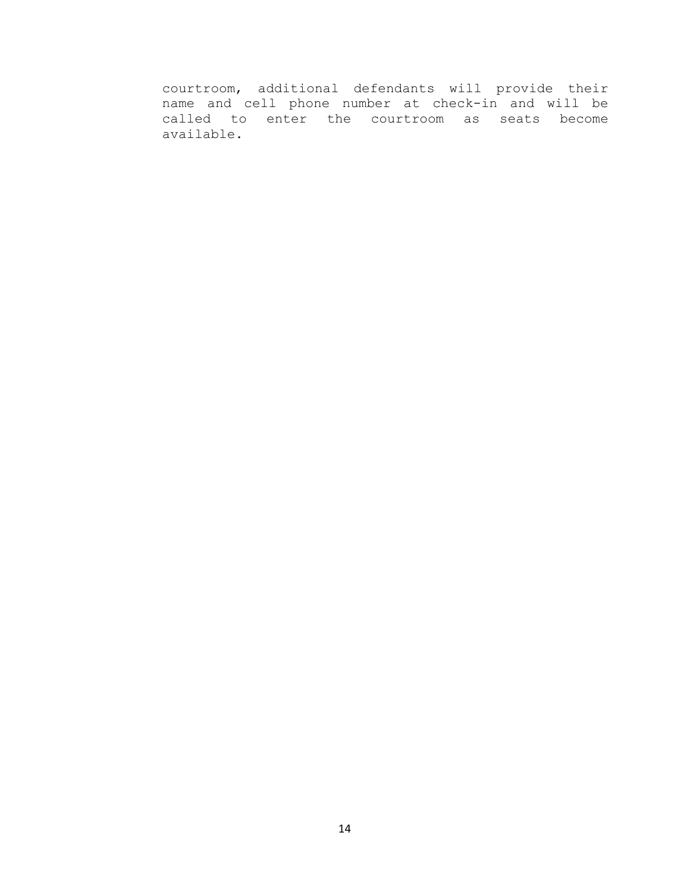courtroom, additional defendants will provide their name and cell phone number at check-in and will be called to enter the courtroom as seats become available.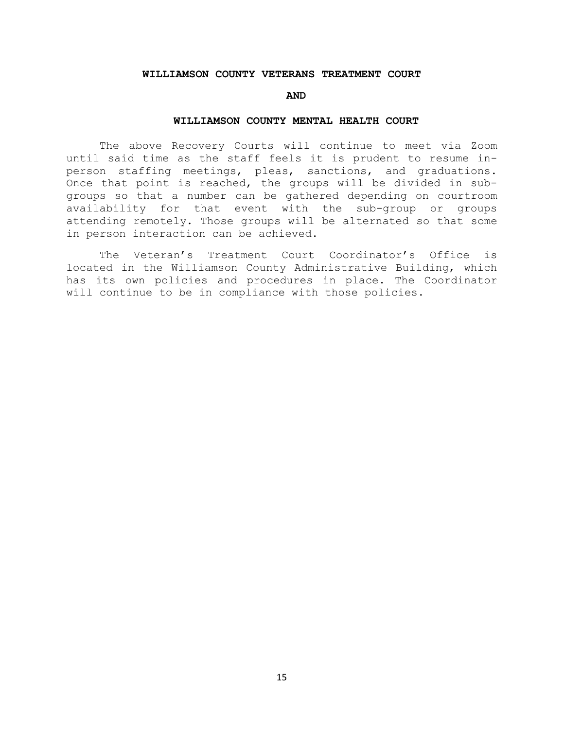**WILLIAMSON COUNTY VETERANS TREATMENT COURT**

**AND**

**WILLIAMSON COUNTY MENTAL HEALTH COURT**

The above Recovery Courts will continue to meet via Zoom until said time as the staff feels it is prudent to resume in-person staffing meetings, pleas, sanctions, and graduations. Once that point is reached, the groups will be divided in sub-groups so that a number can be gathered depending on courtroom availability for that event with the sub-group or groups attending remotely. Those groups will be alternated so that some in person interaction can be achieved.

The Veteran's Treatment Court Coordinator's Office is located in the Williamson County Administrative Building, which has its own policies and procedures in place. The Coordinator will continue to be in compliance with those policies.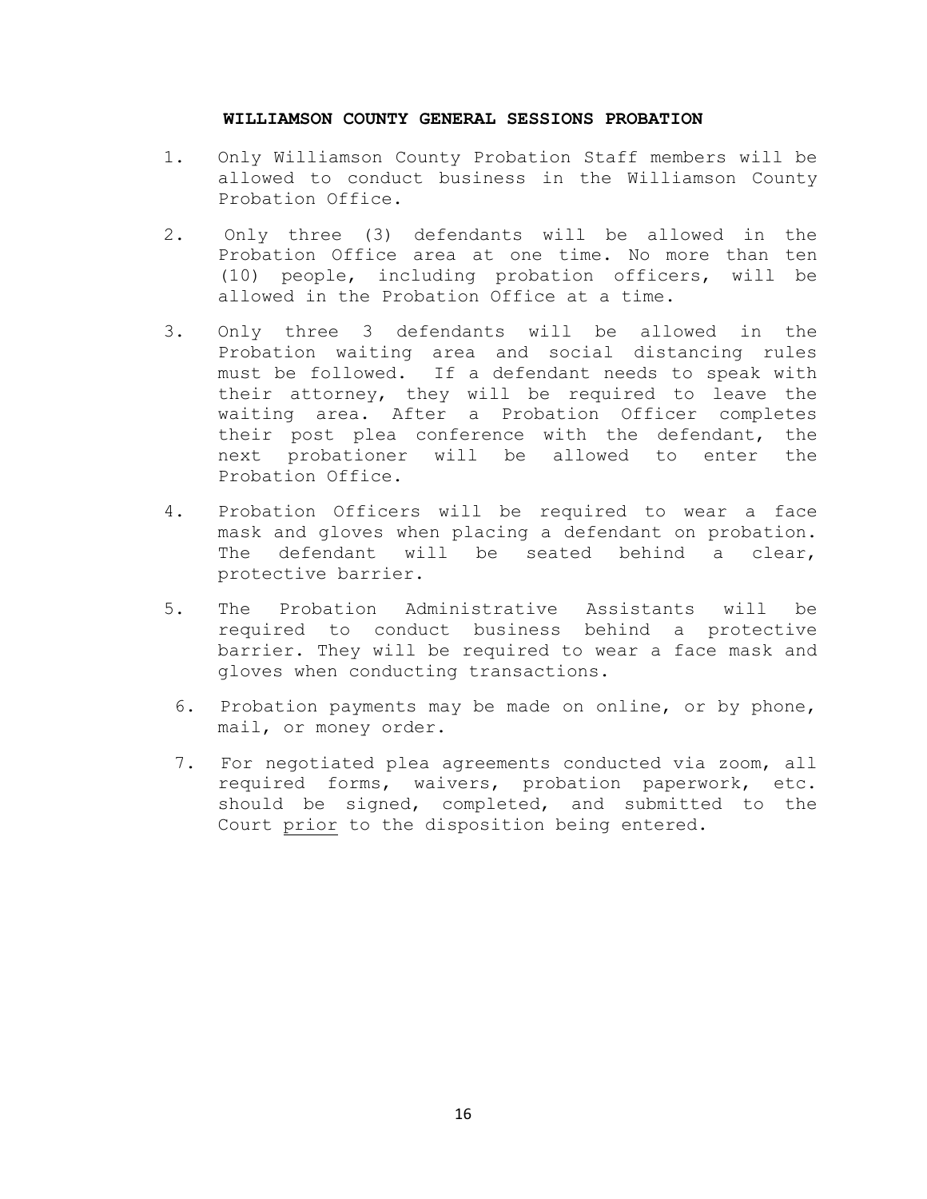**WILLIAMSON COUNTY GENERAL SESSIONS PROBATION**

1. Only Williamson County Probation Staff members will be allowed to conduct business in the Williamson County Probation Office.

2. Only three (3) defendants will be allowed in the Probation Office area at one time. No more than ten (10) people, including probation officers, will be allowed in the Probation Office at a time.

3. Only three 3 defendants will be allowed in the Probation waiting area and social distancing rules must be followed. If a defendant needs to speak with their attorney, they will be required to leave the waiting area. After a Probation Officer completes their post plea conference with the defendant, the next probationer will be allowed to enter the Probation Office.

4. Probation Officers will be required to wear a face mask and gloves when placing a defendant on probation. The defendant will be seated behind a clear, protective barrier.

5. The Probation Administrative Assistants will be required to conduct business behind a protective barrier. They will be required to wear a face mask and gloves when conducting transactions.

6. Probation payments may be made on online, or by phone, mail, or money order.

7. For negotiated plea agreements conducted via zoom, all required forms, waivers, probation paperwork, etc. should be signed, completed, and submitted to the Court <u>prior</u> to the disposition being entered.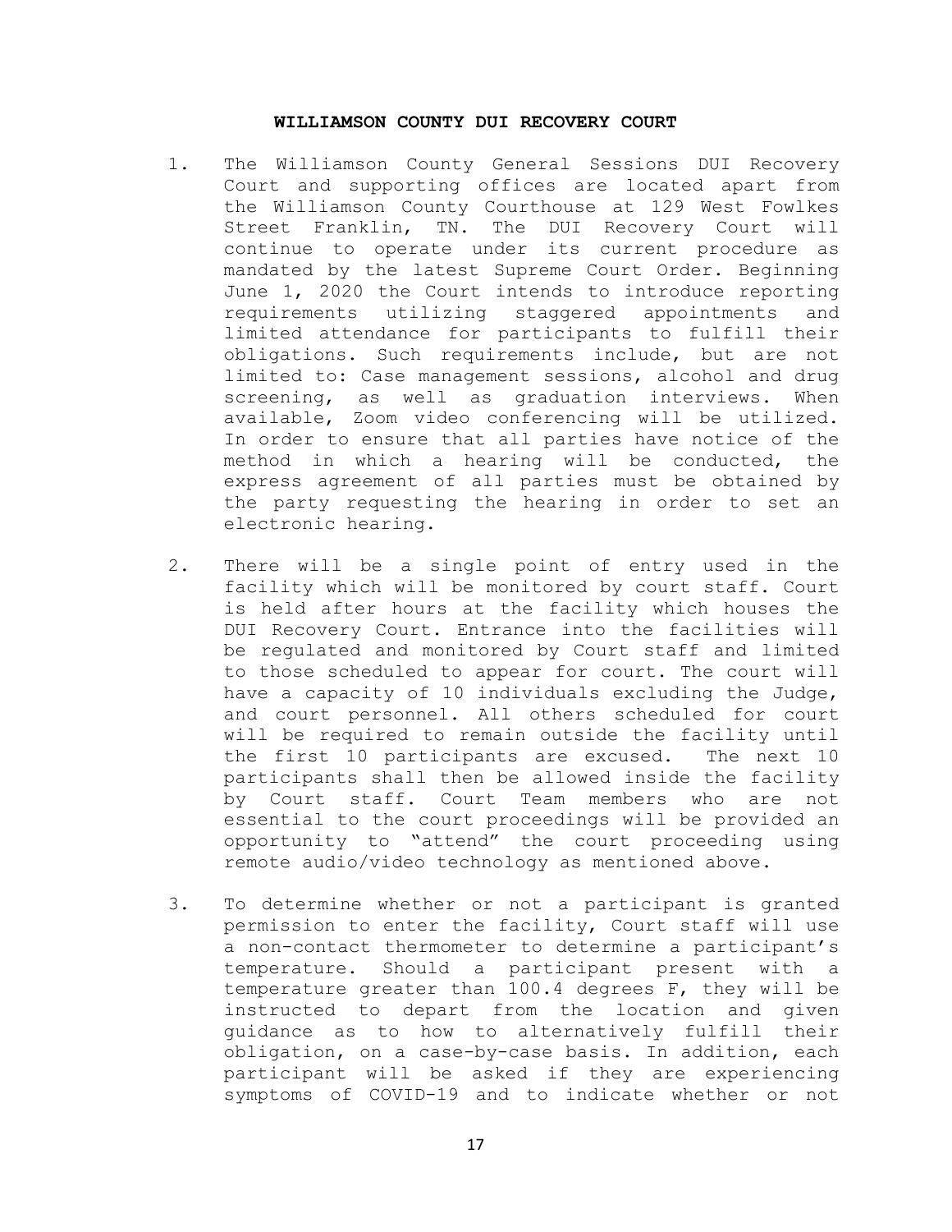**WILLIAMSON COUNTY DUI RECOVERY COURT**

1. The Williamson County General Sessions DUI Recovery Court and supporting offices are located apart from the Williamson County Courthouse at 129 West Fowlkes Street Franklin, TN. The DUI Recovery Court will continue to operate under its current procedure as mandated by the latest Supreme Court Order. Beginning June 1, 2020 the Court intends to introduce reporting requirements utilizing staggered appointments and limited attendance for participants to fulfill their obligations. Such requirements include, but are not limited to: Case management sessions, alcohol and drug screening, as well as graduation interviews. When available, Zoom video conferencing will be utilized. In order to ensure that all parties have notice of the method in which a hearing will be conducted, the express agreement of all parties must be obtained by the party requesting the hearing in order to set an electronic hearing.

2. There will be a single point of entry used in the facility which will be monitored by court staff. Court is held after hours at the facility which houses the DUI Recovery Court. Entrance into the facilities will be regulated and monitored by Court staff and limited to those scheduled to appear for court. The court will have a capacity of 10 individuals excluding the Judge, and court personnel. All others scheduled for court will be required to remain outside the facility until the first 10 participants are excused. The next 10 participants shall then be allowed inside the facility by Court staff. Court Team members who are not essential to the court proceedings will be provided an opportunity to "attend" the court proceeding using remote audio/video technology as mentioned above.

3. To determine whether or not a participant is granted permission to enter the facility, Court staff will use a non-contact thermometer to determine a participant's temperature. Should a participant present with a temperature greater than 100.4 degrees F, they will be instructed to depart from the location and given guidance as to how to alternatively fulfill their obligation, on a case-by-case basis. In addition, each participant will be asked if they are experiencing symptoms of COVID-19 and to indicate whether or not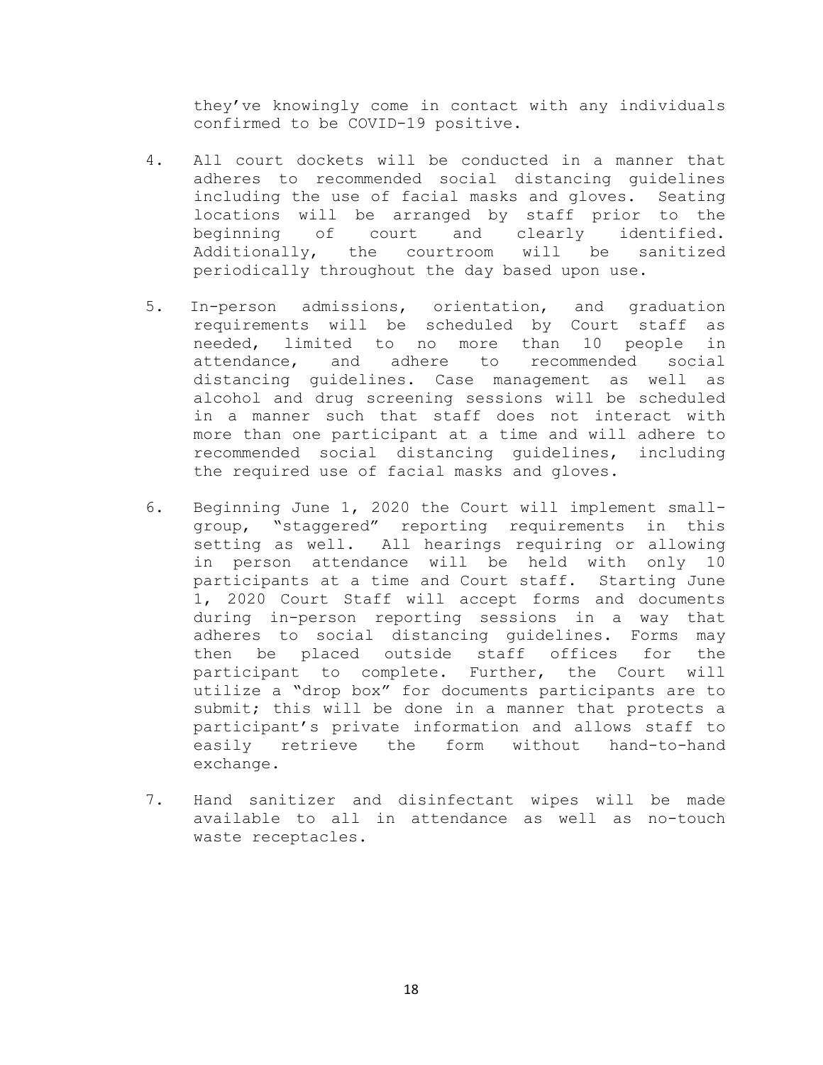they've knowingly come in contact with any individuals confirmed to be COVID-19 positive.

4. All court dockets will be conducted in a manner that adheres to recommended social distancing guidelines including the use of facial masks and gloves. Seating locations will be arranged by staff prior to the beginning of court and clearly identified. Additionally, the courtroom will be sanitized periodically throughout the day based upon use.

5. In-person admissions, orientation, and graduation requirements will be scheduled by Court staff as needed, limited to no more than 10 people in attendance, and adhere to recommended social distancing guidelines. Case management as well as alcohol and drug screening sessions will be scheduled in a manner such that staff does not interact with more than one participant at a time and will adhere to recommended social distancing guidelines, including the required use of facial masks and gloves.

6. Beginning June 1, 2020 the Court will implement small-group, "staggered" reporting requirements in this setting as well. All hearings requiring or allowing in person attendance will be held with only 10 participants at a time and Court staff. Starting June 1, 2020 Court Staff will accept forms and documents during in-person reporting sessions in a way that adheres to social distancing guidelines. Forms may then be placed outside staff offices for the participant to complete. Further, the Court will utilize a "drop box" for documents participants are to submit; this will be done in a manner that protects a participant's private information and allows staff to easily retrieve the form without hand-to-hand exchange.

7. Hand sanitizer and disinfectant wipes will be made available to all in attendance as well as no-touch waste receptacles.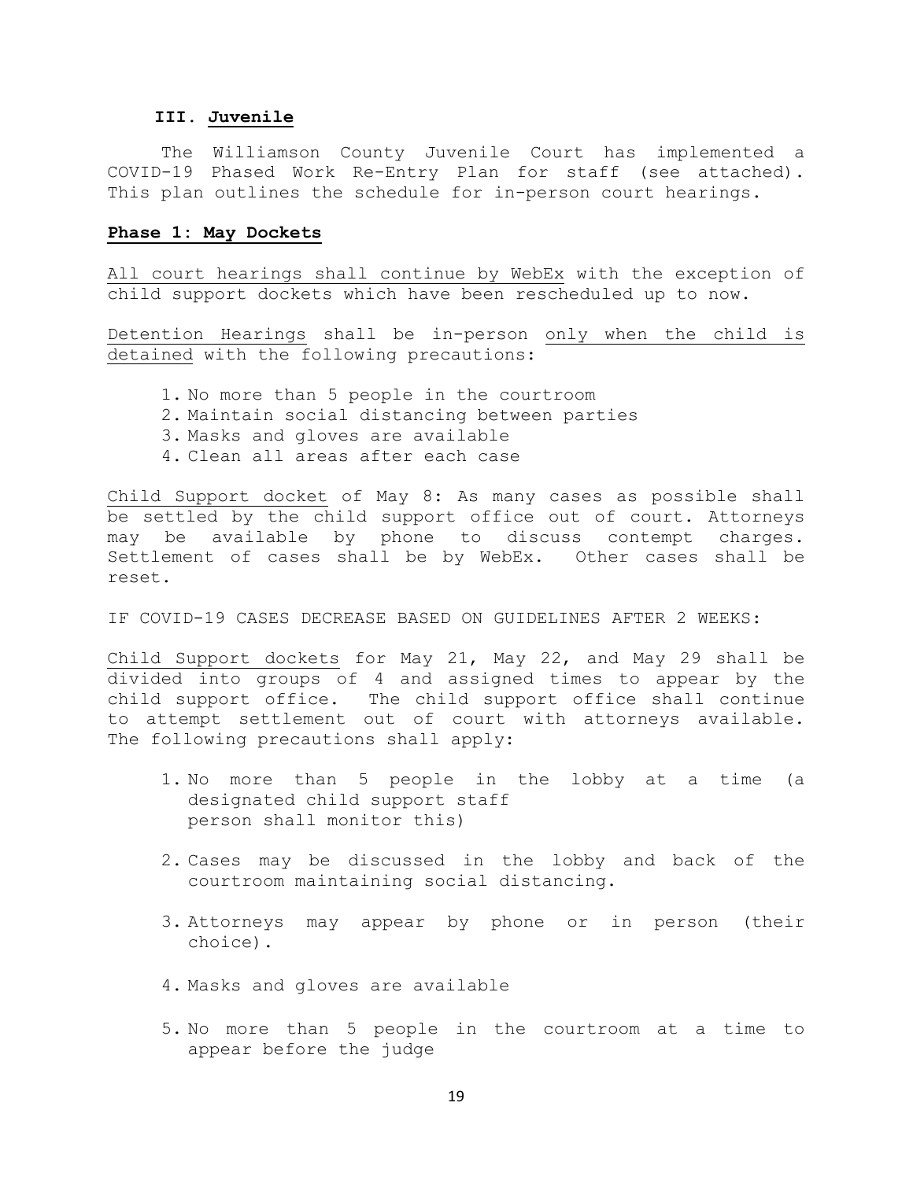## III. Juvenile

The Williamson County Juvenile Court has implemented a COVID-19 Phased Work Re-Entry Plan for staff (see attached). This plan outlines the schedule for in-person court hearings.

### Phase 1: May Dockets

All court hearings shall continue by WebEx with the exception of child support dockets which have been rescheduled up to now.

Detention Hearings shall be in-person only when the child is detained with the following precautions:

1. No more than 5 people in the courtroom
2. Maintain social distancing between parties
3. Masks and gloves are available
4. Clean all areas after each case

Child Support docket of May 8: As many cases as possible shall be settled by the child support office out of court. Attorneys may be available by phone to discuss contempt charges. Settlement of cases shall be by WebEx. Other cases shall be reset.

IF COVID-19 CASES DECREASE BASED ON GUIDELINES AFTER 2 WEEKS:

Child Support dockets for May 21, May 22, and May 29 shall be divided into groups of 4 and assigned times to appear by the child support office. The child support office shall continue to attempt settlement out of court with attorneys available. The following precautions shall apply:

1. No more than 5 people in the lobby at a time (a designated child support staff person shall monitor this)

2. Cases may be discussed in the lobby and back of the courtroom maintaining social distancing.

3. Attorneys may appear by phone or in person (their choice).

4. Masks and gloves are available

5. No more than 5 people in the courtroom at a time to appear before the judge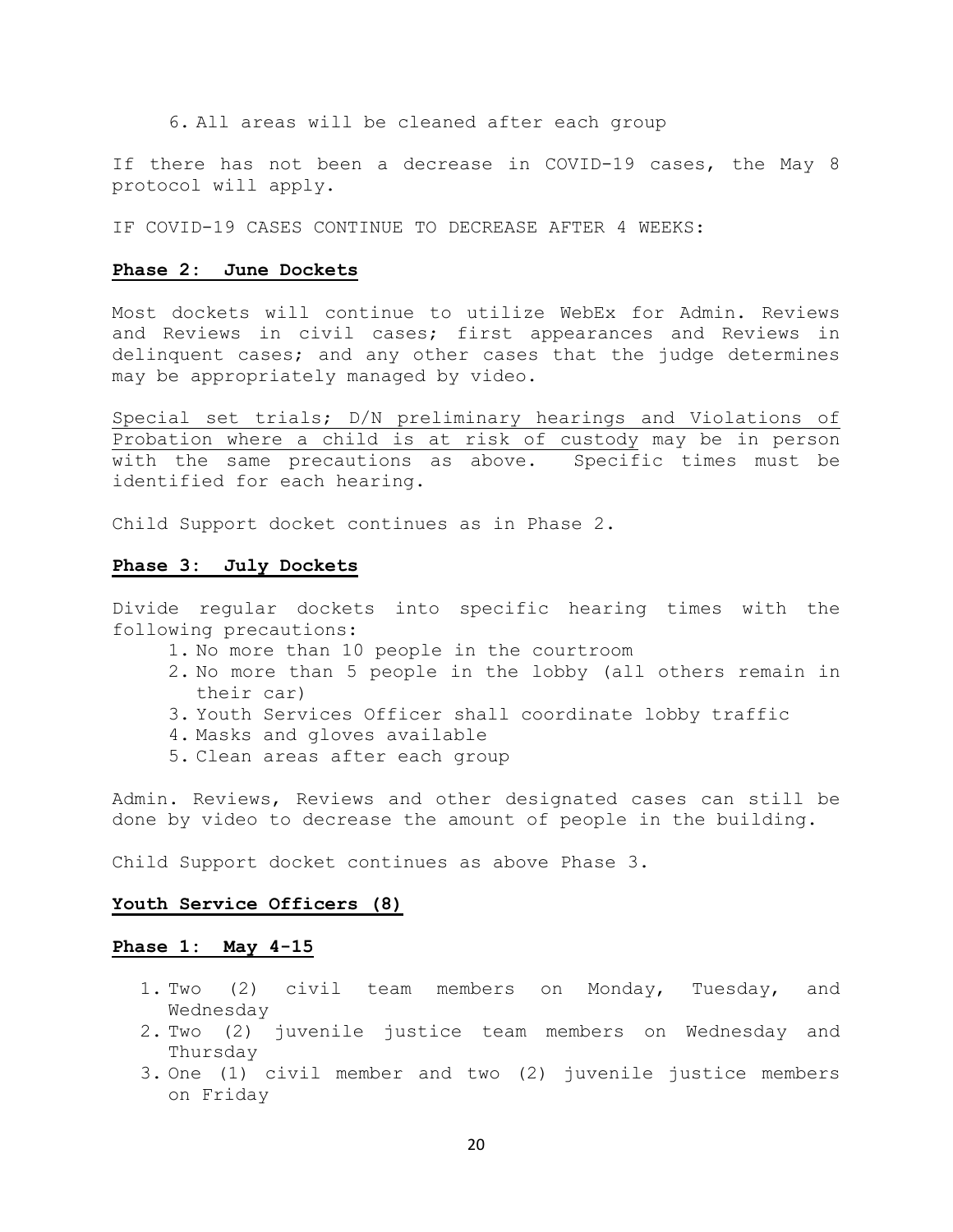6. All areas will be cleaned after each group

If there has not been a decrease in COVID-19 cases, the May 8 protocol will apply.

IF COVID-19 CASES CONTINUE TO DECREASE AFTER 4 WEEKS:

**Phase 2: June Dockets**

Most dockets will continue to utilize WebEx for Admin. Reviews and Reviews in civil cases; first appearances and Reviews in delinquent cases; and any other cases that the judge determines may be appropriately managed by video.

<u>Special set trials; D/N preliminary hearings and Violations of Probation where a child is at risk of custody</u> may be in person with the same precautions as above. Specific times must be identified for each hearing.

Child Support docket continues as in Phase 2.

**Phase 3: July Dockets**

Divide regular dockets into specific hearing times with the following precautions:

1. No more than 10 people in the courtroom
2. No more than 5 people in the lobby (all others remain in their car)
3. Youth Services Officer shall coordinate lobby traffic
4. Masks and gloves available
5. Clean areas after each group

Admin. Reviews, Reviews and other designated cases can still be done by video to decrease the amount of people in the building.

Child Support docket continues as above Phase 3.

**Youth Service Officers (8)**

**Phase 1: May 4-15**

1. Two (2) civil team members on Monday, Tuesday, and Wednesday
2. Two (2) juvenile justice team members on Wednesday and Thursday
3. One (1) civil member and two (2) juvenile justice members on Friday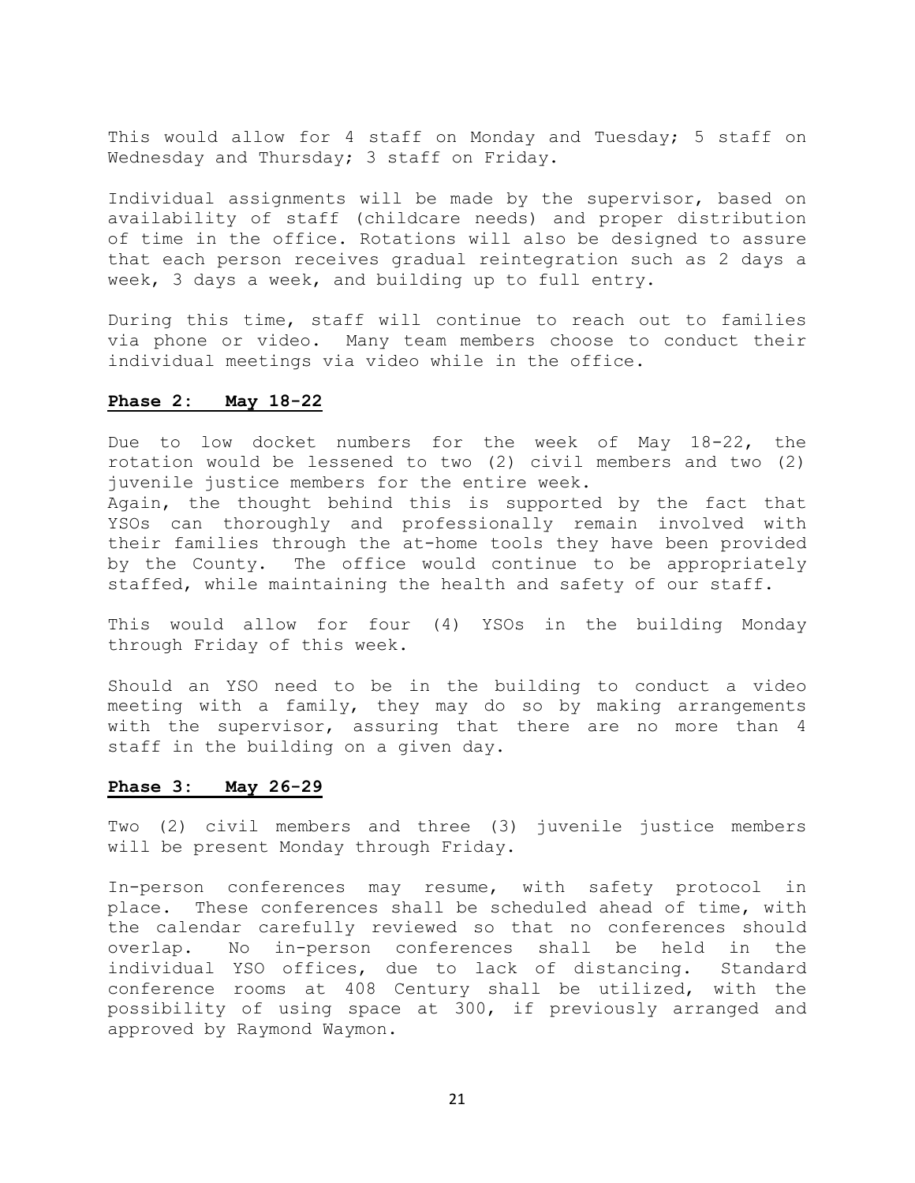This would allow for 4 staff on Monday and Tuesday; 5 staff on Wednesday and Thursday; 3 staff on Friday.

Individual assignments will be made by the supervisor, based on availability of staff (childcare needs) and proper distribution of time in the office. Rotations will also be designed to assure that each person receives gradual reintegration such as 2 days a week, 3 days a week, and building up to full entry.

During this time, staff will continue to reach out to families via phone or video. Many team members choose to conduct their individual meetings via video while in the office.

**Phase 2: May 18-22**

Due to low docket numbers for the week of May 18-22, the rotation would be lessened to two (2) civil members and two (2) juvenile justice members for the entire week.
Again, the thought behind this is supported by the fact that YSOs can thoroughly and professionally remain involved with their families through the at-home tools they have been provided by the County. The office would continue to be appropriately staffed, while maintaining the health and safety of our staff.

This would allow for four (4) YSOs in the building Monday through Friday of this week.

Should an YSO need to be in the building to conduct a video meeting with a family, they may do so by making arrangements with the supervisor, assuring that there are no more than 4 staff in the building on a given day.

**Phase 3: May 26-29**

Two (2) civil members and three (3) juvenile justice members will be present Monday through Friday.

In-person conferences may resume, with safety protocol in place. These conferences shall be scheduled ahead of time, with the calendar carefully reviewed so that no conferences should overlap. No in-person conferences shall be held in the individual YSO offices, due to lack of distancing. Standard conference rooms at 408 Century shall be utilized, with the possibility of using space at 300, if previously arranged and approved by Raymond Waymon.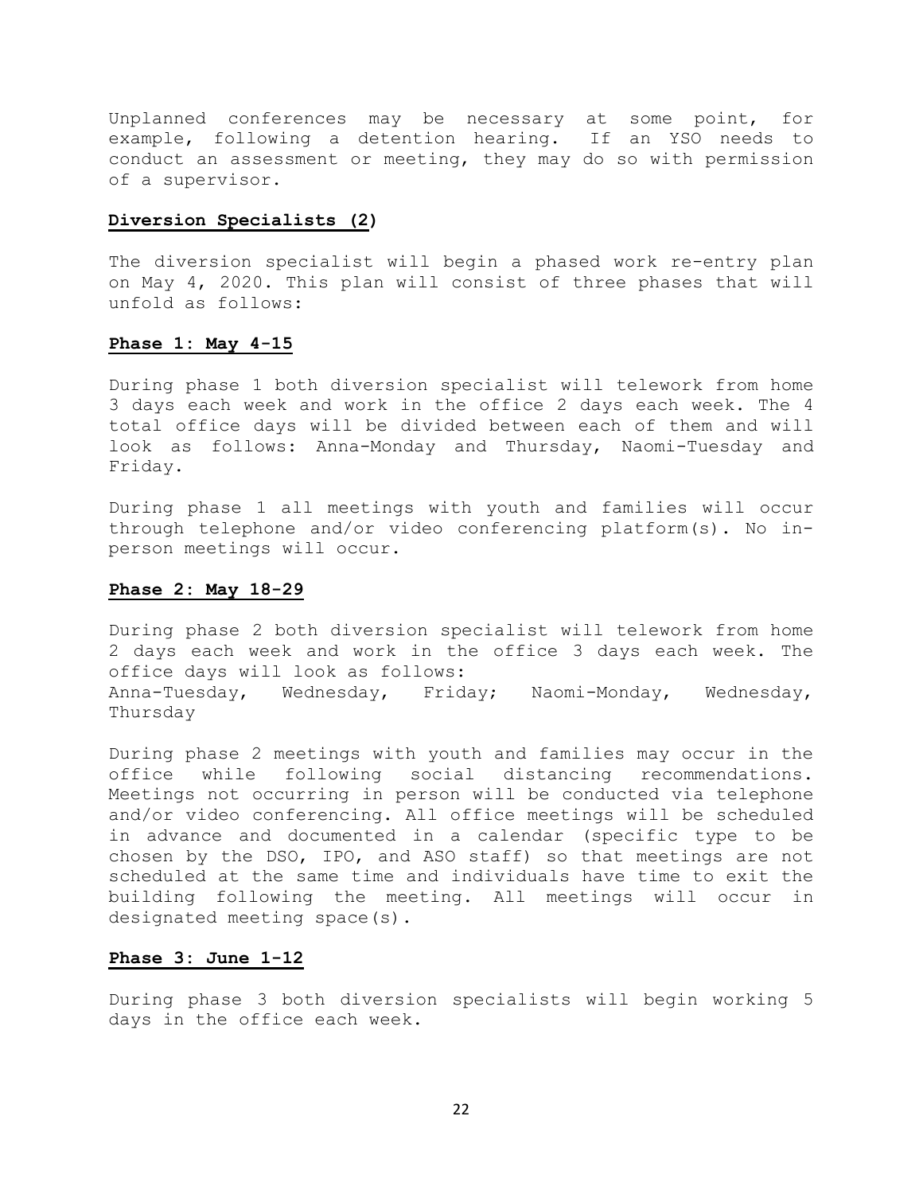Unplanned conferences may be necessary at some point, for example, following a detention hearing. If an YSO needs to conduct an assessment or meeting, they may do so with permission of a supervisor.

**Diversion Specialists (2)**

The diversion specialist will begin a phased work re-entry plan on May 4, 2020. This plan will consist of three phases that will unfold as follows:

**Phase 1: May 4-15**

During phase 1 both diversion specialist will telework from home 3 days each week and work in the office 2 days each week. The 4 total office days will be divided between each of them and will look as follows: Anna-Monday and Thursday, Naomi-Tuesday and Friday.

During phase 1 all meetings with youth and families will occur through telephone and/or video conferencing platform(s). No in-person meetings will occur.

**Phase 2: May 18-29**

During phase 2 both diversion specialist will telework from home 2 days each week and work in the office 3 days each week. The office days will look as follows:
Anna-Tuesday, Wednesday, Friday; Naomi-Monday, Wednesday, Thursday

During phase 2 meetings with youth and families may occur in the office while following social distancing recommendations. Meetings not occurring in person will be conducted via telephone and/or video conferencing. All office meetings will be scheduled in advance and documented in a calendar (specific type to be chosen by the DSO, IPO, and ASO staff) so that meetings are not scheduled at the same time and individuals have time to exit the building following the meeting. All meetings will occur in designated meeting space(s).

**Phase 3: June 1-12**

During phase 3 both diversion specialists will begin working 5 days in the office each week.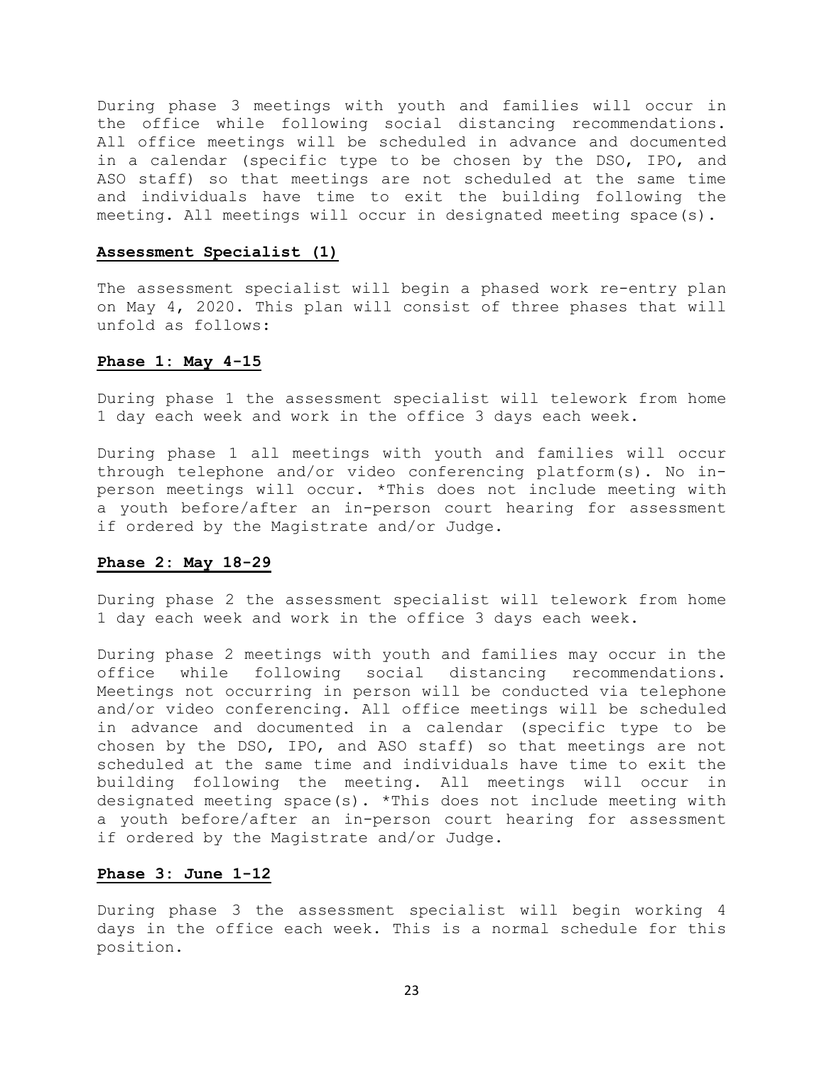During phase 3 meetings with youth and families will occur in the office while following social distancing recommendations. All office meetings will be scheduled in advance and documented in a calendar (specific type to be chosen by the DSO, IPO, and ASO staff) so that meetings are not scheduled at the same time and individuals have time to exit the building following the meeting. All meetings will occur in designated meeting space(s).

**Assessment Specialist (1)**

The assessment specialist will begin a phased work re-entry plan on May 4, 2020. This plan will consist of three phases that will unfold as follows:

**Phase 1: May 4-15**

During phase 1 the assessment specialist will telework from home 1 day each week and work in the office 3 days each week.

During phase 1 all meetings with youth and families will occur through telephone and/or video conferencing platform(s). No in-person meetings will occur. *This does not include meeting with a youth before/after an in-person court hearing for assessment if ordered by the Magistrate and/or Judge.

**Phase 2: May 18-29**

During phase 2 the assessment specialist will telework from home 1 day each week and work in the office 3 days each week.

During phase 2 meetings with youth and families may occur in the office while following social distancing recommendations. Meetings not occurring in person will be conducted via telephone and/or video conferencing. All office meetings will be scheduled in advance and documented in a calendar (specific type to be chosen by the DSO, IPO, and ASO staff) so that meetings are not scheduled at the same time and individuals have time to exit the building following the meeting. All meetings will occur in designated meeting space(s). *This does not include meeting with a youth before/after an in-person court hearing for assessment if ordered by the Magistrate and/or Judge.

**Phase 3: June 1-12**

During phase 3 the assessment specialist will begin working 4 days in the office each week. This is a normal schedule for this position.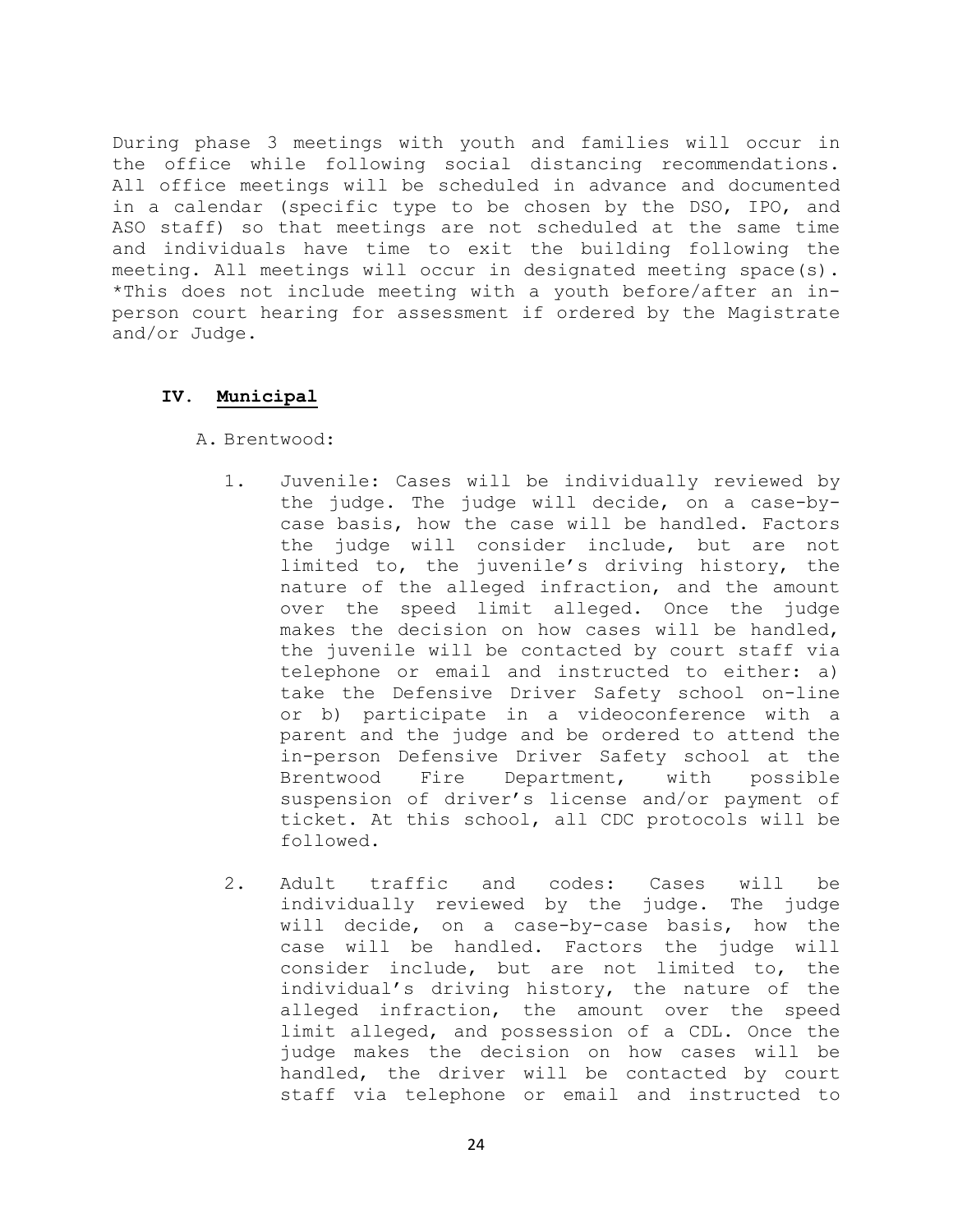During phase 3 meetings with youth and families will occur in the office while following social distancing recommendations. All office meetings will be scheduled in advance and documented in a calendar (specific type to be chosen by the DSO, IPO, and ASO staff) so that meetings are not scheduled at the same time and individuals have time to exit the building following the meeting. All meetings will occur in designated meeting space(s). *This does not include meeting with a youth before/after an in-person court hearing for assessment if ordered by the Magistrate and/or Judge.

## IV. Municipal

A. Brentwood:

1. Juvenile: Cases will be individually reviewed by the judge. The judge will decide, on a case-by-case basis, how the case will be handled. Factors the judge will consider include, but are not limited to, the juvenile's driving history, the nature of the alleged infraction, and the amount over the speed limit alleged. Once the judge makes the decision on how cases will be handled, the juvenile will be contacted by court staff via telephone or email and instructed to either: a) take the Defensive Driver Safety school on-line or b) participate in a videoconference with a parent and the judge and be ordered to attend the in-person Defensive Driver Safety school at the Brentwood Fire Department, with possible suspension of driver's license and/or payment of ticket. At this school, all CDC protocols will be followed.

2. Adult traffic and codes: Cases will be individually reviewed by the judge. The judge will decide, on a case-by-case basis, how the case will be handled. Factors the judge will consider include, but are not limited to, the individual's driving history, the nature of the alleged infraction, the amount over the speed limit alleged, and possession of a CDL. Once the judge makes the decision on how cases will be handled, the driver will be contacted by court staff via telephone or email and instructed to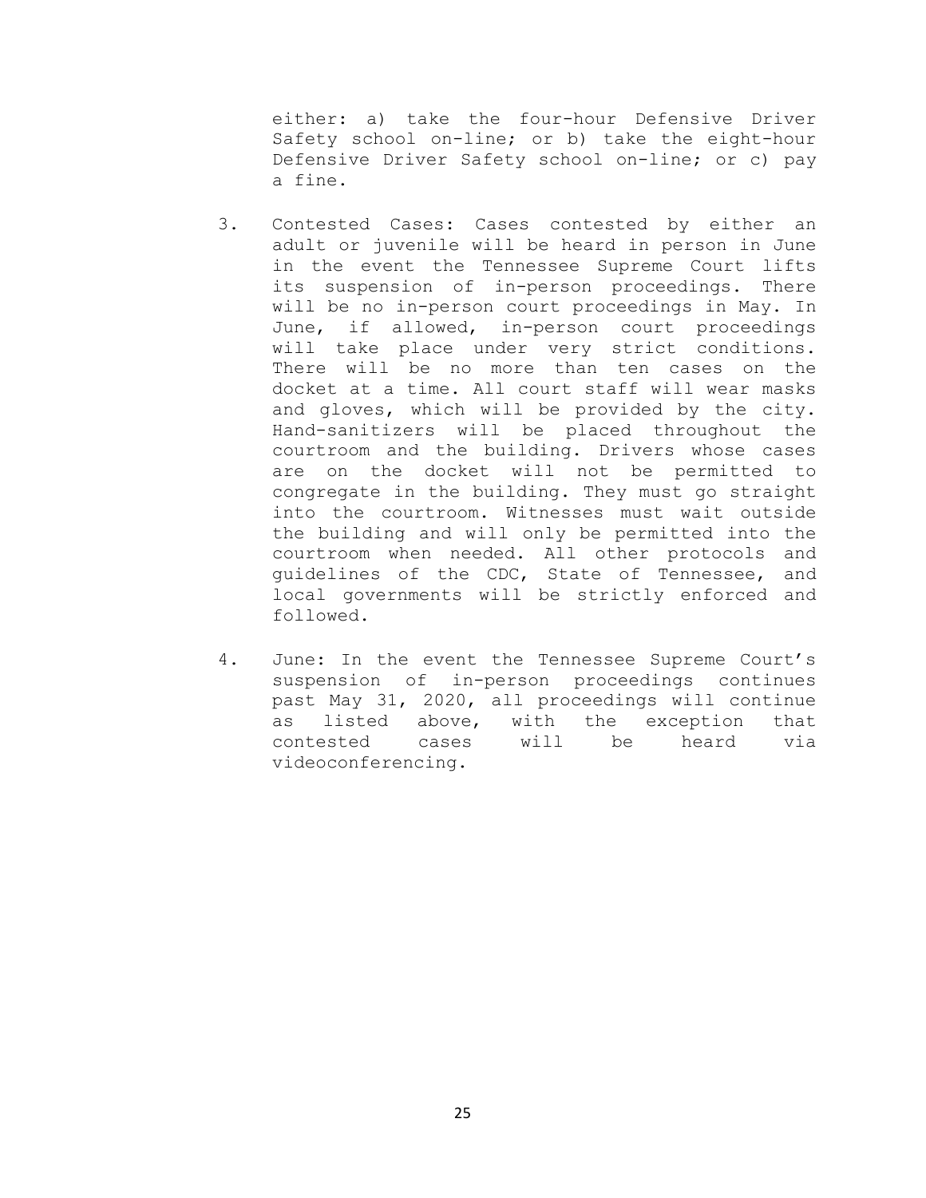either: a) take the four-hour Defensive Driver Safety school on-line; or b) take the eight-hour Defensive Driver Safety school on-line; or c) pay a fine.

3. Contested Cases: Cases contested by either an adult or juvenile will be heard in person in June in the event the Tennessee Supreme Court lifts its suspension of in-person proceedings. There will be no in-person court proceedings in May. In June, if allowed, in-person court proceedings will take place under very strict conditions. There will be no more than ten cases on the docket at a time. All court staff will wear masks and gloves, which will be provided by the city. Hand-sanitizers will be placed throughout the courtroom and the building. Drivers whose cases are on the docket will not be permitted to congregate in the building. They must go straight into the courtroom. Witnesses must wait outside the building and will only be permitted into the courtroom when needed. All other protocols and guidelines of the CDC, State of Tennessee, and local governments will be strictly enforced and followed.

4. June: In the event the Tennessee Supreme Court's suspension of in-person proceedings continues past May 31, 2020, all proceedings will continue as listed above, with the exception that contested cases will be heard via videoconferencing.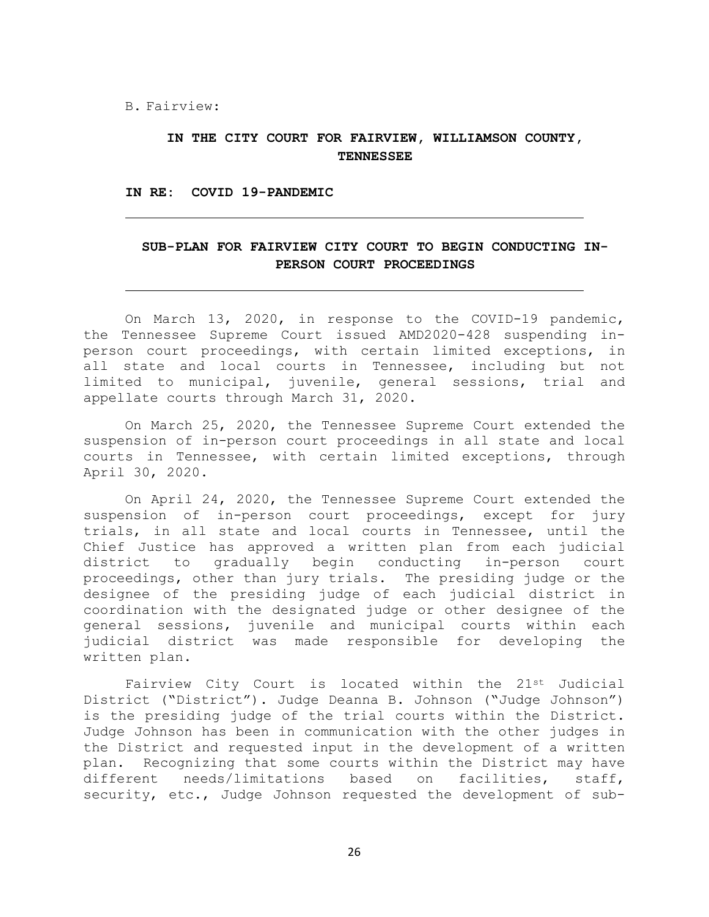B. Fairview:

**IN THE CITY COURT FOR FAIRVIEW, WILLIAMSON COUNTY, TENNESSEE**

**IN RE: COVID 19-PANDEMIC**

---

**SUB-PLAN FOR FAIRVIEW CITY COURT TO BEGIN CONDUCTING IN-PERSON COURT PROCEEDINGS**

---

On March 13, 2020, in response to the COVID-19 pandemic, the Tennessee Supreme Court issued AMD2020-428 suspending in-person court proceedings, with certain limited exceptions, in all state and local courts in Tennessee, including but not limited to municipal, juvenile, general sessions, trial and appellate courts through March 31, 2020.

On March 25, 2020, the Tennessee Supreme Court extended the suspension of in-person court proceedings in all state and local courts in Tennessee, with certain limited exceptions, through April 30, 2020.

On April 24, 2020, the Tennessee Supreme Court extended the suspension of in-person court proceedings, except for jury trials, in all state and local courts in Tennessee, until the Chief Justice has approved a written plan from each judicial district to gradually begin conducting in-person court proceedings, other than jury trials. The presiding judge or the designee of the presiding judge of each judicial district in coordination with the designated judge or other designee of the general sessions, juvenile and municipal courts within each judicial district was made responsible for developing the written plan.

Fairview City Court is located within the 21st Judicial District ("District"). Judge Deanna B. Johnson ("Judge Johnson") is the presiding judge of the trial courts within the District. Judge Johnson has been in communication with the other judges in the District and requested input in the development of a written plan. Recognizing that some courts within the District may have different needs/limitations based on facilities, staff, security, etc., Judge Johnson requested the development of sub-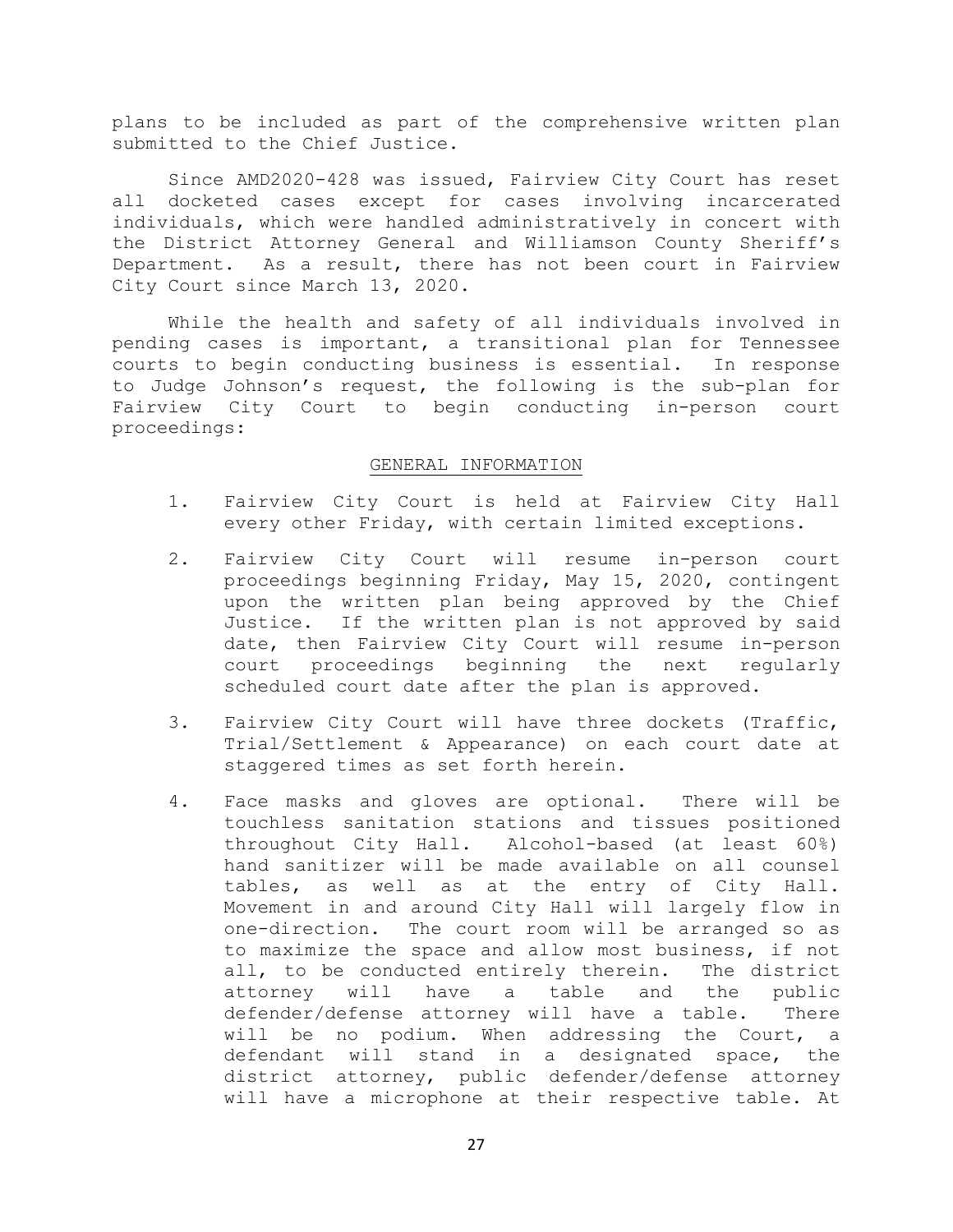plans to be included as part of the comprehensive written plan submitted to the Chief Justice.

Since AMD2020-428 was issued, Fairview City Court has reset all docketed cases except for cases involving incarcerated individuals, which were handled administratively in concert with the District Attorney General and Williamson County Sheriff's Department. As a result, there has not been court in Fairview City Court since March 13, 2020.

While the health and safety of all individuals involved in pending cases is important, a transitional plan for Tennessee courts to begin conducting business is essential. In response to Judge Johnson's request, the following is the sub-plan for Fairview City Court to begin conducting in-person court proceedings:

## GENERAL INFORMATION

1. Fairview City Court is held at Fairview City Hall every other Friday, with certain limited exceptions.

2. Fairview City Court will resume in-person court proceedings beginning Friday, May 15, 2020, contingent upon the written plan being approved by the Chief Justice. If the written plan is not approved by said date, then Fairview City Court will resume in-person court proceedings beginning the next regularly scheduled court date after the plan is approved.

3. Fairview City Court will have three dockets (Traffic, Trial/Settlement & Appearance) on each court date at staggered times as set forth herein.

4. Face masks and gloves are optional. There will be touchless sanitation stations and tissues positioned throughout City Hall. Alcohol-based (at least 60%) hand sanitizer will be made available on all counsel tables, as well as at the entry of City Hall. Movement in and around City Hall will largely flow in one-direction. The court room will be arranged so as to maximize the space and allow most business, if not all, to be conducted entirely therein. The district attorney will have a table and the public defender/defense attorney will have a table. There will be no podium. When addressing the Court, a defendant will stand in a designated space, the district attorney, public defender/defense attorney will have a microphone at their respective table. At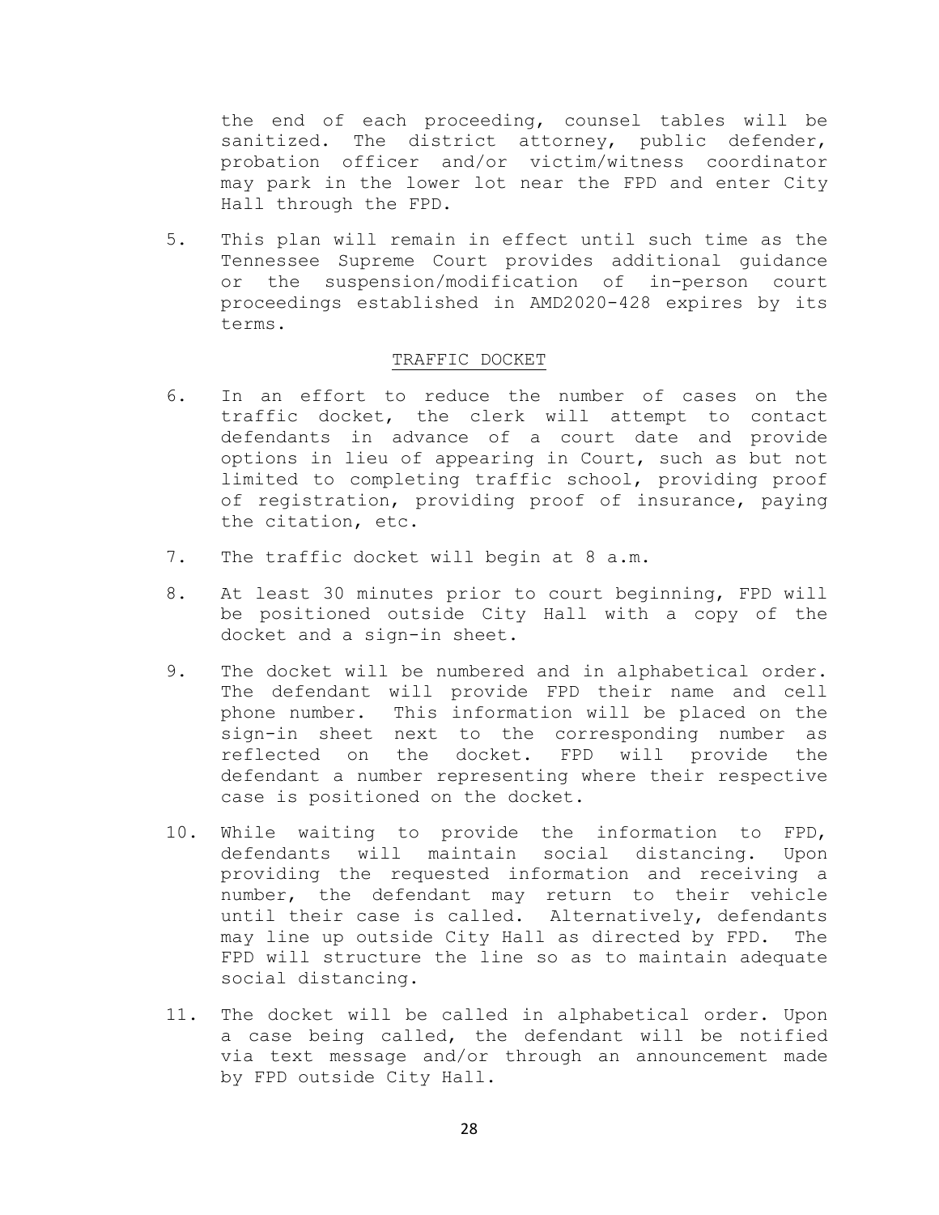the end of each proceeding, counsel tables will be sanitized. The district attorney, public defender, probation officer and/or victim/witness coordinator may park in the lower lot near the FPD and enter City Hall through the FPD.

5. This plan will remain in effect until such time as the Tennessee Supreme Court provides additional guidance or the suspension/modification of in-person court proceedings established in AMD2020-428 expires by its terms.

## TRAFFIC DOCKET

6. In an effort to reduce the number of cases on the traffic docket, the clerk will attempt to contact defendants in advance of a court date and provide options in lieu of appearing in Court, such as but not limited to completing traffic school, providing proof of registration, providing proof of insurance, paying the citation, etc.

7. The traffic docket will begin at 8 a.m.

8. At least 30 minutes prior to court beginning, FPD will be positioned outside City Hall with a copy of the docket and a sign-in sheet.

9. The docket will be numbered and in alphabetical order. The defendant will provide FPD their name and cell phone number. This information will be placed on the sign-in sheet next to the corresponding number as reflected on the docket. FPD will provide the defendant a number representing where their respective case is positioned on the docket.

10. While waiting to provide the information to FPD, defendants will maintain social distancing. Upon providing the requested information and receiving a number, the defendant may return to their vehicle until their case is called. Alternatively, defendants may line up outside City Hall as directed by FPD. The FPD will structure the line so as to maintain adequate social distancing.

11. The docket will be called in alphabetical order. Upon a case being called, the defendant will be notified via text message and/or through an announcement made by FPD outside City Hall.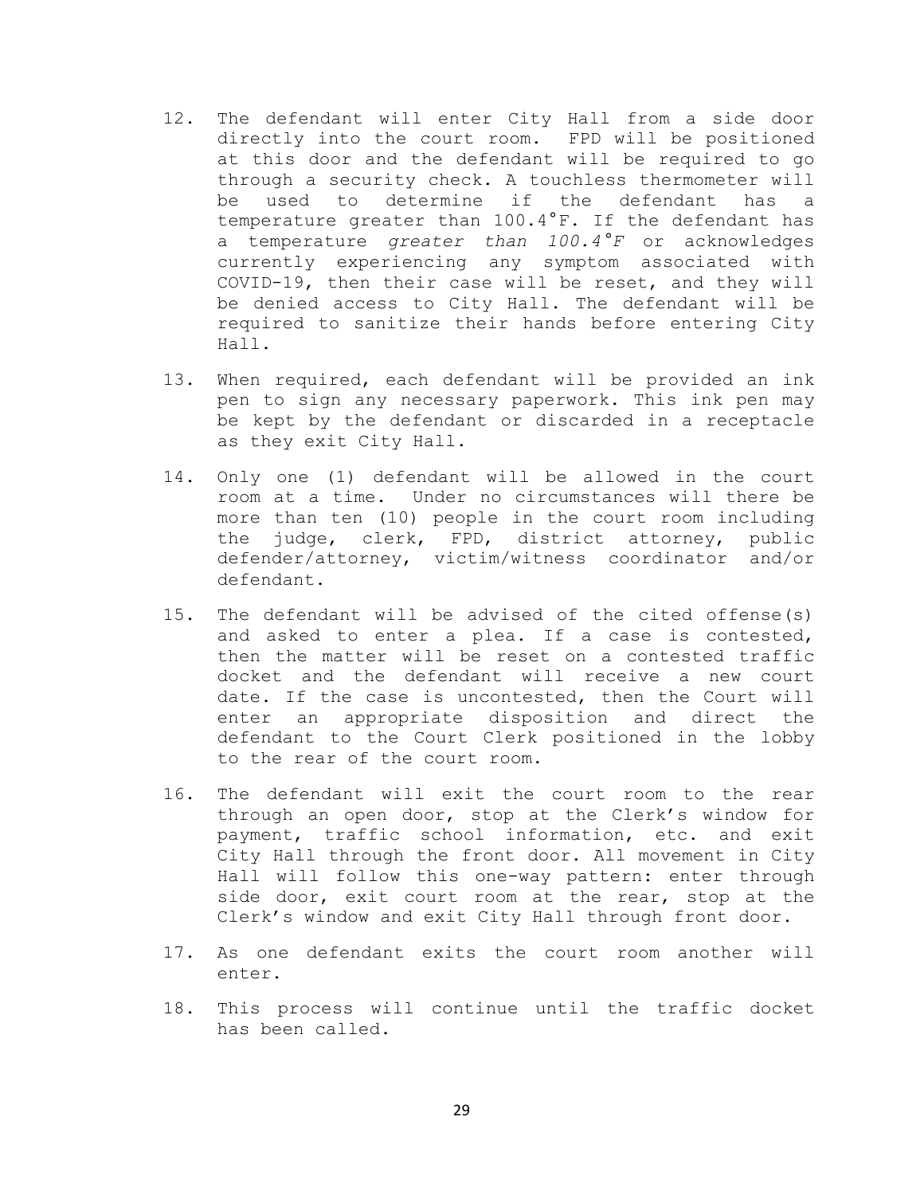12. The defendant will enter City Hall from a side door directly into the court room. FPD will be positioned at this door and the defendant will be required to go through a security check. A touchless thermometer will be used to determine if the defendant has a temperature greater than 100.4°F. If the defendant has a temperature *greater than 100.4°F* or acknowledges currently experiencing any symptom associated with COVID-19, then their case will be reset, and they will be denied access to City Hall. The defendant will be required to sanitize their hands before entering City Hall.

13. When required, each defendant will be provided an ink pen to sign any necessary paperwork. This ink pen may be kept by the defendant or discarded in a receptacle as they exit City Hall.

14. Only one (1) defendant will be allowed in the court room at a time. Under no circumstances will there be more than ten (10) people in the court room including the judge, clerk, FPD, district attorney, public defender/attorney, victim/witness coordinator and/or defendant.

15. The defendant will be advised of the cited offense(s) and asked to enter a plea. If a case is contested, then the matter will be reset on a contested traffic docket and the defendant will receive a new court date. If the case is uncontested, then the Court will enter an appropriate disposition and direct the defendant to the Court Clerk positioned in the lobby to the rear of the court room.

16. The defendant will exit the court room to the rear through an open door, stop at the Clerk's window for payment, traffic school information, etc. and exit City Hall through the front door. All movement in City Hall will follow this one-way pattern: enter through side door, exit court room at the rear, stop at the Clerk's window and exit City Hall through front door.

17. As one defendant exits the court room another will enter.

18. This process will continue until the traffic docket has been called.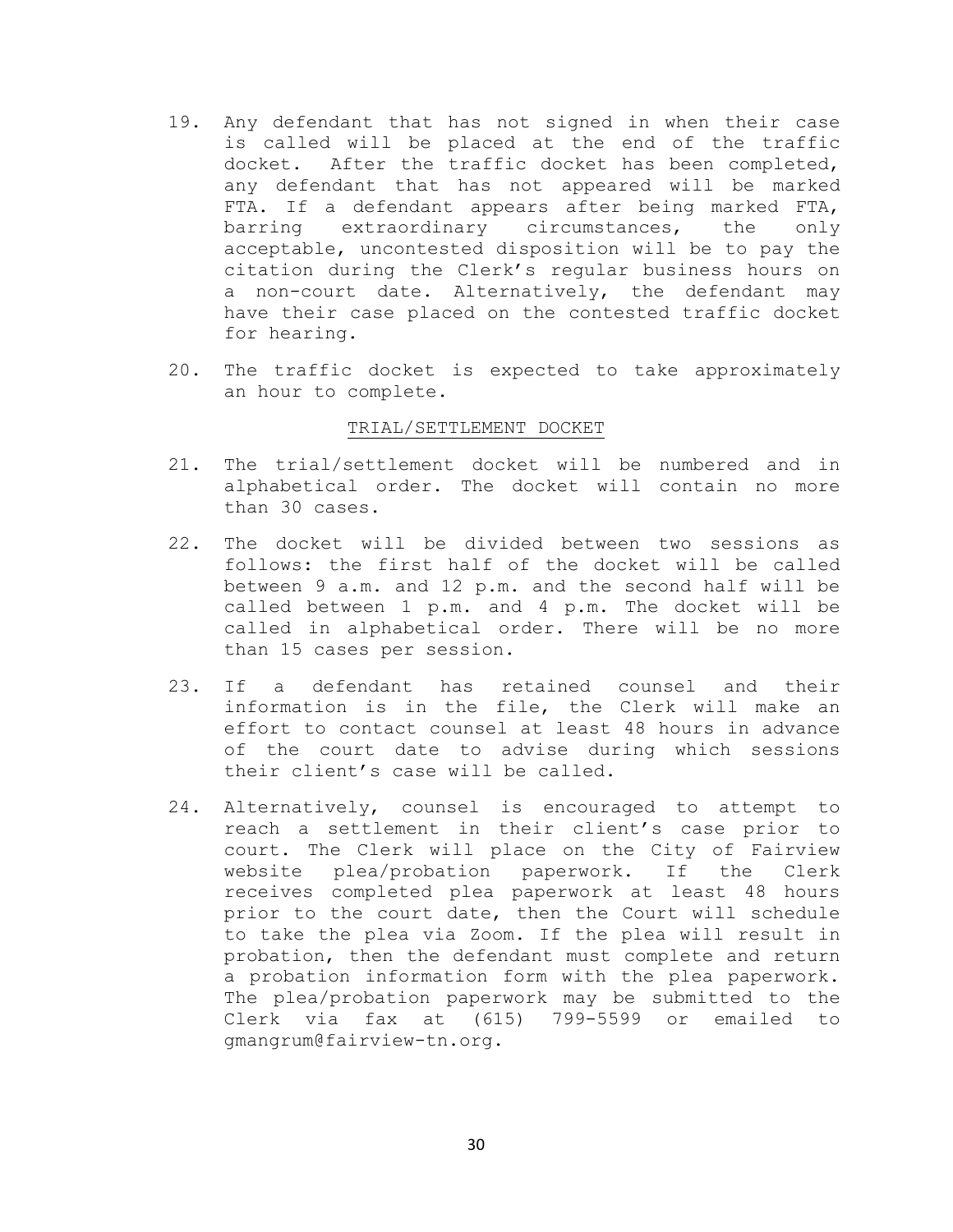19. Any defendant that has not signed in when their case is called will be placed at the end of the traffic docket. After the traffic docket has been completed, any defendant that has not appeared will be marked FTA. If a defendant appears after being marked FTA, barring extraordinary circumstances, the only acceptable, uncontested disposition will be to pay the citation during the Clerk's regular business hours on a non-court date. Alternatively, the defendant may have their case placed on the contested traffic docket for hearing.

20. The traffic docket is expected to take approximately an hour to complete.

<u>TRIAL/SETTLEMENT DOCKET</u>

21. The trial/settlement docket will be numbered and in alphabetical order. The docket will contain no more than 30 cases.

22. The docket will be divided between two sessions as follows: the first half of the docket will be called between 9 a.m. and 12 p.m. and the second half will be called between 1 p.m. and 4 p.m. The docket will be called in alphabetical order. There will be no more than 15 cases per session.

23. If a defendant has retained counsel and their information is in the file, the Clerk will make an effort to contact counsel at least 48 hours in advance of the court date to advise during which sessions their client's case will be called.

24. Alternatively, counsel is encouraged to attempt to reach a settlement in their client's case prior to court. The Clerk will place on the City of Fairview website plea/probation paperwork. If the Clerk receives completed plea paperwork at least 48 hours prior to the court date, then the Court will schedule to take the plea via Zoom. If the plea will result in probation, then the defendant must complete and return a probation information form with the plea paperwork. The plea/probation paperwork may be submitted to the Clerk via fax at (615) 799-5599 or emailed to gmangrum@fairview-tn.org.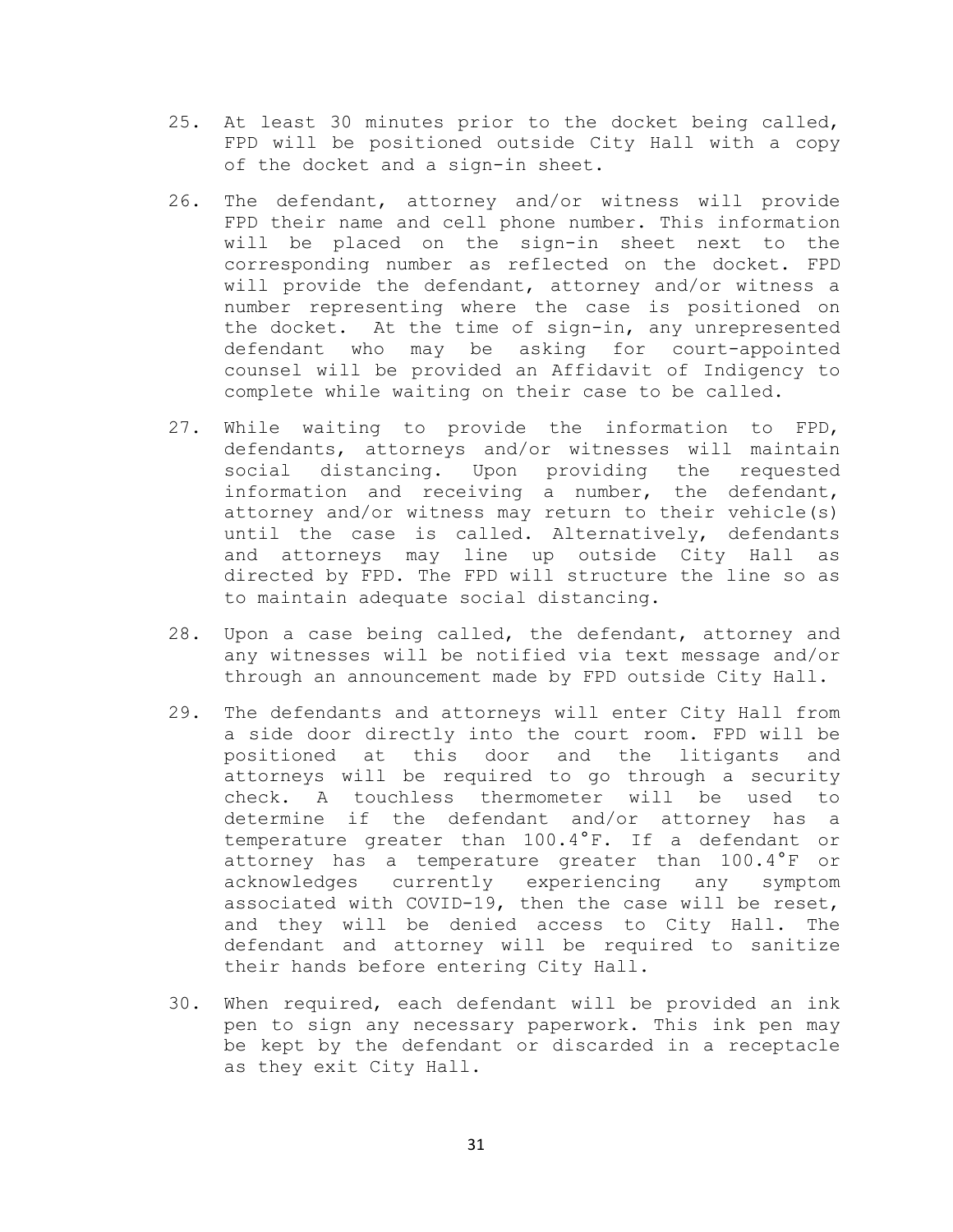25. At least 30 minutes prior to the docket being called, FPD will be positioned outside City Hall with a copy of the docket and a sign-in sheet.

26. The defendant, attorney and/or witness will provide FPD their name and cell phone number. This information will be placed on the sign-in sheet next to the corresponding number as reflected on the docket. FPD will provide the defendant, attorney and/or witness a number representing where the case is positioned on the docket. At the time of sign-in, any unrepresented defendant who may be asking for court-appointed counsel will be provided an Affidavit of Indigency to complete while waiting on their case to be called.

27. While waiting to provide the information to FPD, defendants, attorneys and/or witnesses will maintain social distancing. Upon providing the requested information and receiving a number, the defendant, attorney and/or witness may return to their vehicle(s) until the case is called. Alternatively, defendants and attorneys may line up outside City Hall as directed by FPD. The FPD will structure the line so as to maintain adequate social distancing.

28. Upon a case being called, the defendant, attorney and any witnesses will be notified via text message and/or through an announcement made by FPD outside City Hall.

29. The defendants and attorneys will enter City Hall from a side door directly into the court room. FPD will be positioned at this door and the litigants and attorneys will be required to go through a security check. A touchless thermometer will be used to determine if the defendant and/or attorney has a temperature greater than 100.4°F. If a defendant or attorney has a temperature greater than 100.4°F or acknowledges currently experiencing any symptom associated with COVID-19, then the case will be reset, and they will be denied access to City Hall. The defendant and attorney will be required to sanitize their hands before entering City Hall.

30. When required, each defendant will be provided an ink pen to sign any necessary paperwork. This ink pen may be kept by the defendant or discarded in a receptacle as they exit City Hall.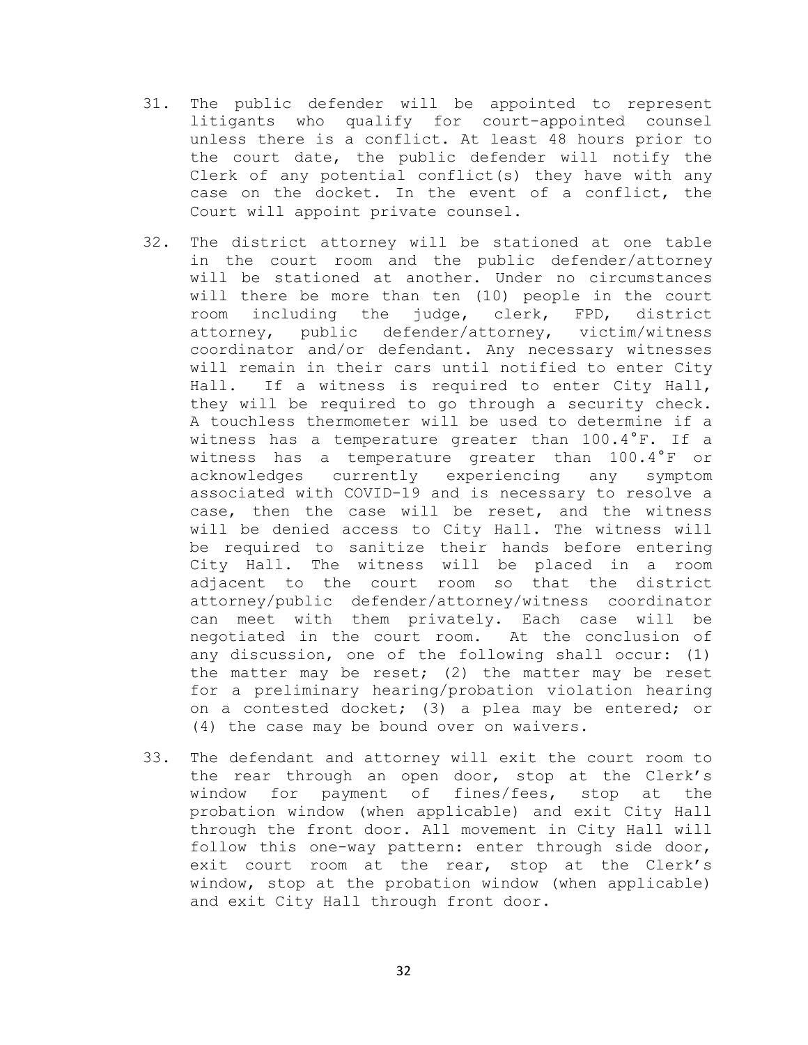31. The public defender will be appointed to represent litigants who qualify for court-appointed counsel unless there is a conflict. At least 48 hours prior to the court date, the public defender will notify the Clerk of any potential conflict(s) they have with any case on the docket. In the event of a conflict, the Court will appoint private counsel.

32. The district attorney will be stationed at one table in the court room and the public defender/attorney will be stationed at another. Under no circumstances will there be more than ten (10) people in the court room including the judge, clerk, FPD, district attorney, public defender/attorney, victim/witness coordinator and/or defendant. Any necessary witnesses will remain in their cars until notified to enter City Hall. If a witness is required to enter City Hall, they will be required to go through a security check. A touchless thermometer will be used to determine if a witness has a temperature greater than 100.4°F. If a witness has a temperature greater than 100.4°F or acknowledges currently experiencing any symptom associated with COVID-19 and is necessary to resolve a case, then the case will be reset, and the witness will be denied access to City Hall. The witness will be required to sanitize their hands before entering City Hall. The witness will be placed in a room adjacent to the court room so that the district attorney/public defender/attorney/witness coordinator can meet with them privately. Each case will be negotiated in the court room. At the conclusion of any discussion, one of the following shall occur: (1) the matter may be reset; (2) the matter may be reset for a preliminary hearing/probation violation hearing on a contested docket; (3) a plea may be entered; or (4) the case may be bound over on waivers.

33. The defendant and attorney will exit the court room to the rear through an open door, stop at the Clerk's window for payment of fines/fees, stop at the probation window (when applicable) and exit City Hall through the front door. All movement in City Hall will follow this one-way pattern: enter through side door, exit court room at the rear, stop at the Clerk's window, stop at the probation window (when applicable) and exit City Hall through front door.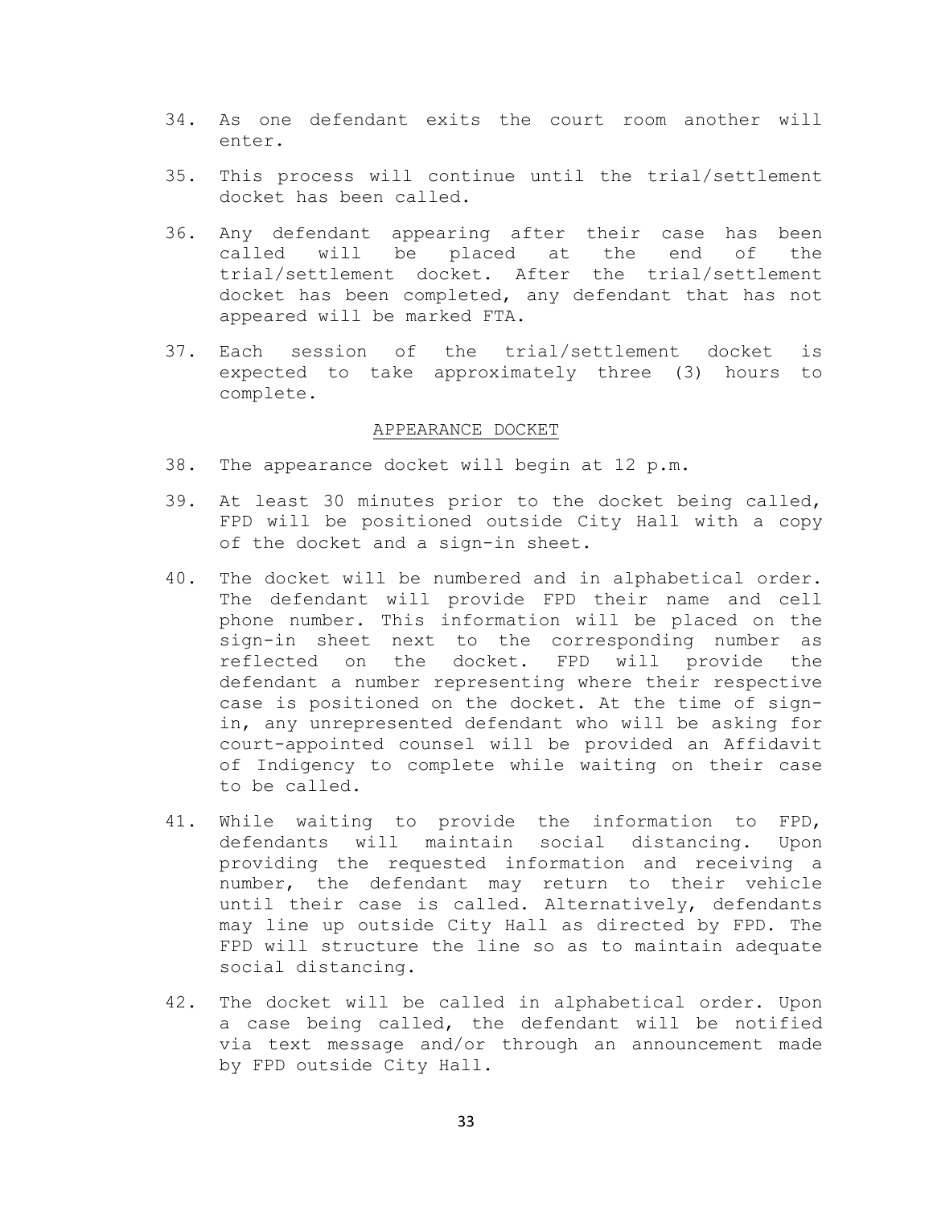34. As one defendant exits the court room another will enter.

35. This process will continue until the trial/settlement docket has been called.

36. Any defendant appearing after their case has been called will be placed at the end of the trial/settlement docket. After the trial/settlement docket has been completed, any defendant that has not appeared will be marked FTA.

37. Each session of the trial/settlement docket is expected to take approximately three (3) hours to complete.

## APPEARANCE DOCKET

38. The appearance docket will begin at 12 p.m.

39. At least 30 minutes prior to the docket being called, FPD will be positioned outside City Hall with a copy of the docket and a sign-in sheet.

40. The docket will be numbered and in alphabetical order. The defendant will provide FPD their name and cell phone number. This information will be placed on the sign-in sheet next to the corresponding number as reflected on the docket. FPD will provide the defendant a number representing where their respective case is positioned on the docket. At the time of sign-in, any unrepresented defendant who will be asking for court-appointed counsel will be provided an Affidavit of Indigency to complete while waiting on their case to be called.

41. While waiting to provide the information to FPD, defendants will maintain social distancing. Upon providing the requested information and receiving a number, the defendant may return to their vehicle until their case is called. Alternatively, defendants may line up outside City Hall as directed by FPD. The FPD will structure the line so as to maintain adequate social distancing.

42. The docket will be called in alphabetical order. Upon a case being called, the defendant will be notified via text message and/or through an announcement made by FPD outside City Hall.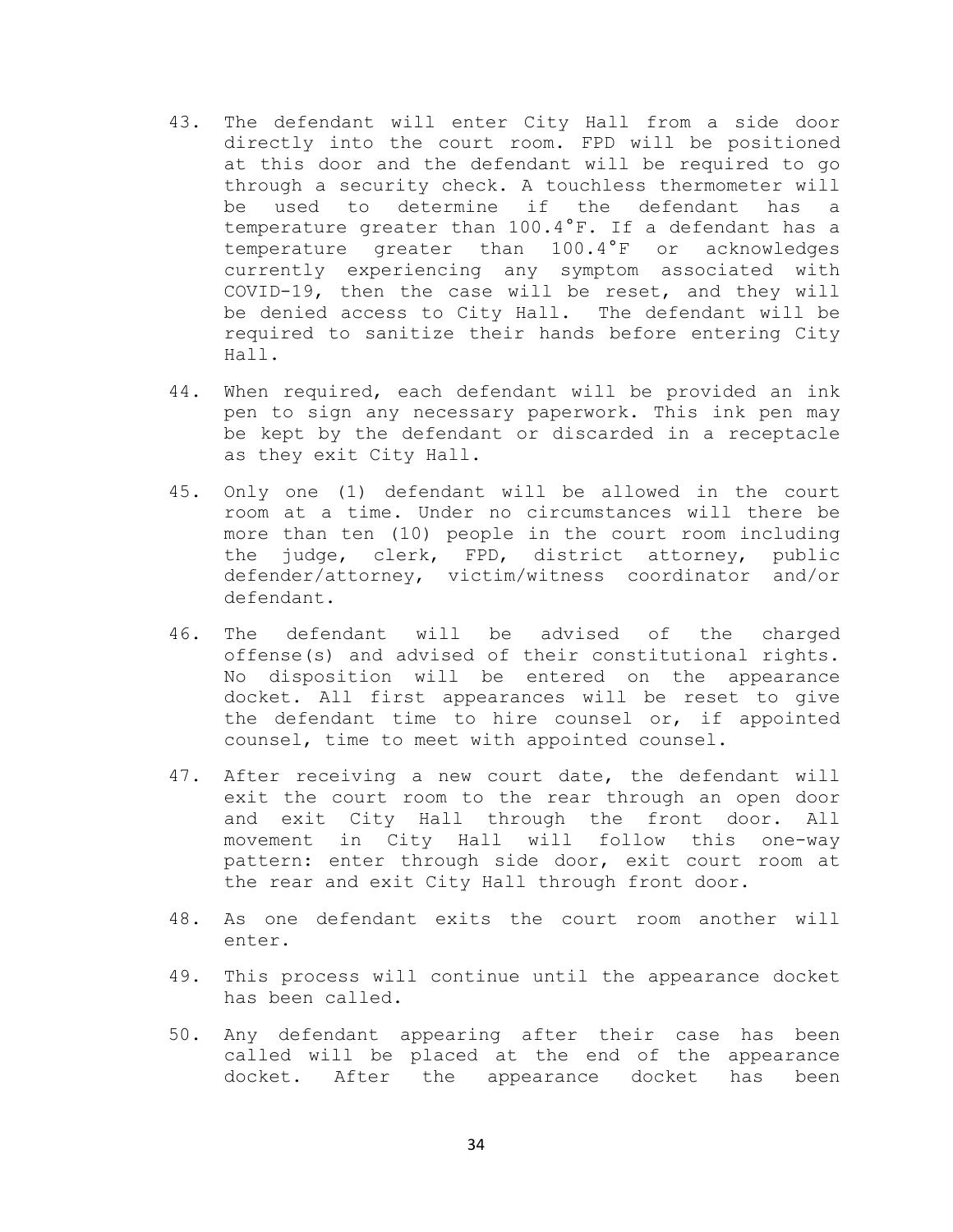43. The defendant will enter City Hall from a side door directly into the court room. FPD will be positioned at this door and the defendant will be required to go through a security check. A touchless thermometer will be used to determine if the defendant has a temperature greater than 100.4°F. If a defendant has a temperature greater than 100.4°F or acknowledges currently experiencing any symptom associated with COVID-19, then the case will be reset, and they will be denied access to City Hall. The defendant will be required to sanitize their hands before entering City Hall.

44. When required, each defendant will be provided an ink pen to sign any necessary paperwork. This ink pen may be kept by the defendant or discarded in a receptacle as they exit City Hall.

45. Only one (1) defendant will be allowed in the court room at a time. Under no circumstances will there be more than ten (10) people in the court room including the judge, clerk, FPD, district attorney, public defender/attorney, victim/witness coordinator and/or defendant.

46. The defendant will be advised of the charged offense(s) and advised of their constitutional rights. No disposition will be entered on the appearance docket. All first appearances will be reset to give the defendant time to hire counsel or, if appointed counsel, time to meet with appointed counsel.

47. After receiving a new court date, the defendant will exit the court room to the rear through an open door and exit City Hall through the front door. All movement in City Hall will follow this one-way pattern: enter through side door, exit court room at the rear and exit City Hall through front door.

48. As one defendant exits the court room another will enter.

49. This process will continue until the appearance docket has been called.

50. Any defendant appearing after their case has been called will be placed at the end of the appearance docket. After the appearance docket has been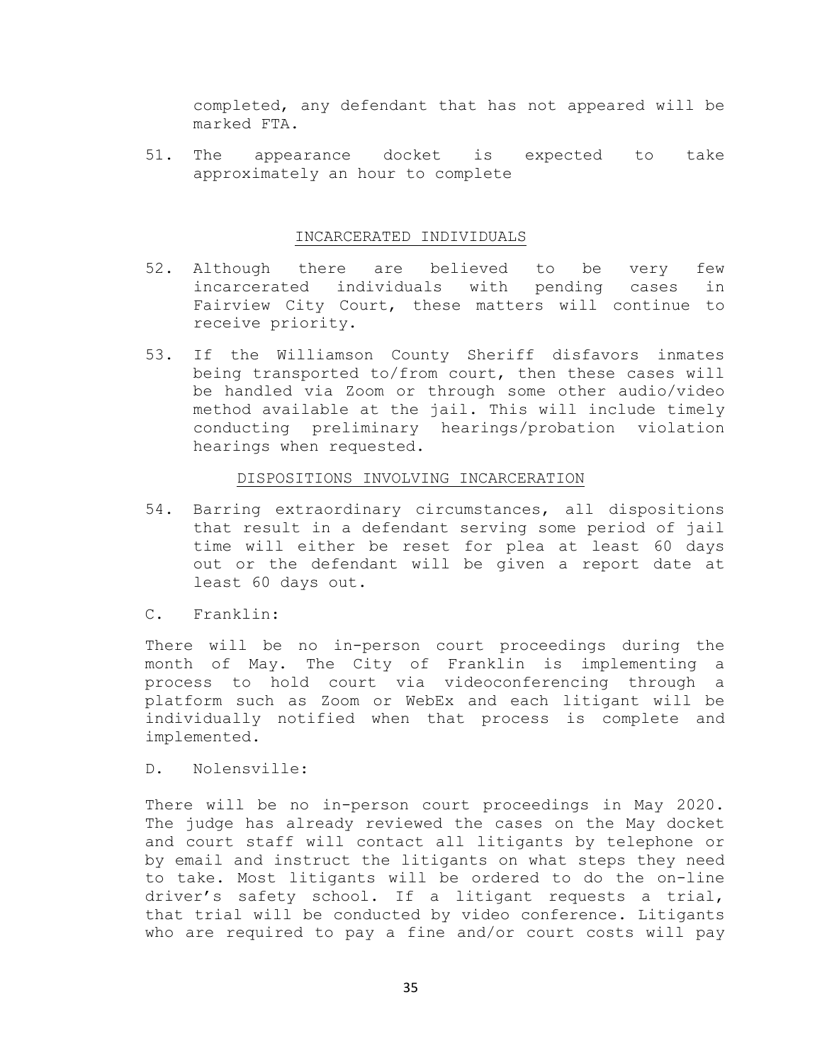completed, any defendant that has not appeared will be marked FTA.

51. The appearance docket is expected to take approximately an hour to complete

INCARCERATED INDIVIDUALS

52. Although there are believed to be very few incarcerated individuals with pending cases in Fairview City Court, these matters will continue to receive priority.

53. If the Williamson County Sheriff disfavors inmates being transported to/from court, then these cases will be handled via Zoom or through some other audio/video method available at the jail. This will include timely conducting preliminary hearings/probation violation hearings when requested.

DISPOSITIONS INVOLVING INCARCERATION

54. Barring extraordinary circumstances, all dispositions that result in a defendant serving some period of jail time will either be reset for plea at least 60 days out or the defendant will be given a report date at least 60 days out.

C. Franklin:

There will be no in-person court proceedings during the month of May. The City of Franklin is implementing a process to hold court via videoconferencing through a platform such as Zoom or WebEx and each litigant will be individually notified when that process is complete and implemented.

D. Nolensville:

There will be no in-person court proceedings in May 2020. The judge has already reviewed the cases on the May docket and court staff will contact all litigants by telephone or by email and instruct the litigants on what steps they need to take. Most litigants will be ordered to do the on-line driver's safety school. If a litigant requests a trial, that trial will be conducted by video conference. Litigants who are required to pay a fine and/or court costs will pay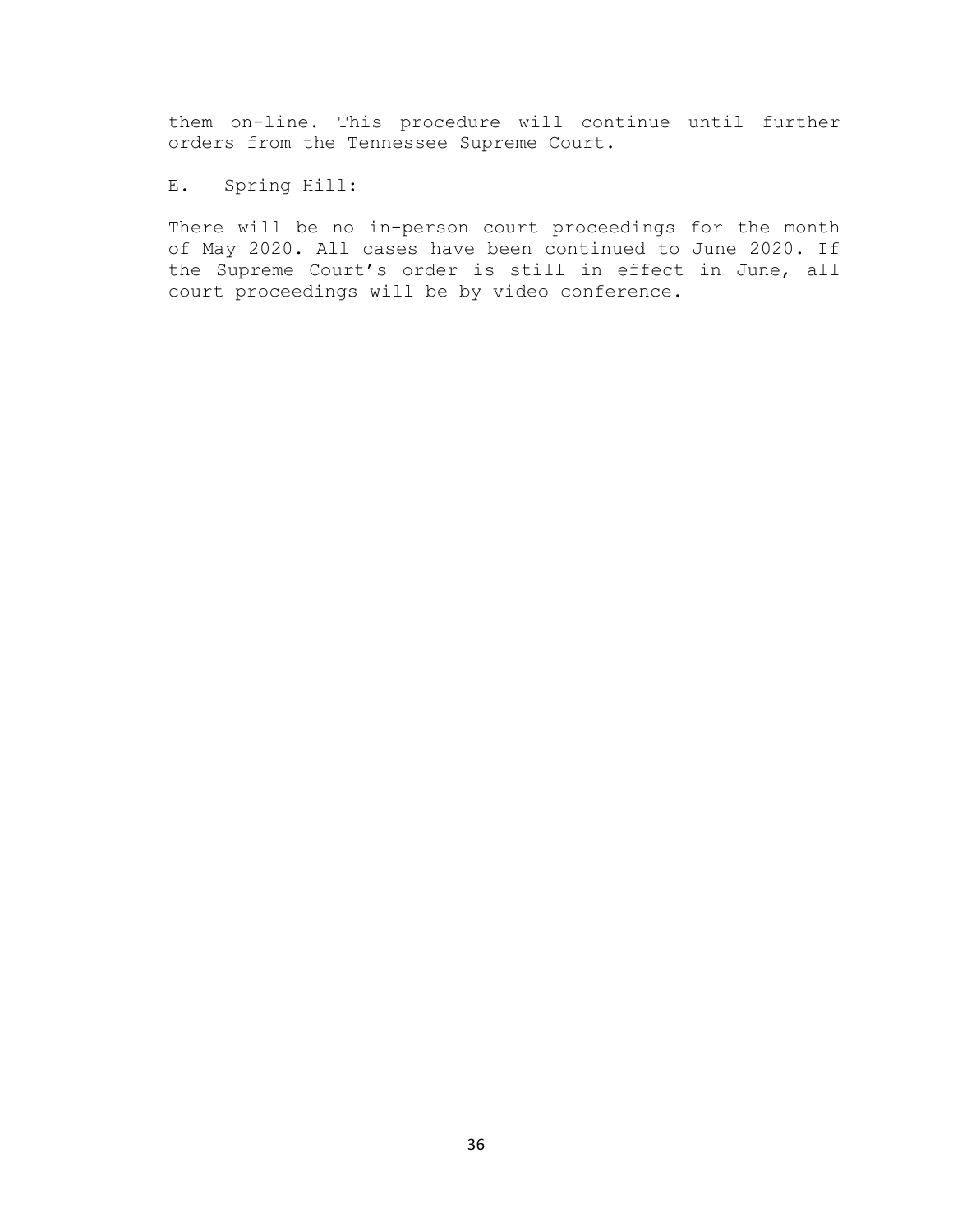them on-line. This procedure will continue until further orders from the Tennessee Supreme Court.

E. Spring Hill:

There will be no in-person court proceedings for the month of May 2020. All cases have been continued to June 2020. If the Supreme Court's order is still in effect in June, all court proceedings will be by video conference.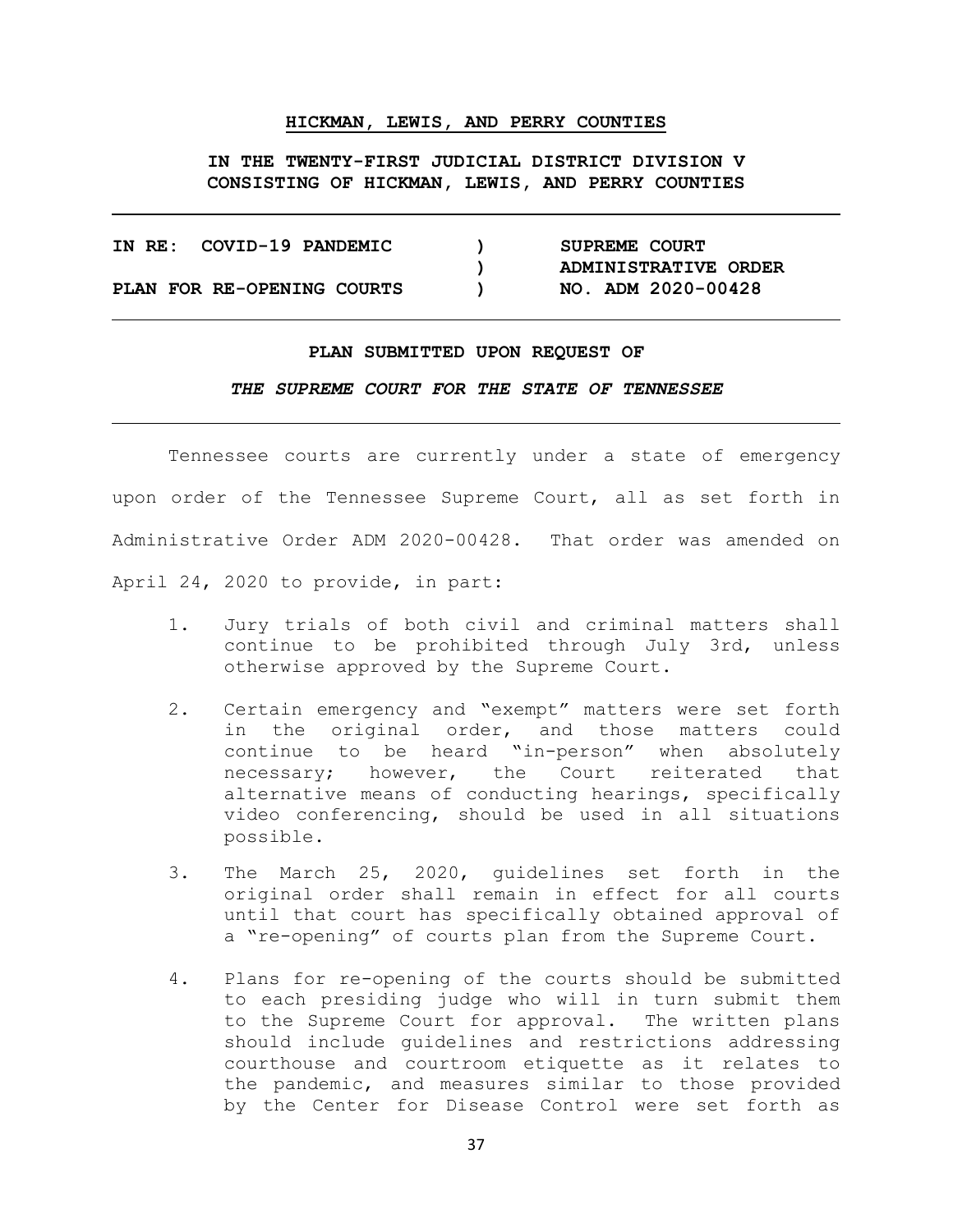**HICKMAN, LEWIS, AND PERRY COUNTIES**

**IN THE TWENTY-FIRST JUDICIAL DISTRICT DIVISION V CONSISTING OF HICKMAN, LEWIS, AND PERRY COUNTIES**

| | | |
|---|---|---|
| **IN RE: COVID-19 PANDEMIC** | **)** | **SUPREME COURT** |
| | **)** | **ADMINISTRATIVE ORDER** |
| **PLAN FOR RE-OPENING COURTS** | **)** | **NO. ADM 2020-00428** |

**PLAN SUBMITTED UPON REQUEST OF**

***THE SUPREME COURT FOR THE STATE OF TENNESSEE***

Tennessee courts are currently under a state of emergency upon order of the Tennessee Supreme Court, all as set forth in Administrative Order ADM 2020-00428. That order was amended on April 24, 2020 to provide, in part:

1. Jury trials of both civil and criminal matters shall continue to be prohibited through July 3rd, unless otherwise approved by the Supreme Court.

2. Certain emergency and "exempt" matters were set forth in the original order, and those matters could continue to be heard "in-person" when absolutely necessary; however, the Court reiterated that alternative means of conducting hearings, specifically video conferencing, should be used in all situations possible.

3. The March 25, 2020, guidelines set forth in the original order shall remain in effect for all courts until that court has specifically obtained approval of a "re-opening" of courts plan from the Supreme Court.

4. Plans for re-opening of the courts should be submitted to each presiding judge who will in turn submit them to the Supreme Court for approval. The written plans should include guidelines and restrictions addressing courthouse and courtroom etiquette as it relates to the pandemic, and measures similar to those provided by the Center for Disease Control were set forth as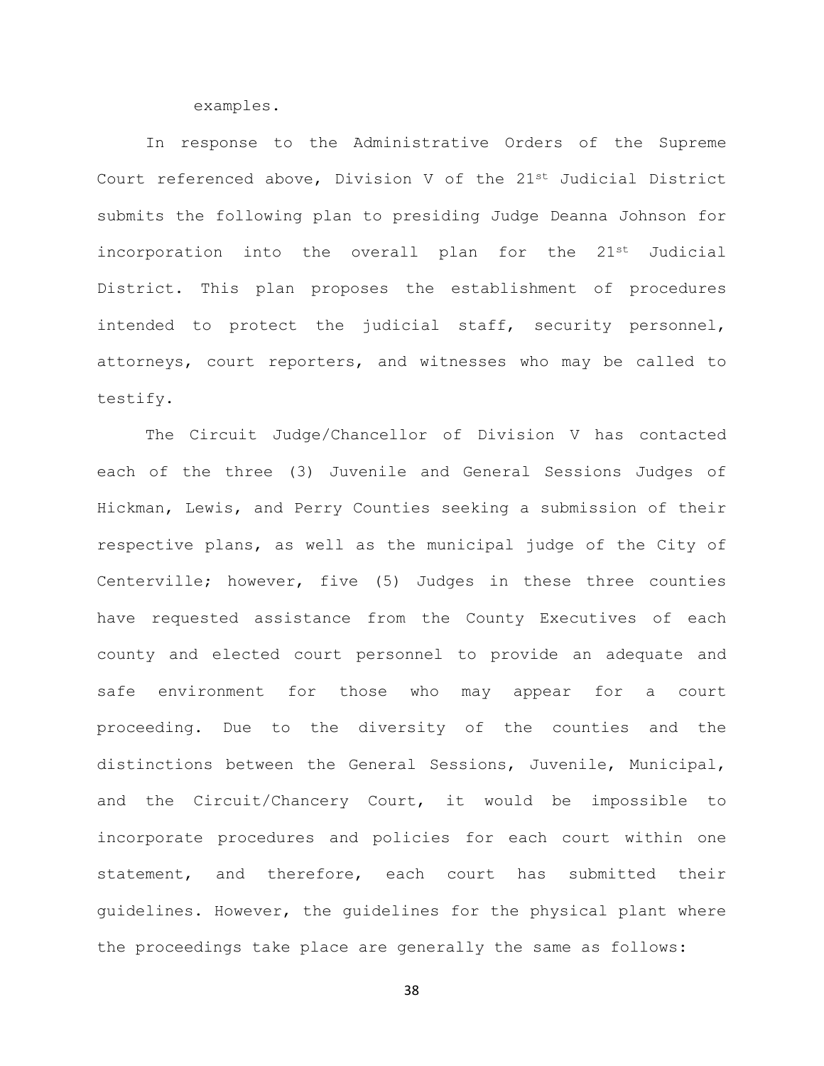examples.

In response to the Administrative Orders of the Supreme Court referenced above, Division V of the 21st Judicial District submits the following plan to presiding Judge Deanna Johnson for incorporation into the overall plan for the 21st Judicial District. This plan proposes the establishment of procedures intended to protect the judicial staff, security personnel, attorneys, court reporters, and witnesses who may be called to testify.

The Circuit Judge/Chancellor of Division V has contacted each of the three (3) Juvenile and General Sessions Judges of Hickman, Lewis, and Perry Counties seeking a submission of their respective plans, as well as the municipal judge of the City of Centerville; however, five (5) Judges in these three counties have requested assistance from the County Executives of each county and elected court personnel to provide an adequate and safe environment for those who may appear for a court proceeding. Due to the diversity of the counties and the distinctions between the General Sessions, Juvenile, Municipal, and the Circuit/Chancery Court, it would be impossible to incorporate procedures and policies for each court within one statement, and therefore, each court has submitted their guidelines. However, the guidelines for the physical plant where the proceedings take place are generally the same as follows: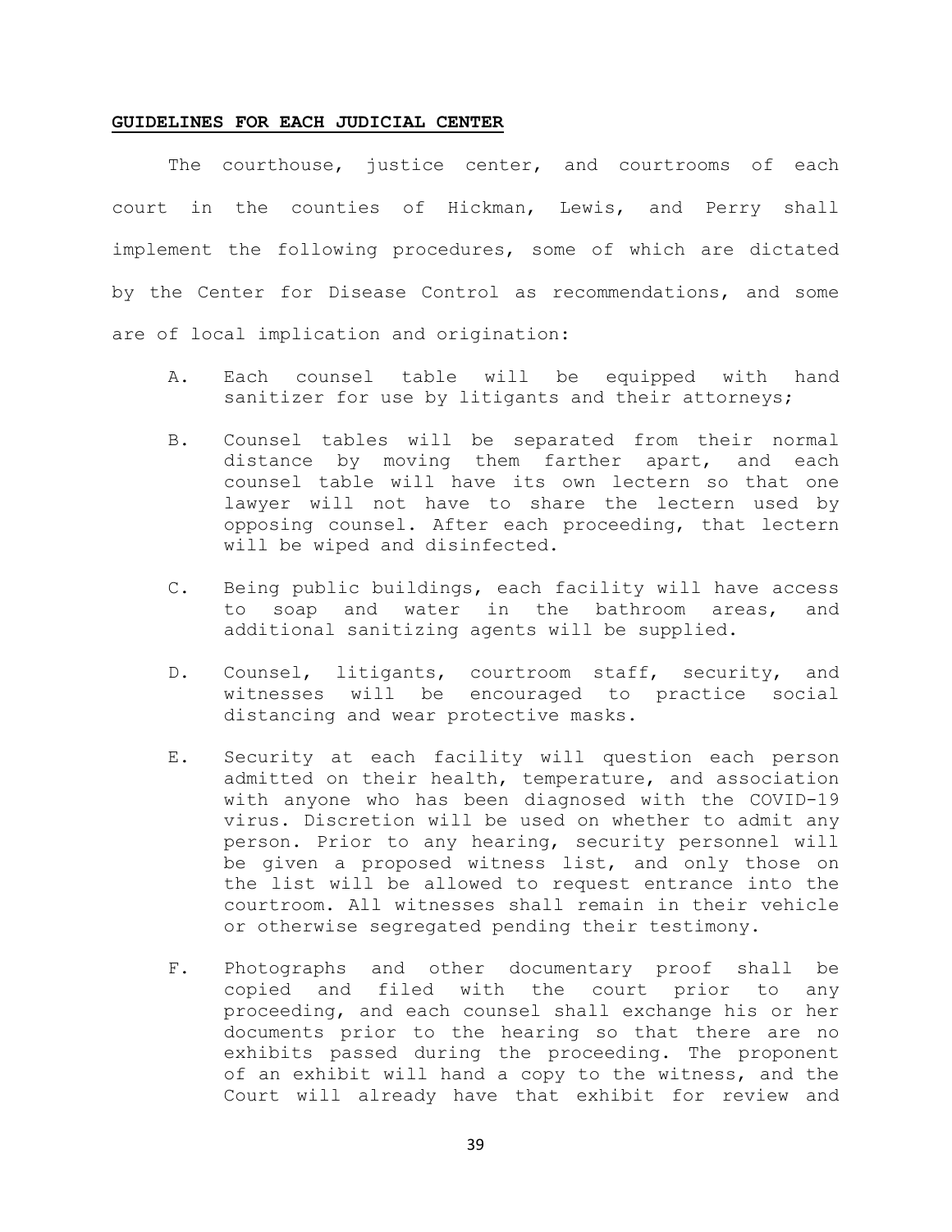**GUIDELINES FOR EACH JUDICIAL CENTER**

The courthouse, justice center, and courtrooms of each court in the counties of Hickman, Lewis, and Perry shall implement the following procedures, some of which are dictated by the Center for Disease Control as recommendations, and some are of local implication and origination:

A. Each counsel table will be equipped with hand sanitizer for use by litigants and their attorneys;

B. Counsel tables will be separated from their normal distance by moving them farther apart, and each counsel table will have its own lectern so that one lawyer will not have to share the lectern used by opposing counsel. After each proceeding, that lectern will be wiped and disinfected.

C. Being public buildings, each facility will have access to soap and water in the bathroom areas, and additional sanitizing agents will be supplied.

D. Counsel, litigants, courtroom staff, security, and witnesses will be encouraged to practice social distancing and wear protective masks.

E. Security at each facility will question each person admitted on their health, temperature, and association with anyone who has been diagnosed with the COVID-19 virus. Discretion will be used on whether to admit any person. Prior to any hearing, security personnel will be given a proposed witness list, and only those on the list will be allowed to request entrance into the courtroom. All witnesses shall remain in their vehicle or otherwise segregated pending their testimony.

F. Photographs and other documentary proof shall be copied and filed with the court prior to any proceeding, and each counsel shall exchange his or her documents prior to the hearing so that there are no exhibits passed during the proceeding. The proponent of an exhibit will hand a copy to the witness, and the Court will already have that exhibit for review and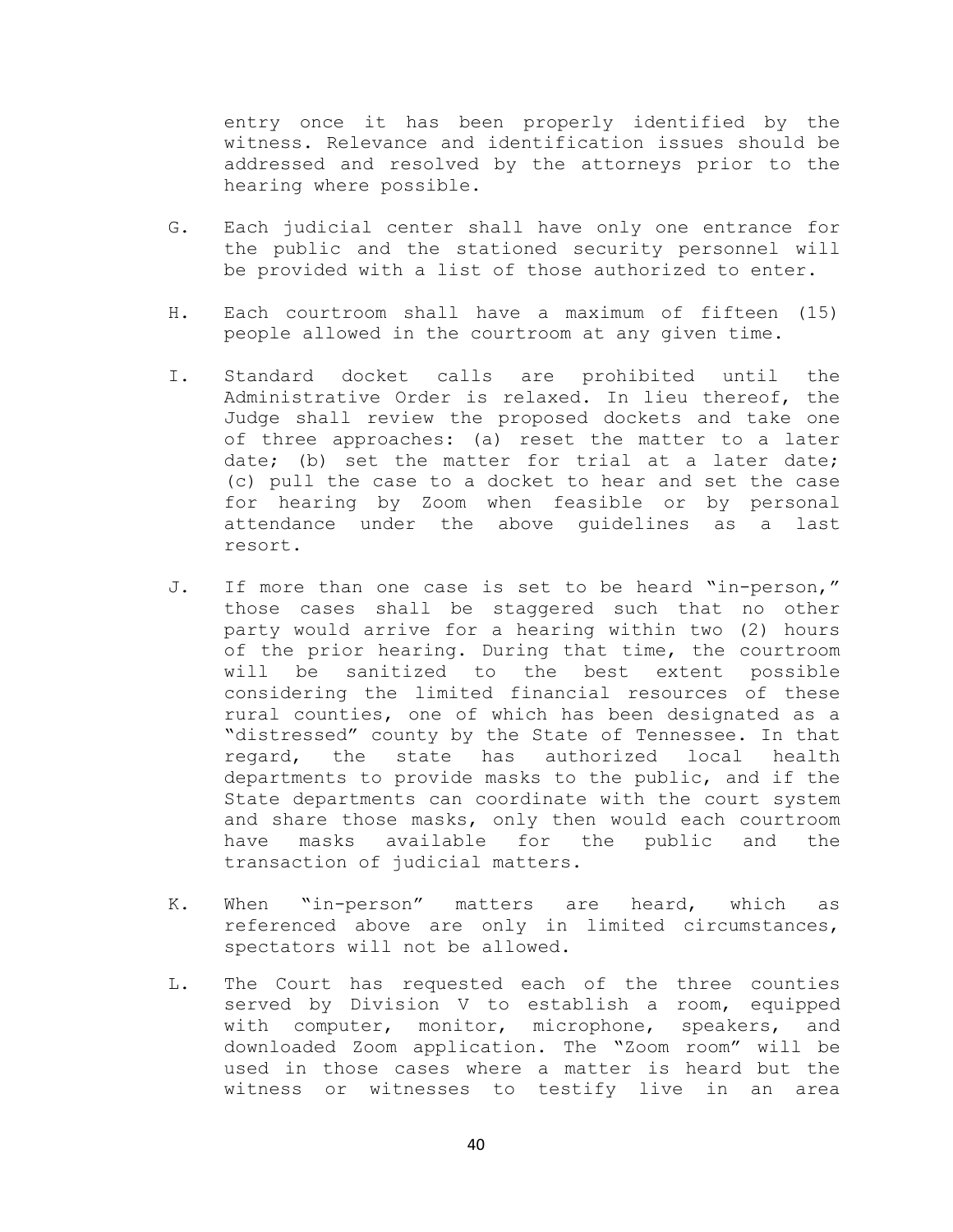entry once it has been properly identified by the witness. Relevance and identification issues should be addressed and resolved by the attorneys prior to the hearing where possible.

G. Each judicial center shall have only one entrance for the public and the stationed security personnel will be provided with a list of those authorized to enter.

H. Each courtroom shall have a maximum of fifteen (15) people allowed in the courtroom at any given time.

I. Standard docket calls are prohibited until the Administrative Order is relaxed. In lieu thereof, the Judge shall review the proposed dockets and take one of three approaches: (a) reset the matter to a later date; (b) set the matter for trial at a later date; (c) pull the case to a docket to hear and set the case for hearing by Zoom when feasible or by personal attendance under the above guidelines as a last resort.

J. If more than one case is set to be heard "in-person," those cases shall be staggered such that no other party would arrive for a hearing within two (2) hours of the prior hearing. During that time, the courtroom will be sanitized to the best extent possible considering the limited financial resources of these rural counties, one of which has been designated as a "distressed" county by the State of Tennessee. In that regard, the state has authorized local health departments to provide masks to the public, and if the State departments can coordinate with the court system and share those masks, only then would each courtroom have masks available for the public and the transaction of judicial matters.

K. When "in-person" matters are heard, which as referenced above are only in limited circumstances, spectators will not be allowed.

L. The Court has requested each of the three counties served by Division V to establish a room, equipped with computer, monitor, microphone, speakers, and downloaded Zoom application. The "Zoom room" will be used in those cases where a matter is heard but the witness or witnesses to testify live in an area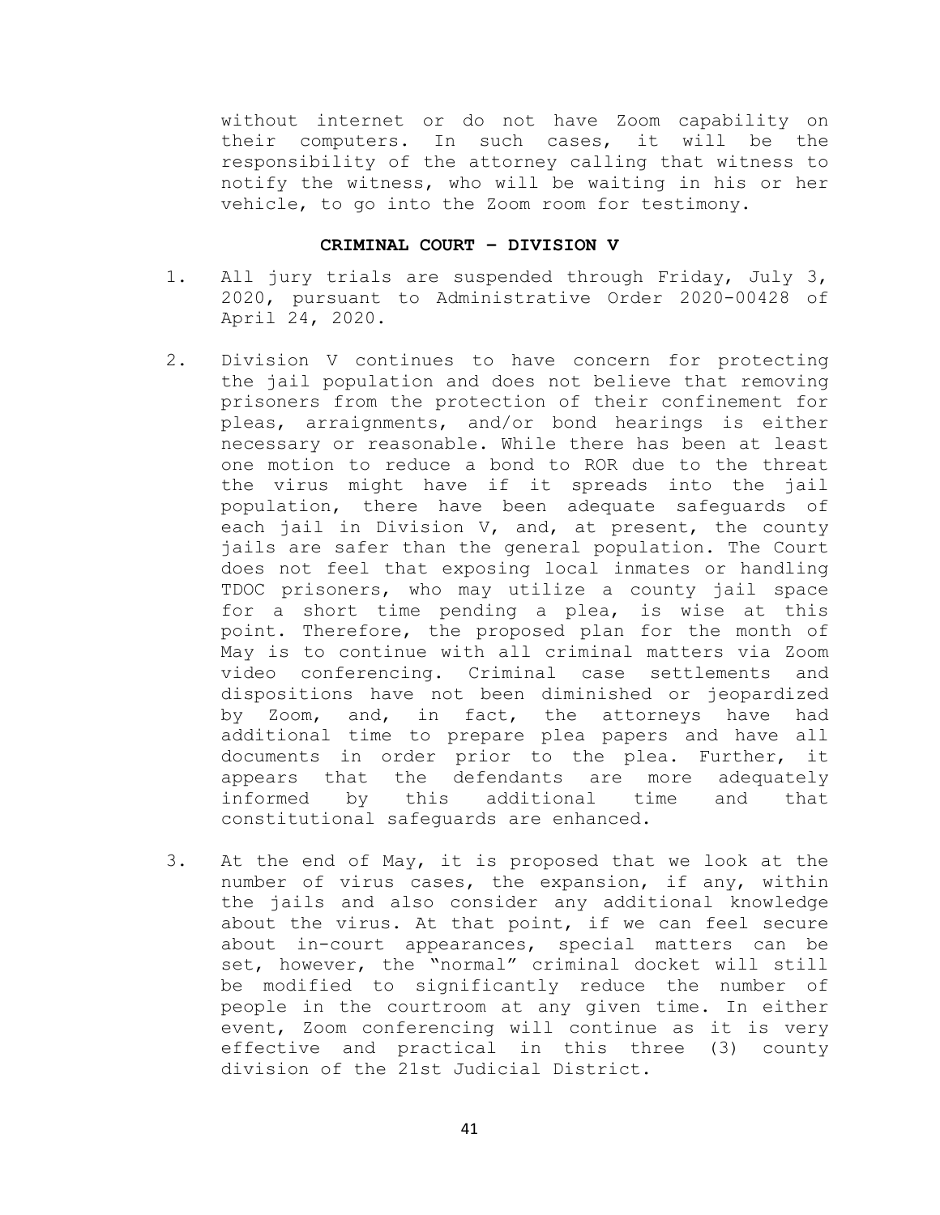without internet or do not have Zoom capability on their computers. In such cases, it will be the responsibility of the attorney calling that witness to notify the witness, who will be waiting in his or her vehicle, to go into the Zoom room for testimony.

**CRIMINAL COURT – DIVISION V**

1. All jury trials are suspended through Friday, July 3, 2020, pursuant to Administrative Order 2020-00428 of April 24, 2020.

2. Division V continues to have concern for protecting the jail population and does not believe that removing prisoners from the protection of their confinement for pleas, arraignments, and/or bond hearings is either necessary or reasonable. While there has been at least one motion to reduce a bond to ROR due to the threat the virus might have if it spreads into the jail population, there have been adequate safeguards of each jail in Division V, and, at present, the county jails are safer than the general population. The Court does not feel that exposing local inmates or handling TDOC prisoners, who may utilize a county jail space for a short time pending a plea, is wise at this point. Therefore, the proposed plan for the month of May is to continue with all criminal matters via Zoom video conferencing. Criminal case settlements and dispositions have not been diminished or jeopardized by Zoom, and, in fact, the attorneys have had additional time to prepare plea papers and have all documents in order prior to the plea. Further, it appears that the defendants are more adequately informed by this additional time and that constitutional safeguards are enhanced.

3. At the end of May, it is proposed that we look at the number of virus cases, the expansion, if any, within the jails and also consider any additional knowledge about the virus. At that point, if we can feel secure about in-court appearances, special matters can be set, however, the "normal" criminal docket will still be modified to significantly reduce the number of people in the courtroom at any given time. In either event, Zoom conferencing will continue as it is very effective and practical in this three (3) county division of the 21st Judicial District.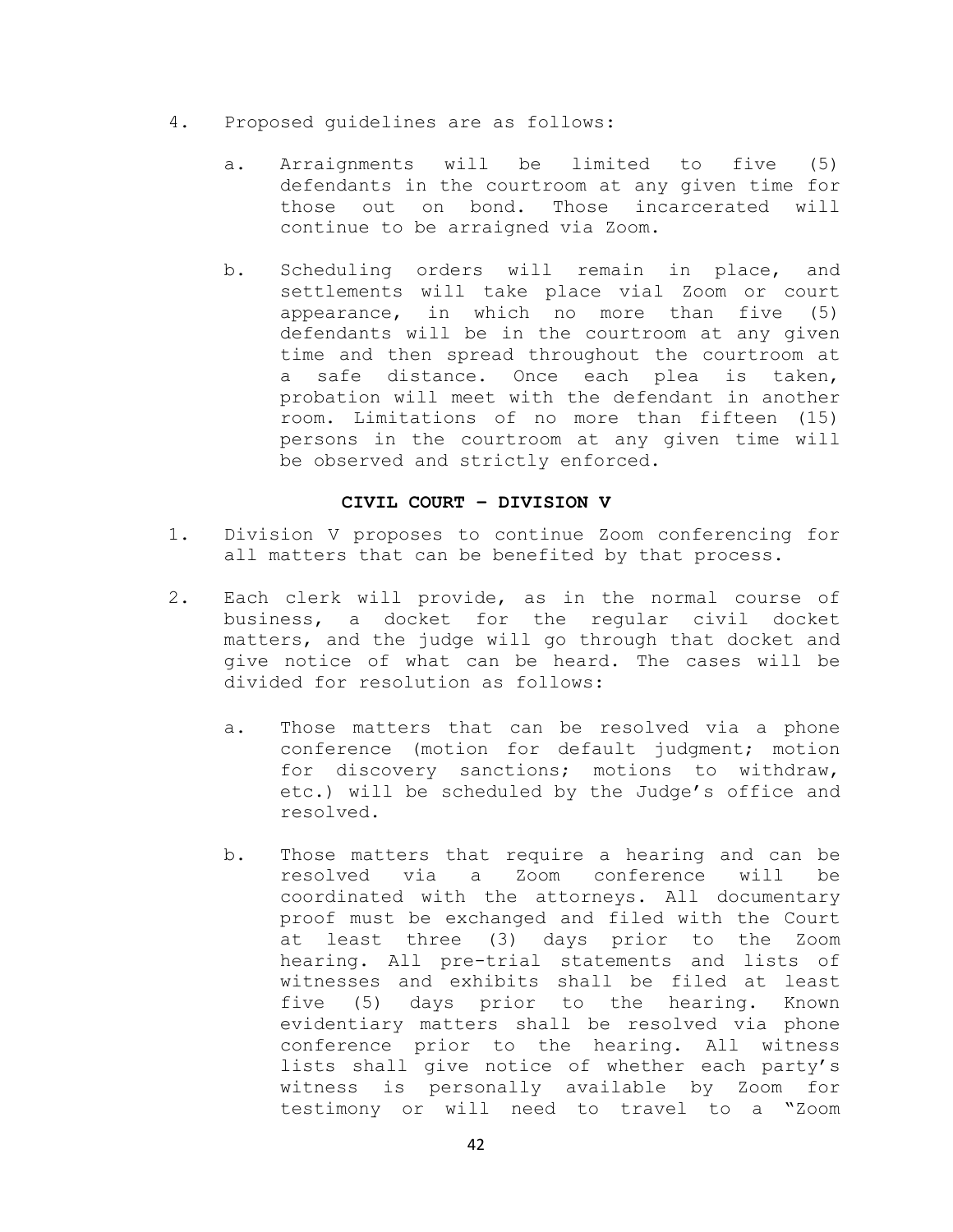4. Proposed guidelines are as follows:

   a. Arraignments will be limited to five (5) defendants in the courtroom at any given time for those out on bond. Those incarcerated will continue to be arraigned via Zoom.

   b. Scheduling orders will remain in place, and settlements will take place vial Zoom or court appearance, in which no more than five (5) defendants will be in the courtroom at any given time and then spread throughout the courtroom at a safe distance. Once each plea is taken, probation will meet with the defendant in another room. Limitations of no more than fifteen (15) persons in the courtroom at any given time will be observed and strictly enforced.

**CIVIL COURT – DIVISION V**

1. Division V proposes to continue Zoom conferencing for all matters that can be benefited by that process.

2. Each clerk will provide, as in the normal course of business, a docket for the regular civil docket matters, and the judge will go through that docket and give notice of what can be heard. The cases will be divided for resolution as follows:

   a. Those matters that can be resolved via a phone conference (motion for default judgment; motion for discovery sanctions; motions to withdraw, etc.) will be scheduled by the Judge's office and resolved.

   b. Those matters that require a hearing and can be resolved via a Zoom conference will be coordinated with the attorneys. All documentary proof must be exchanged and filed with the Court at least three (3) days prior to the Zoom hearing. All pre-trial statements and lists of witnesses and exhibits shall be filed at least five (5) days prior to the hearing. Known evidentiary matters shall be resolved via phone conference prior to the hearing. All witness lists shall give notice of whether each party's witness is personally available by Zoom for testimony or will need to travel to a "Zoom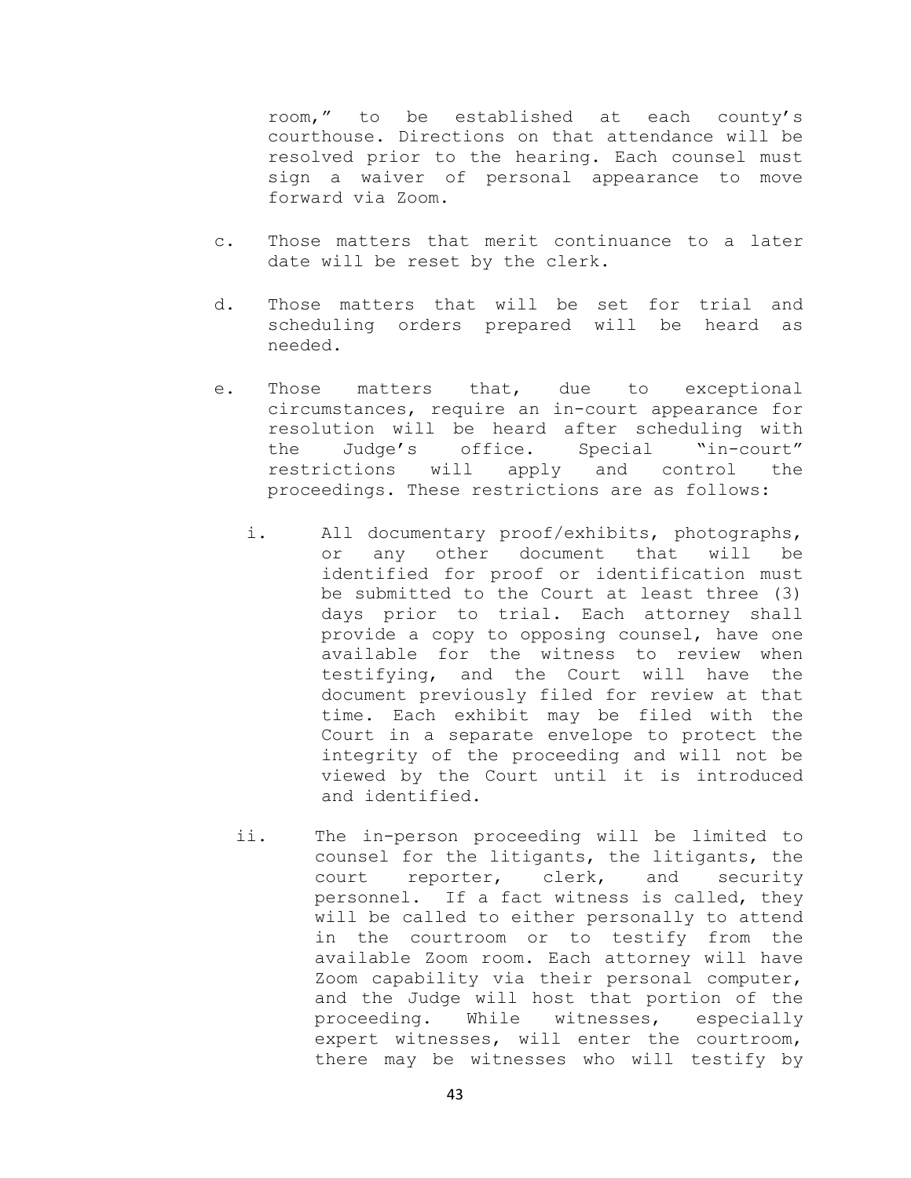room," to be established at each county's courthouse. Directions on that attendance will be resolved prior to the hearing. Each counsel must sign a waiver of personal appearance to move forward via Zoom.

c. Those matters that merit continuance to a later date will be reset by the clerk.

d. Those matters that will be set for trial and scheduling orders prepared will be heard as needed.

e. Those matters that, due to exceptional circumstances, require an in-court appearance for resolution will be heard after scheduling with the Judge's office. Special "in-court" restrictions will apply and control the proceedings. These restrictions are as follows:

   i. All documentary proof/exhibits, photographs, or any other document that will be identified for proof or identification must be submitted to the Court at least three (3) days prior to trial. Each attorney shall provide a copy to opposing counsel, have one available for the witness to review when testifying, and the Court will have the document previously filed for review at that time. Each exhibit may be filed with the Court in a separate envelope to protect the integrity of the proceeding and will not be viewed by the Court until it is introduced and identified.

   ii. The in-person proceeding will be limited to counsel for the litigants, the litigants, the court reporter, clerk, and security personnel. If a fact witness is called, they will be called to either personally to attend in the courtroom or to testify from the available Zoom room. Each attorney will have Zoom capability via their personal computer, and the Judge will host that portion of the proceeding. While witnesses, especially expert witnesses, will enter the courtroom, there may be witnesses who will testify by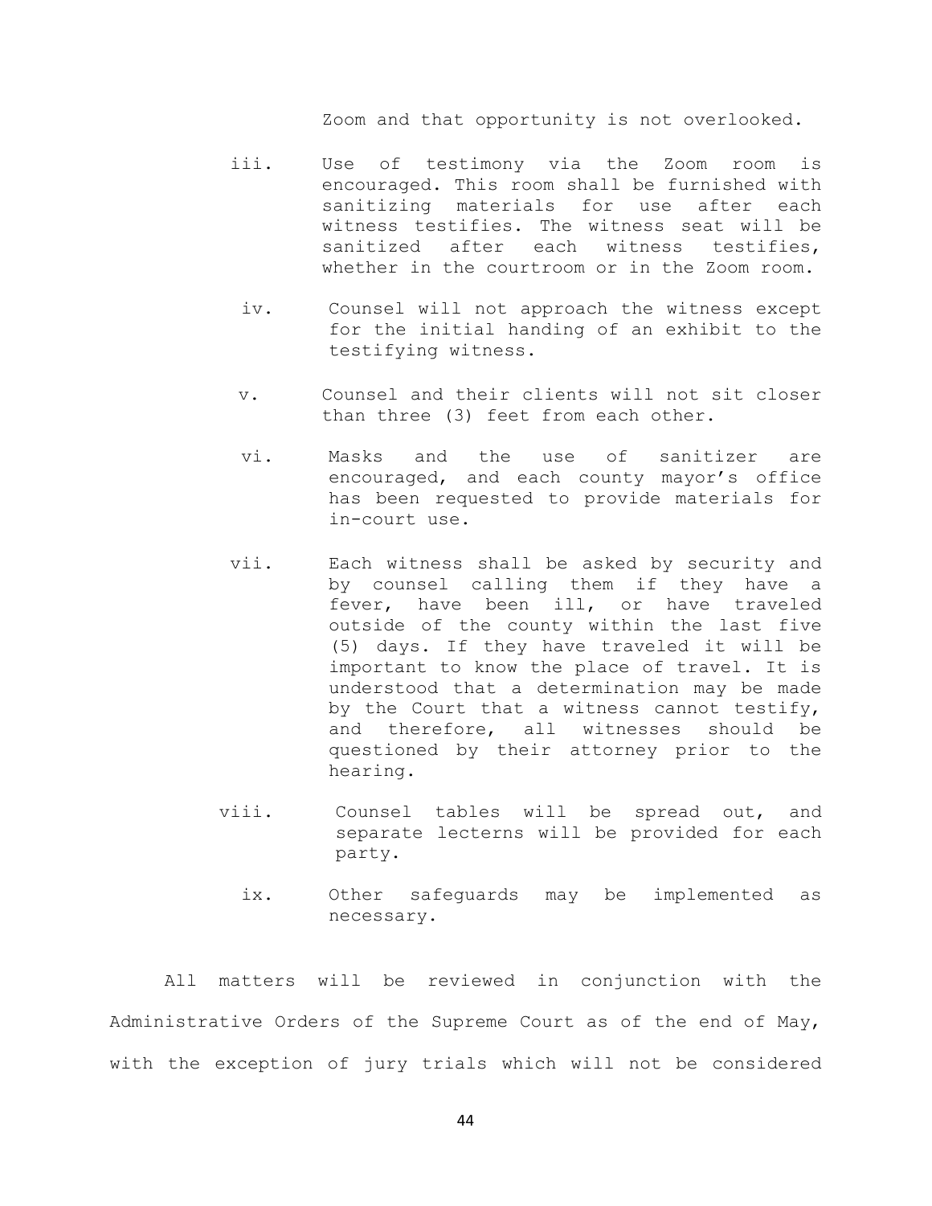Zoom and that opportunity is not overlooked.

iii. Use of testimony via the Zoom room is encouraged. This room shall be furnished with sanitizing materials for use after each witness testifies. The witness seat will be sanitized after each witness testifies, whether in the courtroom or in the Zoom room.

iv. Counsel will not approach the witness except for the initial handing of an exhibit to the testifying witness.

v. Counsel and their clients will not sit closer than three (3) feet from each other.

vi. Masks and the use of sanitizer are encouraged, and each county mayor's office has been requested to provide materials for in-court use.

vii. Each witness shall be asked by security and by counsel calling them if they have a fever, have been ill, or have traveled outside of the county within the last five (5) days. If they have traveled it will be important to know the place of travel. It is understood that a determination may be made by the Court that a witness cannot testify, and therefore, all witnesses should be questioned by their attorney prior to the hearing.

viii. Counsel tables will be spread out, and separate lecterns will be provided for each party.

ix. Other safeguards may be implemented as necessary.

All matters will be reviewed in conjunction with the Administrative Orders of the Supreme Court as of the end of May, with the exception of jury trials which will not be considered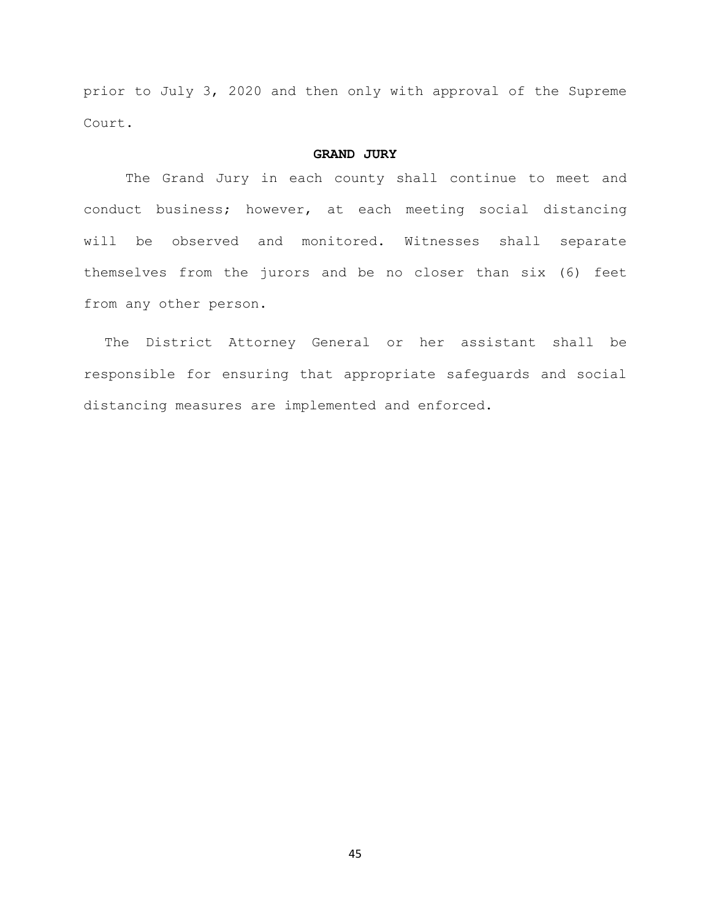prior to July 3, 2020 and then only with approval of the Supreme Court.

**GRAND JURY**

The Grand Jury in each county shall continue to meet and conduct business; however, at each meeting social distancing will be observed and monitored. Witnesses shall separate themselves from the jurors and be no closer than six (6) feet from any other person.

The District Attorney General or her assistant shall be responsible for ensuring that appropriate safeguards and social distancing measures are implemented and enforced.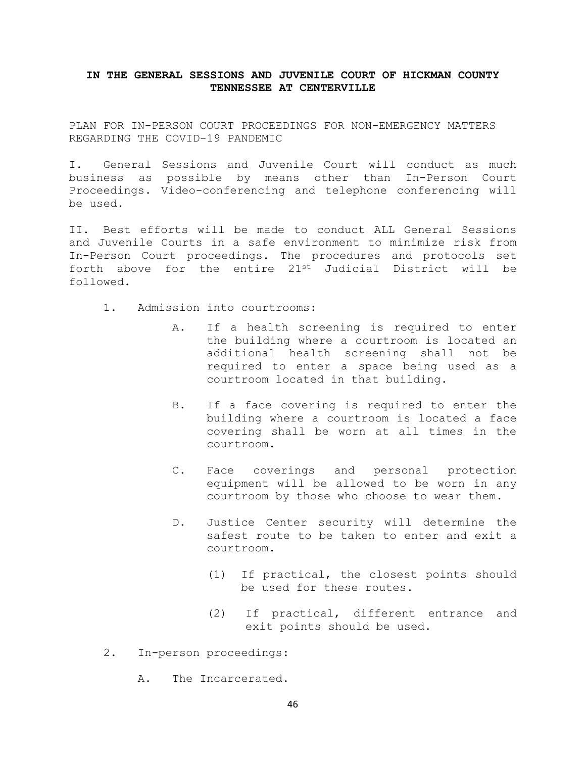**IN THE GENERAL SESSIONS AND JUVENILE COURT OF HICKMAN COUNTY TENNESSEE AT CENTERVILLE**

PLAN FOR IN-PERSON COURT PROCEEDINGS FOR NON-EMERGENCY MATTERS REGARDING THE COVID-19 PANDEMIC

I. General Sessions and Juvenile Court will conduct as much business as possible by means other than In-Person Court Proceedings. Video-conferencing and telephone conferencing will be used.

II. Best efforts will be made to conduct ALL General Sessions and Juvenile Courts in a safe environment to minimize risk from In-Person Court proceedings. The procedures and protocols set forth above for the entire 21st Judicial District will be followed.

1. Admission into courtrooms:

   A. If a health screening is required to enter the building where a courtroom is located an additional health screening shall not be required to enter a space being used as a courtroom located in that building.

   B. If a face covering is required to enter the building where a courtroom is located a face covering shall be worn at all times in the courtroom.

   C. Face coverings and personal protection equipment will be allowed to be worn in any courtroom by those who choose to wear them.

   D. Justice Center security will determine the safest route to be taken to enter and exit a courtroom.

      (1) If practical, the closest points should be used for these routes.

      (2) If practical, different entrance and exit points should be used.

2. In-person proceedings:

   A. The Incarcerated.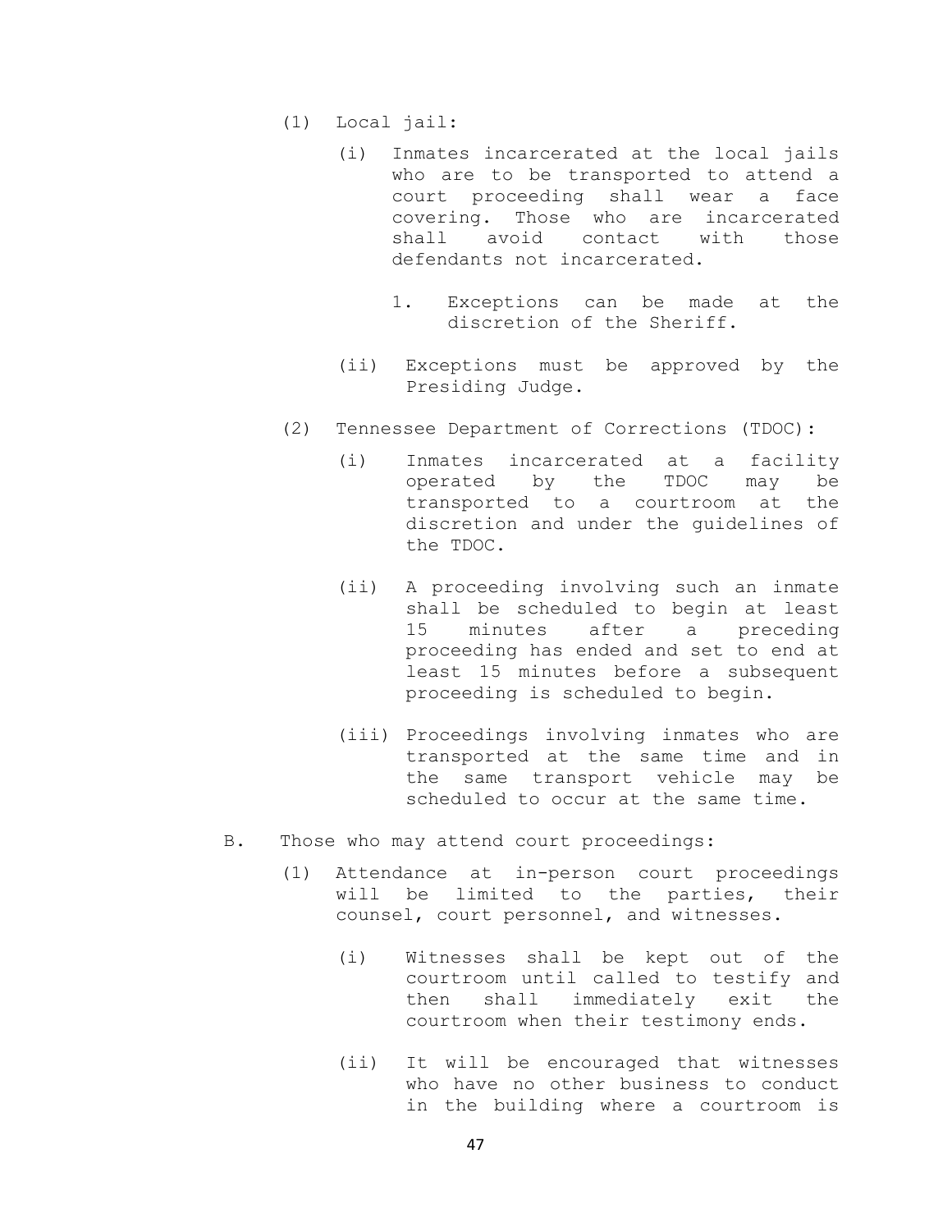(1) Local jail:

(i) Inmates incarcerated at the local jails who are to be transported to attend a court proceeding shall wear a face covering. Those who are incarcerated shall avoid contact with those defendants not incarcerated.

1. Exceptions can be made at the discretion of the Sheriff.

(ii) Exceptions must be approved by the Presiding Judge.

(2) Tennessee Department of Corrections (TDOC):

(i) Inmates incarcerated at a facility operated by the TDOC may be transported to a courtroom at the discretion and under the guidelines of the TDOC.

(ii) A proceeding involving such an inmate shall be scheduled to begin at least 15 minutes after a preceding proceeding has ended and set to end at least 15 minutes before a subsequent proceeding is scheduled to begin.

(iii) Proceedings involving inmates who are transported at the same time and in the same transport vehicle may be scheduled to occur at the same time.

B. Those who may attend court proceedings:

(1) Attendance at in-person court proceedings will be limited to the parties, their counsel, court personnel, and witnesses.

(i) Witnesses shall be kept out of the courtroom until called to testify and then shall immediately exit the courtroom when their testimony ends.

(ii) It will be encouraged that witnesses who have no other business to conduct in the building where a courtroom is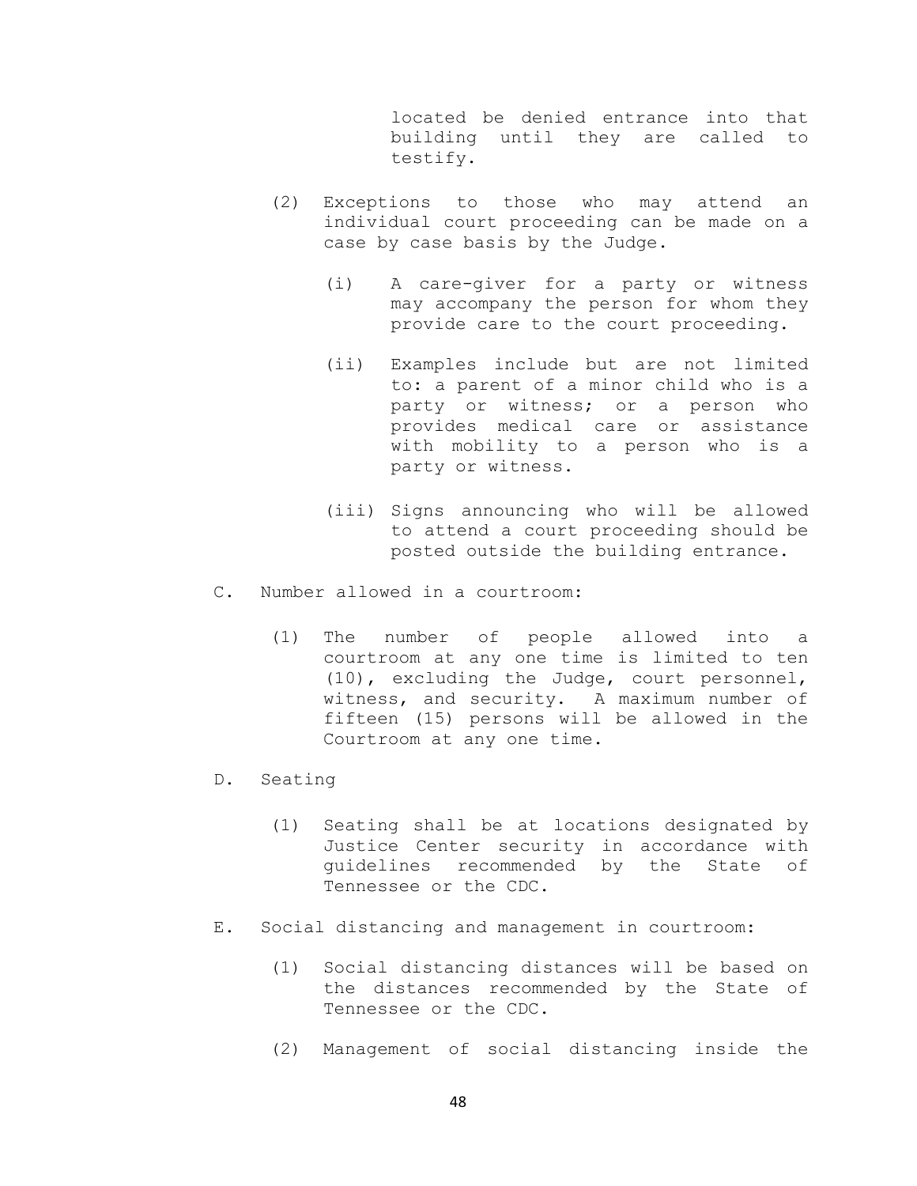located be denied entrance into that building until they are called to testify.

(2) Exceptions to those who may attend an individual court proceeding can be made on a case by case basis by the Judge.

   (i) A care-giver for a party or witness may accompany the person for whom they provide care to the court proceeding.

   (ii) Examples include but are not limited to: a parent of a minor child who is a party or witness; or a person who provides medical care or assistance with mobility to a person who is a party or witness.

   (iii) Signs announcing who will be allowed to attend a court proceeding should be posted outside the building entrance.

C. Number allowed in a courtroom:

   (1) The number of people allowed into a courtroom at any one time is limited to ten (10), excluding the Judge, court personnel, witness, and security. A maximum number of fifteen (15) persons will be allowed in the Courtroom at any one time.

D. Seating

   (1) Seating shall be at locations designated by Justice Center security in accordance with guidelines recommended by the State of Tennessee or the CDC.

E. Social distancing and management in courtroom:

   (1) Social distancing distances will be based on the distances recommended by the State of Tennessee or the CDC.

   (2) Management of social distancing inside the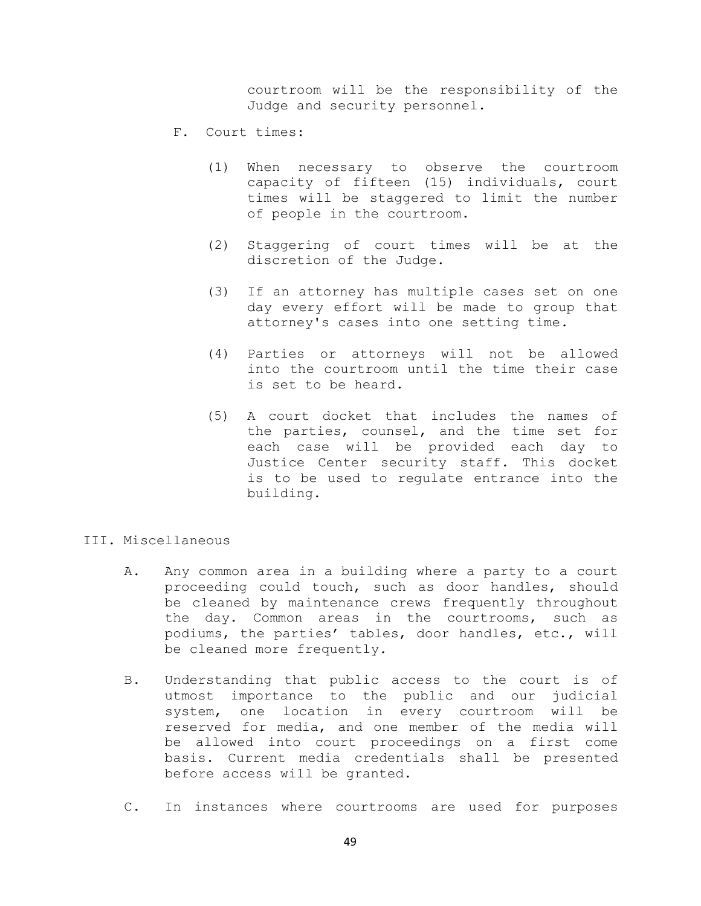courtroom will be the responsibility of the Judge and security personnel.

F. Court times:

   (1) When necessary to observe the courtroom capacity of fifteen (15) individuals, court times will be staggered to limit the number of people in the courtroom.

   (2) Staggering of court times will be at the discretion of the Judge.

   (3) If an attorney has multiple cases set on one day every effort will be made to group that attorney's cases into one setting time.

   (4) Parties or attorneys will not be allowed into the courtroom until the time their case is set to be heard.

   (5) A court docket that includes the names of the parties, counsel, and the time set for each case will be provided each day to Justice Center security staff. This docket is to be used to regulate entrance into the building.

III. Miscellaneous

A. Any common area in a building where a party to a court proceeding could touch, such as door handles, should be cleaned by maintenance crews frequently throughout the day. Common areas in the courtrooms, such as podiums, the parties' tables, door handles, etc., will be cleaned more frequently.

B. Understanding that public access to the court is of utmost importance to the public and our judicial system, one location in every courtroom will be reserved for media, and one member of the media will be allowed into court proceedings on a first come basis. Current media credentials shall be presented before access will be granted.

C. In instances where courtrooms are used for purposes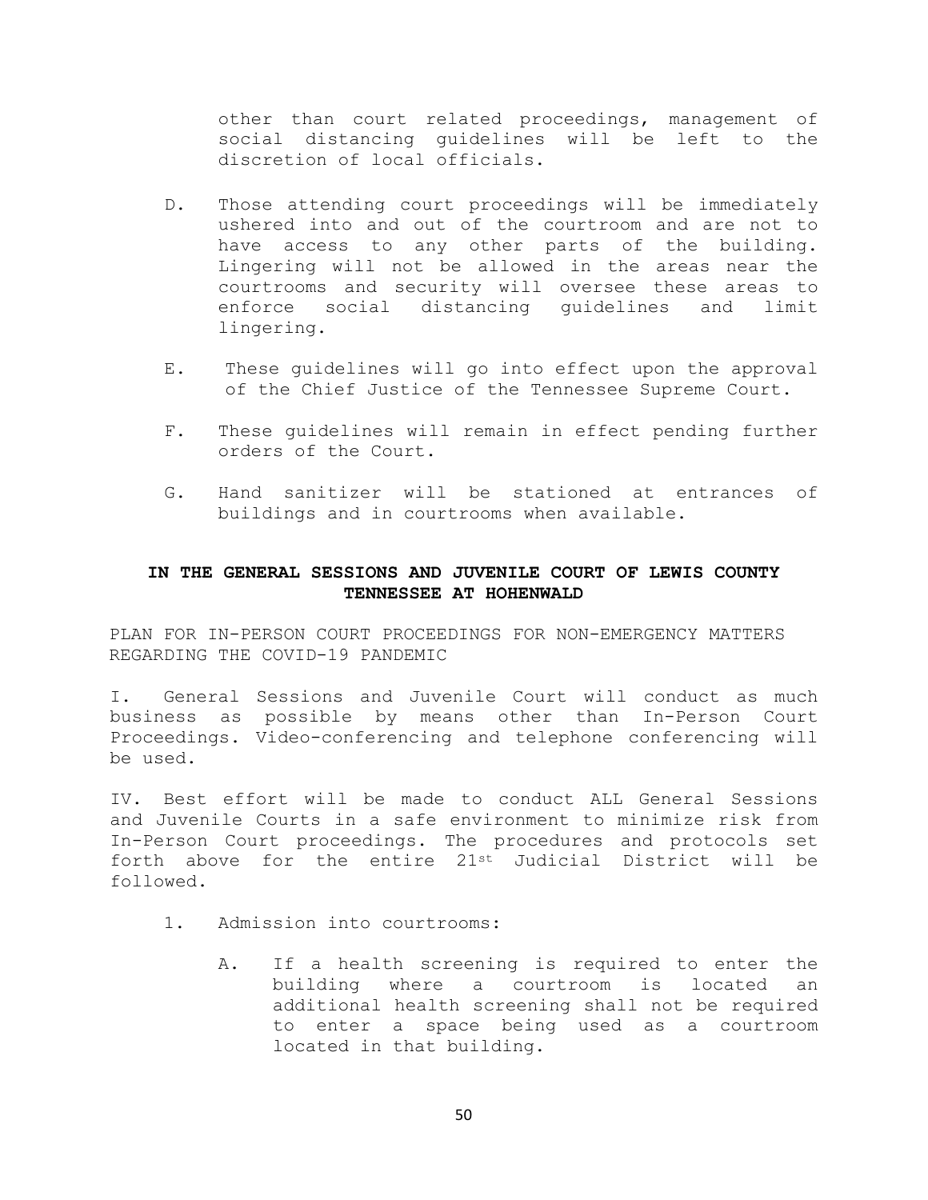other than court related proceedings, management of social distancing guidelines will be left to the discretion of local officials.

D. Those attending court proceedings will be immediately ushered into and out of the courtroom and are not to have access to any other parts of the building. Lingering will not be allowed in the areas near the courtrooms and security will oversee these areas to enforce social distancing guidelines and limit lingering.

E. These guidelines will go into effect upon the approval of the Chief Justice of the Tennessee Supreme Court.

F. These guidelines will remain in effect pending further orders of the Court.

G. Hand sanitizer will be stationed at entrances of buildings and in courtrooms when available.

**IN THE GENERAL SESSIONS AND JUVENILE COURT OF LEWIS COUNTY TENNESSEE AT HOHENWALD**

PLAN FOR IN-PERSON COURT PROCEEDINGS FOR NON-EMERGENCY MATTERS REGARDING THE COVID-19 PANDEMIC

I. General Sessions and Juvenile Court will conduct as much business as possible by means other than In-Person Court Proceedings. Video-conferencing and telephone conferencing will be used.

IV. Best effort will be made to conduct ALL General Sessions and Juvenile Courts in a safe environment to minimize risk from In-Person Court proceedings. The procedures and protocols set forth above for the entire 21st Judicial District will be followed.

1. Admission into courtrooms:

   A. If a health screening is required to enter the building where a courtroom is located an additional health screening shall not be required to enter a space being used as a courtroom located in that building.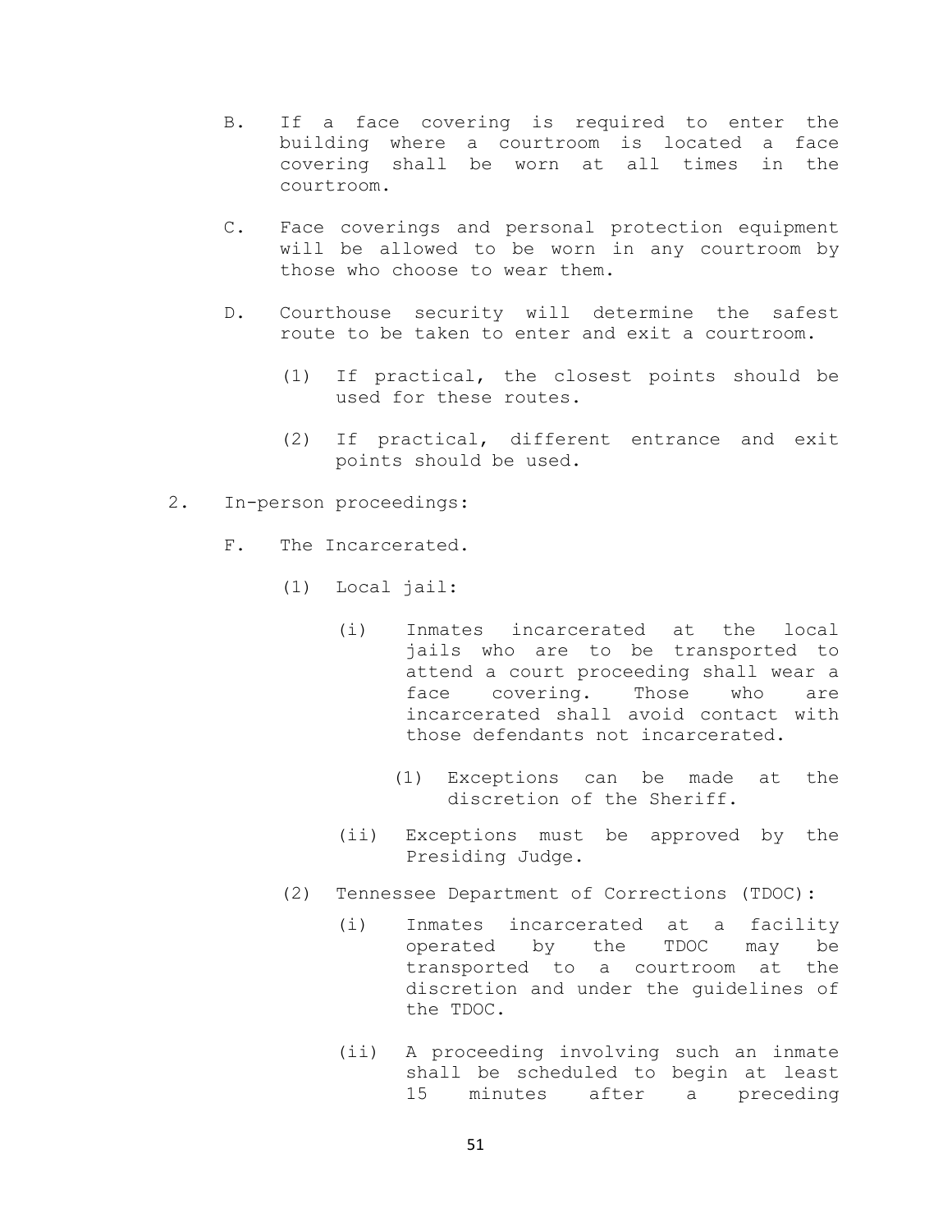B. If a face covering is required to enter the building where a courtroom is located a face covering shall be worn at all times in the courtroom.

C. Face coverings and personal protection equipment will be allowed to be worn in any courtroom by those who choose to wear them.

D. Courthouse security will determine the safest route to be taken to enter and exit a courtroom.

   (1) If practical, the closest points should be used for these routes.

   (2) If practical, different entrance and exit points should be used.

2. In-person proceedings:

   F. The Incarcerated.

      (1) Local jail:

         (i) Inmates incarcerated at the local jails who are to be transported to attend a court proceeding shall wear a face covering. Those who are incarcerated shall avoid contact with those defendants not incarcerated.

            (1) Exceptions can be made at the discretion of the Sheriff.

         (ii) Exceptions must be approved by the Presiding Judge.

      (2) Tennessee Department of Corrections (TDOC):

         (i) Inmates incarcerated at a facility operated by the TDOC may be transported to a courtroom at the discretion and under the guidelines of the TDOC.

         (ii) A proceeding involving such an inmate shall be scheduled to begin at least 15 minutes after a preceding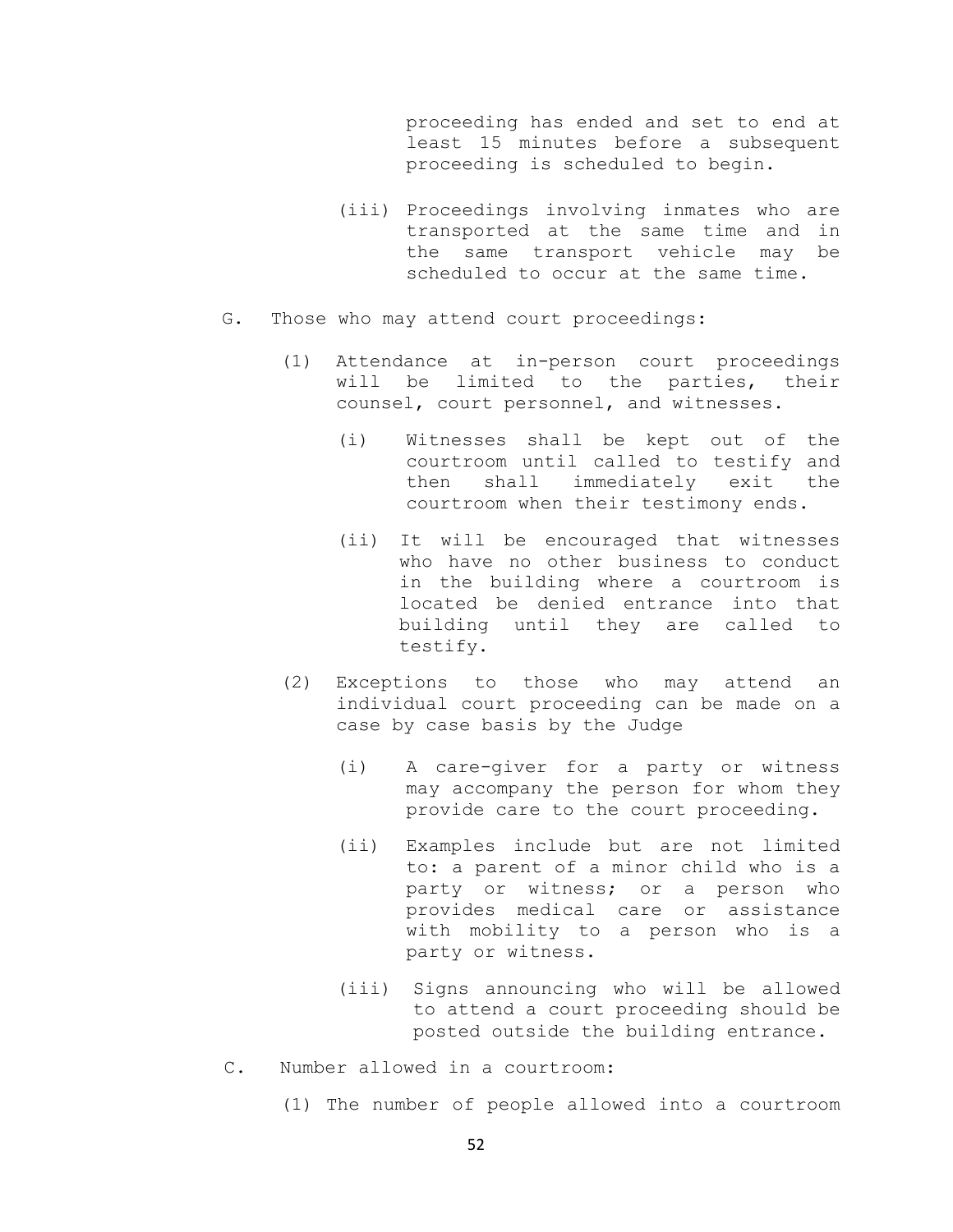proceeding has ended and set to end at least 15 minutes before a subsequent proceeding is scheduled to begin.

(iii) Proceedings involving inmates who are transported at the same time and in the same transport vehicle may be scheduled to occur at the same time.

G. Those who may attend court proceedings:

(1) Attendance at in-person court proceedings will be limited to the parties, their counsel, court personnel, and witnesses.

(i) Witnesses shall be kept out of the courtroom until called to testify and then shall immediately exit the courtroom when their testimony ends.

(ii) It will be encouraged that witnesses who have no other business to conduct in the building where a courtroom is located be denied entrance into that building until they are called to testify.

(2) Exceptions to those who may attend an individual court proceeding can be made on a case by case basis by the Judge

(i) A care-giver for a party or witness may accompany the person for whom they provide care to the court proceeding.

(ii) Examples include but are not limited to: a parent of a minor child who is a party or witness; or a person who provides medical care or assistance with mobility to a person who is a party or witness.

(iii) Signs announcing who will be allowed to attend a court proceeding should be posted outside the building entrance.

C. Number allowed in a courtroom:

(1) The number of people allowed into a courtroom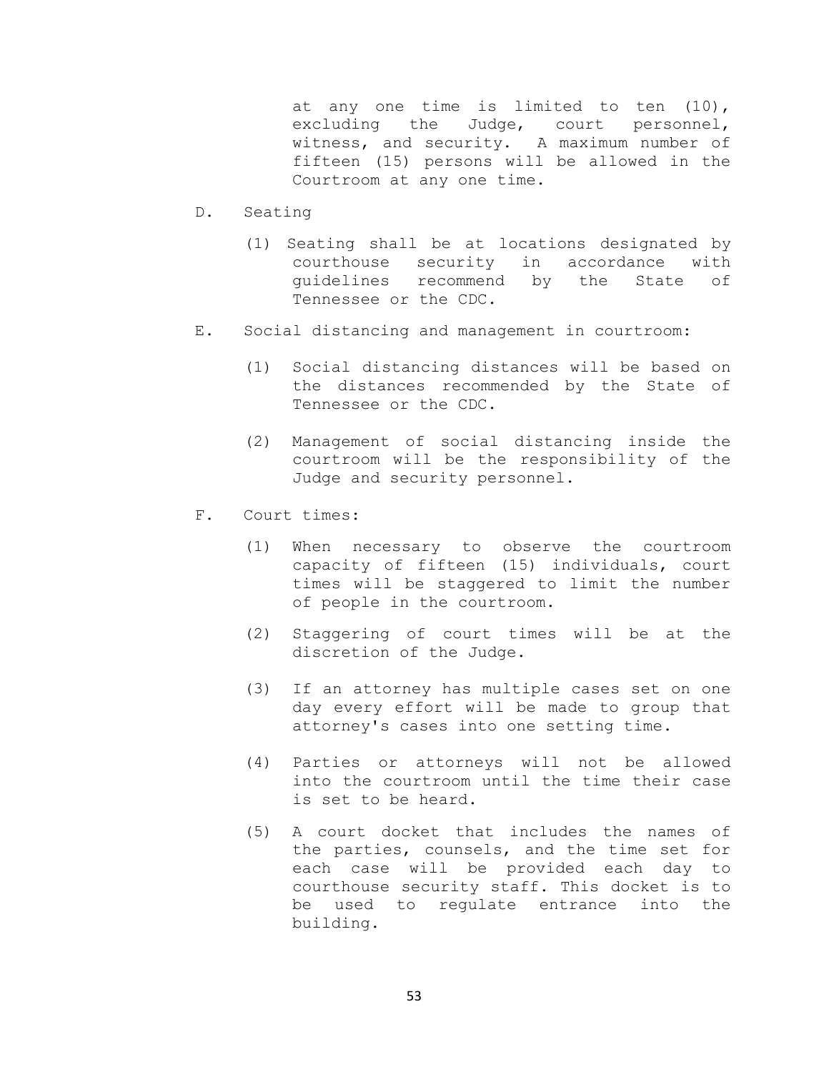at any one time is limited to ten (10), excluding the Judge, court personnel, witness, and security. A maximum number of fifteen (15) persons will be allowed in the Courtroom at any one time.

D. Seating

(1) Seating shall be at locations designated by courthouse security in accordance with guidelines recommend by the State of Tennessee or the CDC.

E. Social distancing and management in courtroom:

(1) Social distancing distances will be based on the distances recommended by the State of Tennessee or the CDC.

(2) Management of social distancing inside the courtroom will be the responsibility of the Judge and security personnel.

F. Court times:

(1) When necessary to observe the courtroom capacity of fifteen (15) individuals, court times will be staggered to limit the number of people in the courtroom.

(2) Staggering of court times will be at the discretion of the Judge.

(3) If an attorney has multiple cases set on one day every effort will be made to group that attorney's cases into one setting time.

(4) Parties or attorneys will not be allowed into the courtroom until the time their case is set to be heard.

(5) A court docket that includes the names of the parties, counsels, and the time set for each case will be provided each day to courthouse security staff. This docket is to be used to regulate entrance into the building.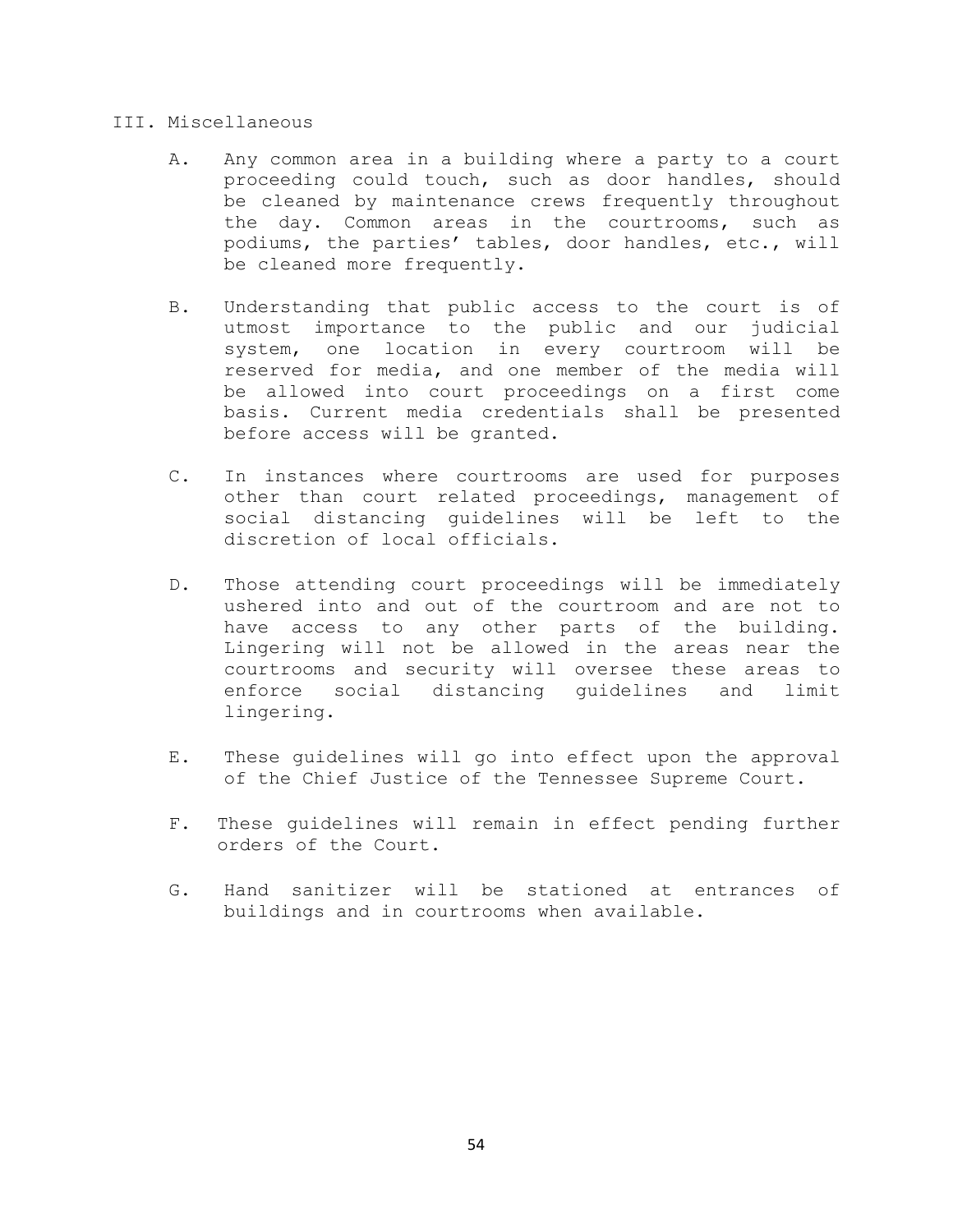## III. Miscellaneous

A. Any common area in a building where a party to a court proceeding could touch, such as door handles, should be cleaned by maintenance crews frequently throughout the day. Common areas in the courtrooms, such as podiums, the parties' tables, door handles, etc., will be cleaned more frequently.

B. Understanding that public access to the court is of utmost importance to the public and our judicial system, one location in every courtroom will be reserved for media, and one member of the media will be allowed into court proceedings on a first come basis. Current media credentials shall be presented before access will be granted.

C. In instances where courtrooms are used for purposes other than court related proceedings, management of social distancing guidelines will be left to the discretion of local officials.

D. Those attending court proceedings will be immediately ushered into and out of the courtroom and are not to have access to any other parts of the building. Lingering will not be allowed in the areas near the courtrooms and security will oversee these areas to enforce social distancing guidelines and limit lingering.

E. These guidelines will go into effect upon the approval of the Chief Justice of the Tennessee Supreme Court.

F. These guidelines will remain in effect pending further orders of the Court.

G. Hand sanitizer will be stationed at entrances of buildings and in courtrooms when available.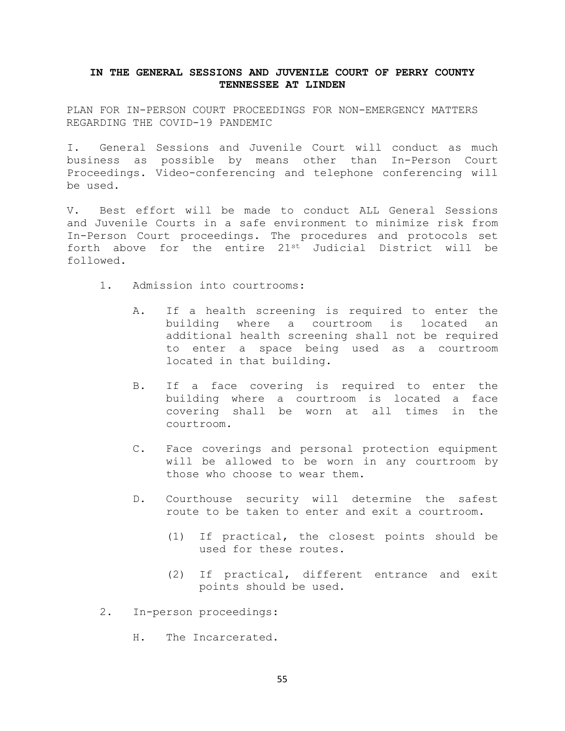**IN THE GENERAL SESSIONS AND JUVENILE COURT OF PERRY COUNTY TENNESSEE AT LINDEN**

PLAN FOR IN-PERSON COURT PROCEEDINGS FOR NON-EMERGENCY MATTERS REGARDING THE COVID-19 PANDEMIC

I. General Sessions and Juvenile Court will conduct as much business as possible by means other than In-Person Court Proceedings. Video-conferencing and telephone conferencing will be used.

V. Best effort will be made to conduct ALL General Sessions and Juvenile Courts in a safe environment to minimize risk from In-Person Court proceedings. The procedures and protocols set forth above for the entire 21st Judicial District will be followed.

1. Admission into courtrooms:

   A. If a health screening is required to enter the building where a courtroom is located an additional health screening shall not be required to enter a space being used as a courtroom located in that building.

   B. If a face covering is required to enter the building where a courtroom is located a face covering shall be worn at all times in the courtroom.

   C. Face coverings and personal protection equipment will be allowed to be worn in any courtroom by those who choose to wear them.

   D. Courthouse security will determine the safest route to be taken to enter and exit a courtroom.

      (1) If practical, the closest points should be used for these routes.

      (2) If practical, different entrance and exit points should be used.

2. In-person proceedings:

   H. The Incarcerated.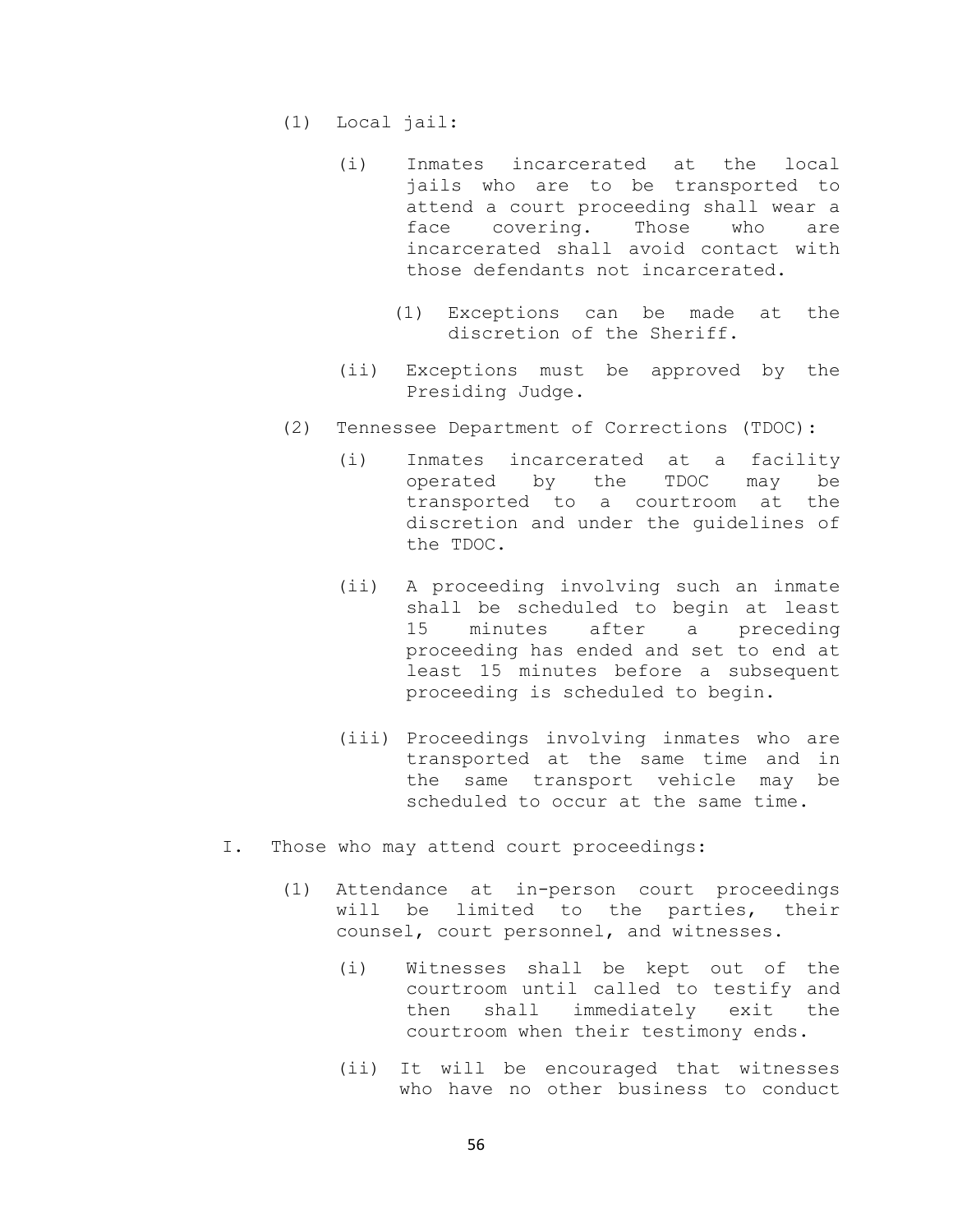(1) Local jail:

   (i) Inmates incarcerated at the local jails who are to be transported to attend a court proceeding shall wear a face covering. Those who are incarcerated shall avoid contact with those defendants not incarcerated.

      (1) Exceptions can be made at the discretion of the Sheriff.

   (ii) Exceptions must be approved by the Presiding Judge.

(2) Tennessee Department of Corrections (TDOC):

   (i) Inmates incarcerated at a facility operated by the TDOC may be transported to a courtroom at the discretion and under the guidelines of the TDOC.

   (ii) A proceeding involving such an inmate shall be scheduled to begin at least 15 minutes after a preceding proceeding has ended and set to end at least 15 minutes before a subsequent proceeding is scheduled to begin.

   (iii) Proceedings involving inmates who are transported at the same time and in the same transport vehicle may be scheduled to occur at the same time.

I. Those who may attend court proceedings:

   (1) Attendance at in-person court proceedings will be limited to the parties, their counsel, court personnel, and witnesses.

      (i) Witnesses shall be kept out of the courtroom until called to testify and then shall immediately exit the courtroom when their testimony ends.

      (ii) It will be encouraged that witnesses who have no other business to conduct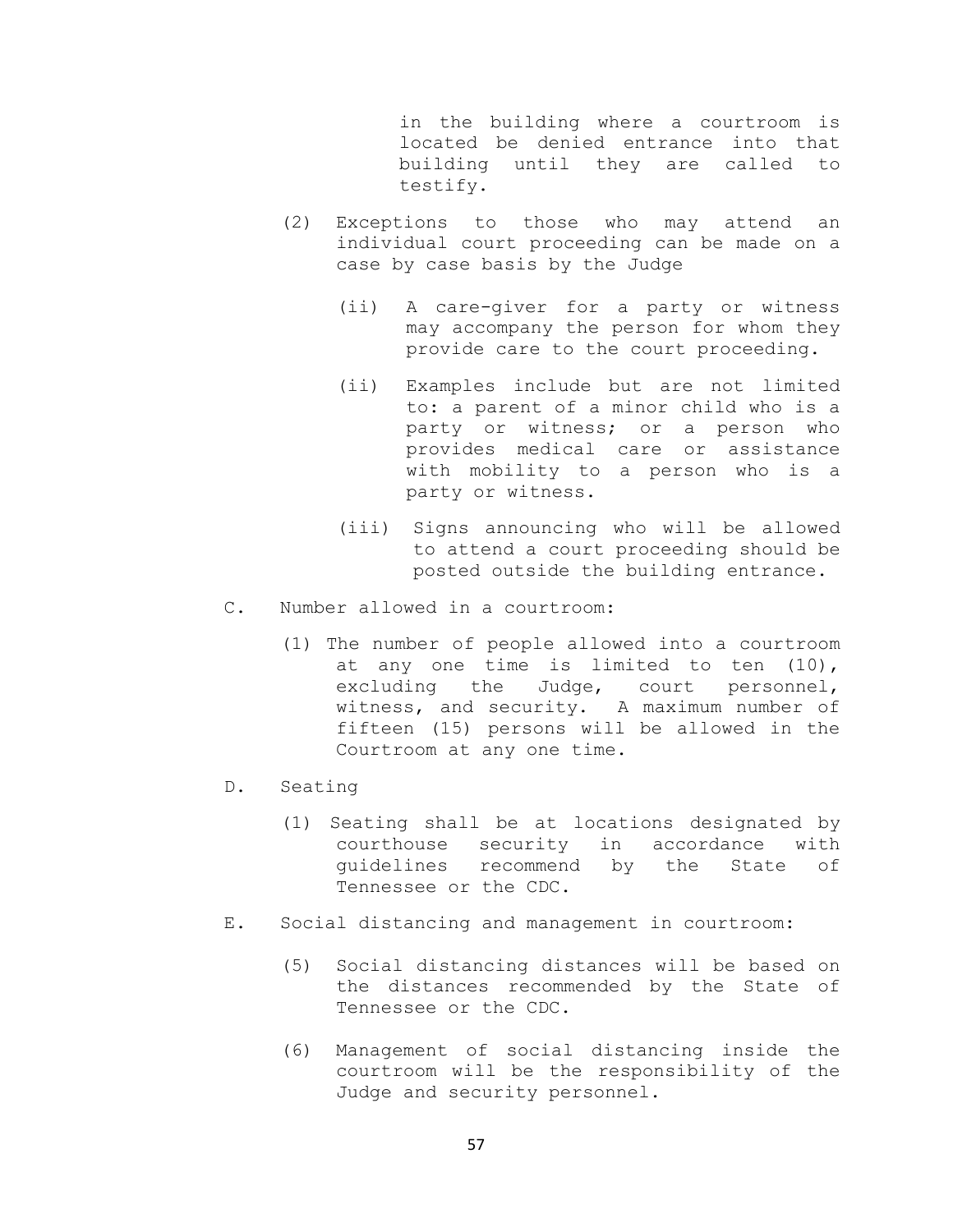in the building where a courtroom is located be denied entrance into that building until they are called to testify.

(2) Exceptions to those who may attend an individual court proceeding can be made on a case by case basis by the Judge

  (ii) A care-giver for a party or witness may accompany the person for whom they provide care to the court proceeding.

  (ii) Examples include but are not limited to: a parent of a minor child who is a party or witness; or a person who provides medical care or assistance with mobility to a person who is a party or witness.

  (iii) Signs announcing who will be allowed to attend a court proceeding should be posted outside the building entrance.

C. Number allowed in a courtroom:

  (1) The number of people allowed into a courtroom at any one time is limited to ten (10), excluding the Judge, court personnel, witness, and security. A maximum number of fifteen (15) persons will be allowed in the Courtroom at any one time.

D. Seating

  (1) Seating shall be at locations designated by courthouse security in accordance with guidelines recommend by the State of Tennessee or the CDC.

E. Social distancing and management in courtroom:

  (5) Social distancing distances will be based on the distances recommended by the State of Tennessee or the CDC.

  (6) Management of social distancing inside the courtroom will be the responsibility of the Judge and security personnel.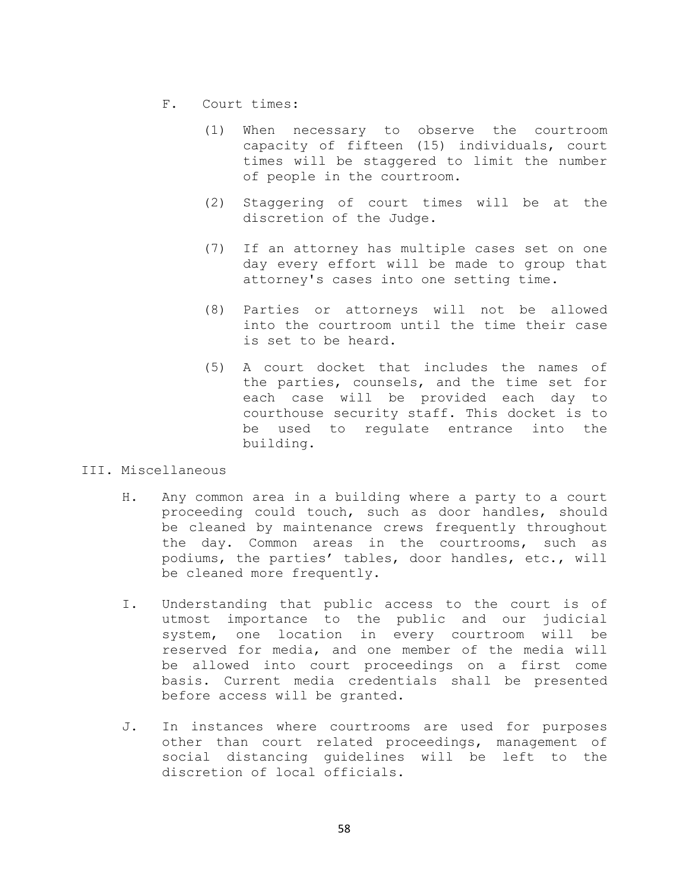F. Court times:

(1) When necessary to observe the courtroom capacity of fifteen (15) individuals, court times will be staggered to limit the number of people in the courtroom.

(2) Staggering of court times will be at the discretion of the Judge.

(7) If an attorney has multiple cases set on one day every effort will be made to group that attorney's cases into one setting time.

(8) Parties or attorneys will not be allowed into the courtroom until the time their case is set to be heard.

(5) A court docket that includes the names of the parties, counsels, and the time set for each case will be provided each day to courthouse security staff. This docket is to be used to regulate entrance into the building.

III. Miscellaneous

H. Any common area in a building where a party to a court proceeding could touch, such as door handles, should be cleaned by maintenance crews frequently throughout the day. Common areas in the courtrooms, such as podiums, the parties' tables, door handles, etc., will be cleaned more frequently.

I. Understanding that public access to the court is of utmost importance to the public and our judicial system, one location in every courtroom will be reserved for media, and one member of the media will be allowed into court proceedings on a first come basis. Current media credentials shall be presented before access will be granted.

J. In instances where courtrooms are used for purposes other than court related proceedings, management of social distancing guidelines will be left to the discretion of local officials.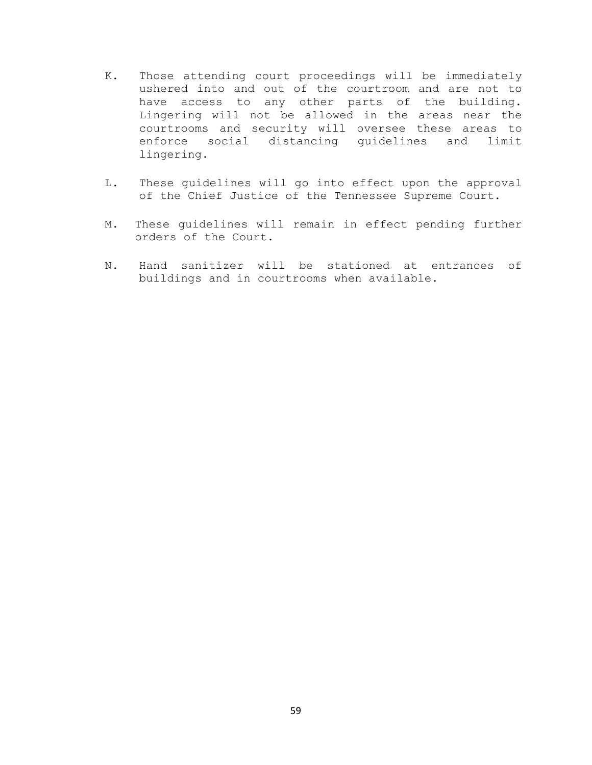K. Those attending court proceedings will be immediately ushered into and out of the courtroom and are not to have access to any other parts of the building. Lingering will not be allowed in the areas near the courtrooms and security will oversee these areas to enforce social distancing guidelines and limit lingering.

L. These guidelines will go into effect upon the approval of the Chief Justice of the Tennessee Supreme Court.

M. These guidelines will remain in effect pending further orders of the Court.

N. Hand sanitizer will be stationed at entrances of buildings and in courtrooms when available.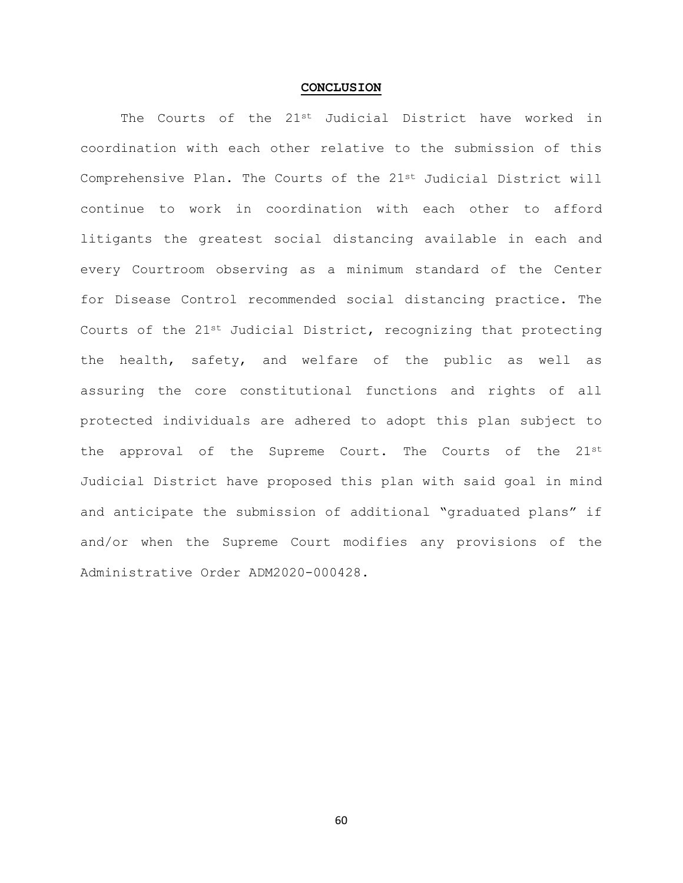**CONCLUSION**

The Courts of the 21st Judicial District have worked in coordination with each other relative to the submission of this Comprehensive Plan. The Courts of the 21st Judicial District will continue to work in coordination with each other to afford litigants the greatest social distancing available in each and every Courtroom observing as a minimum standard of the Center for Disease Control recommended social distancing practice. The Courts of the 21st Judicial District, recognizing that protecting the health, safety, and welfare of the public as well as assuring the core constitutional functions and rights of all protected individuals are adhered to adopt this plan subject to the approval of the Supreme Court. The Courts of the 21st Judicial District have proposed this plan with said goal in mind and anticipate the submission of additional "graduated plans" if and/or when the Supreme Court modifies any provisions of the Administrative Order ADM2020-000428.